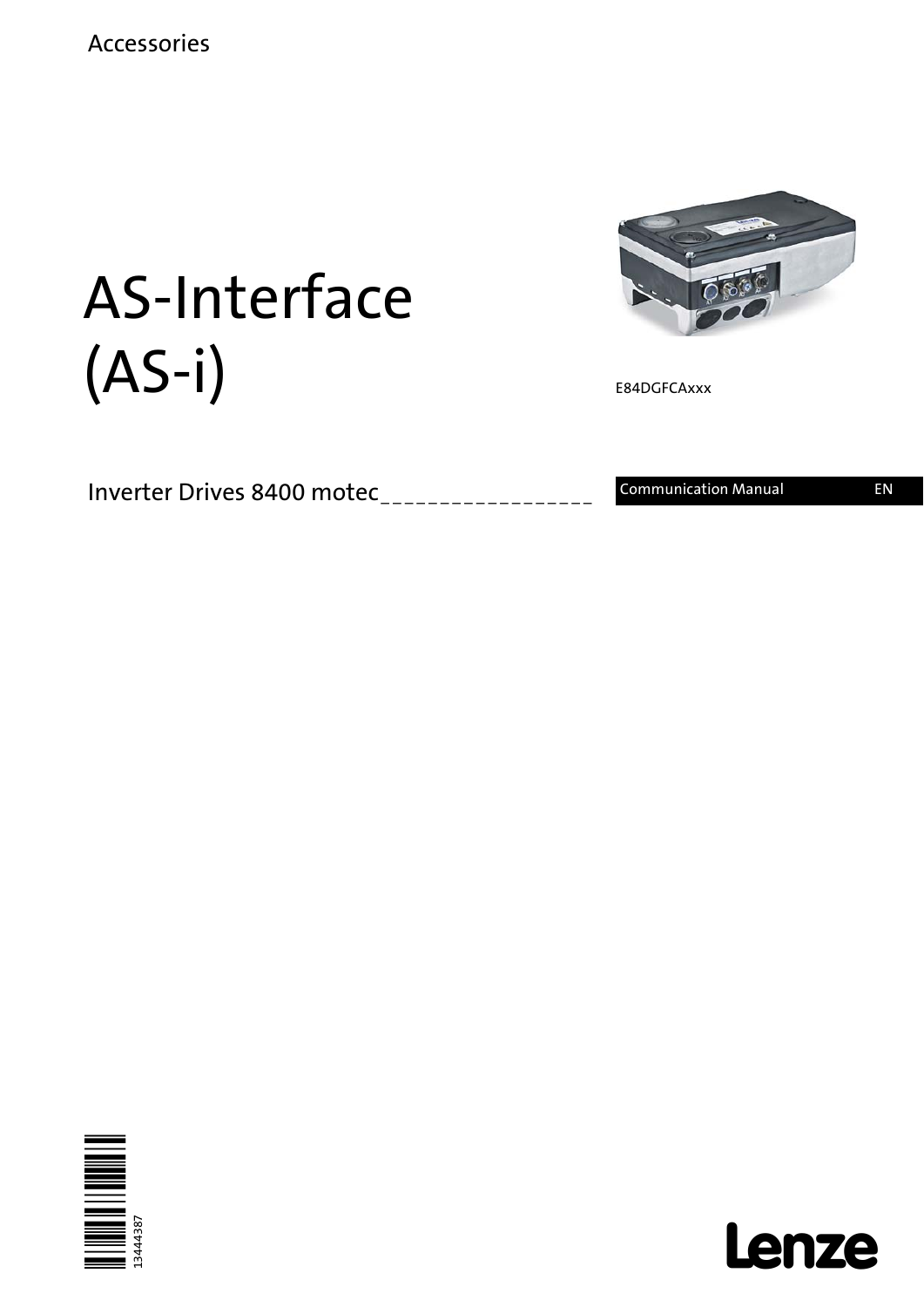Accessories

# AS-Interface (AS-i)

E84DGFCAxxx

Inverter Drives 8400 motec_________________

Communication Manual EN

13444387

Lenze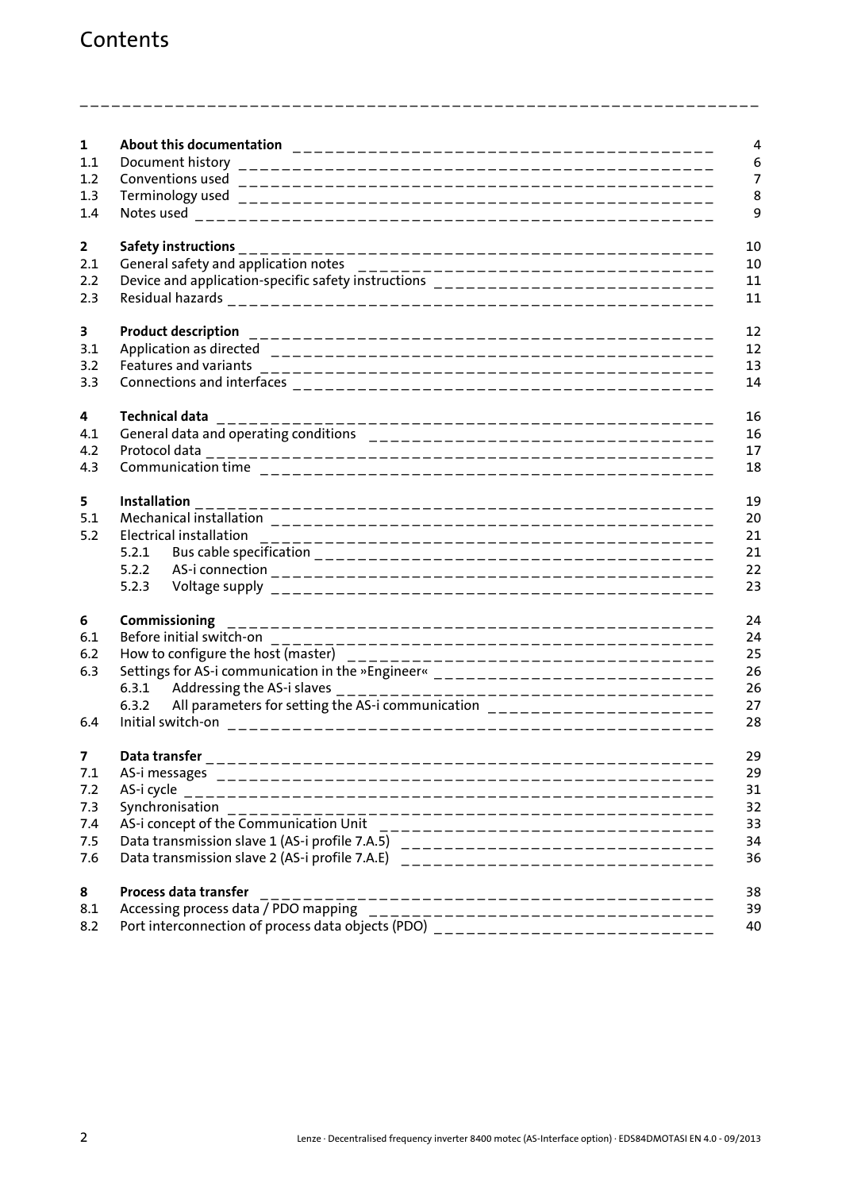# Contents

| | | |
|---|---|---|
| **1** | **About this documentation** | 4 |
| 1.1 | Document history | 6 |
| 1.2 | Conventions used | 7 |
| 1.3 | Terminology used | 8 |
| 1.4 | Notes used | 9 |
| **2** | **Safety instructions** | 10 |
| 2.1 | General safety and application notes | 10 |
| 2.2 | Device and application-specific safety instructions | 11 |
| 2.3 | Residual hazards | 11 |
| **3** | **Product description** | 12 |
| 3.1 | Application as directed | 12 |
| 3.2 | Features and variants | 13 |
| 3.3 | Connections and interfaces | 14 |
| **4** | **Technical data** | 16 |
| 4.1 | General data and operating conditions | 16 |
| 4.2 | Protocol data | 17 |
| 4.3 | Communication time | 18 |
| **5** | **Installation** | 19 |
| 5.1 | Mechanical installation | 20 |
| 5.2 | Electrical installation | 21 |
| | 5.2.1 Bus cable specification | 21 |
| | 5.2.2 AS-i connection | 22 |
| | 5.2.3 Voltage supply | 23 |
| **6** | **Commissioning** | 24 |
| 6.1 | Before initial switch-on | 24 |
| 6.2 | How to configure the host (master) | 25 |
| 6.3 | Settings for AS-i communication in the »Engineer« | 26 |
| | 6.3.1 Addressing the AS-i slaves | 26 |
| | 6.3.2 All parameters for setting the AS-i communication | 27 |
| 6.4 | Initial switch-on | 28 |
| **7** | **Data transfer** | 29 |
| 7.1 | AS-i messages | 29 |
| 7.2 | AS-i cycle | 31 |
| 7.3 | Synchronisation | 32 |
| 7.4 | AS-i concept of the Communication Unit | 33 |
| 7.5 | Data transmission slave 1 (AS-i profile 7.A.5) | 34 |
| 7.6 | Data transmission slave 2 (AS-i profile 7.A.E) | 36 |
| **8** | **Process data transfer** | 38 |
| 8.1 | Accessing process data / PDO mapping | 39 |
| 8.2 | Port interconnection of process data objects (PDO) | 40 |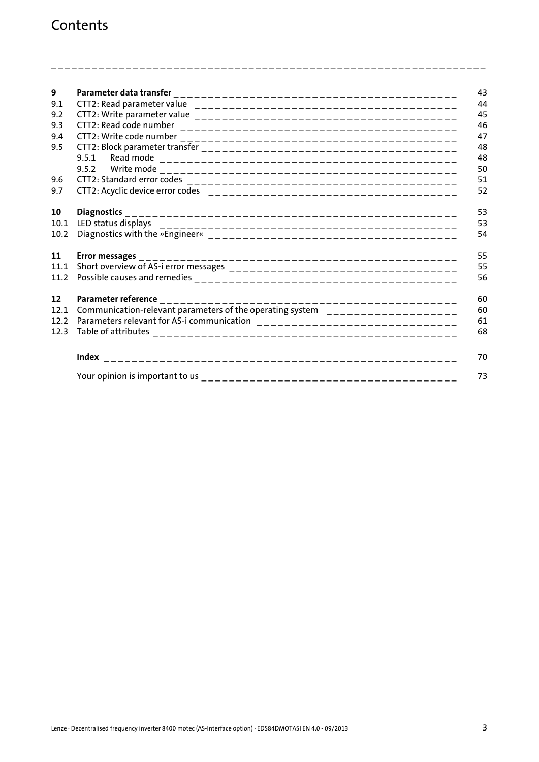# Contents

| | | |
|---|---|---|
| **9** | **Parameter data transfer** | 43 |
| 9.1 | CTT2: Read parameter value | 44 |
| 9.2 | CTT2: Write parameter value | 45 |
| 9.3 | CTT2: Read code number | 46 |
| 9.4 | CTT2: Write code number | 47 |
| 9.5 | CTT2: Block parameter transfer | 48 |
| | 9.5.1 Read mode | 48 |
| | 9.5.2 Write mode | 50 |
| 9.6 | CTT2: Standard error codes | 51 |
| 9.7 | CTT2: Acyclic device error codes | 52 |
| **10** | **Diagnostics** | 53 |
| 10.1 | LED status displays | 53 |
| 10.2 | Diagnostics with the »Engineer« | 54 |
| **11** | **Error messages** | 55 |
| 11.1 | Short overview of AS-i error messages | 55 |
| 11.2 | Possible causes and remedies | 56 |
| **12** | **Parameter reference** | 60 |
| 12.1 | Communication-relevant parameters of the operating system | 60 |
| 12.2 | Parameters relevant for AS-i communication | 61 |
| 12.3 | Table of attributes | 68 |
| | **Index** | 70 |
| | Your opinion is important to us | 73 |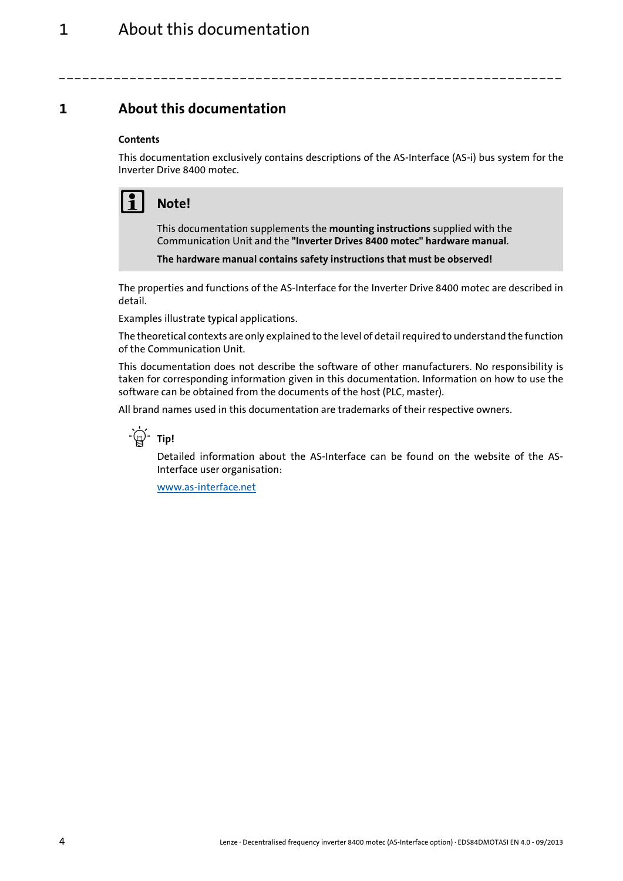# 1 About this documentation

**Contents**

This documentation exclusively contains descriptions of the AS-Interface (AS-i) bus system for the Inverter Drive 8400 motec.

> **Note!**
>
> This documentation supplements the **mounting instructions** supplied with the Communication Unit and the **"Inverter Drives 8400 motec" hardware manual**.
>
> **The hardware manual contains safety instructions that must be observed!**

The properties and functions of the AS-Interface for the Inverter Drive 8400 motec are described in detail.

Examples illustrate typical applications.

The theoretical contexts are only explained to the level of detail required to understand the function of the Communication Unit.

This documentation does not describe the software of other manufacturers. No responsibility is taken for corresponding information given in this documentation. Information on how to use the software can be obtained from the documents of the host (PLC, master).

All brand names used in this documentation are trademarks of their respective owners.

> **Tip!**
>
> Detailed information about the AS-Interface can be found on the website of the AS-Interface user organisation:
>
> www.as-interface.net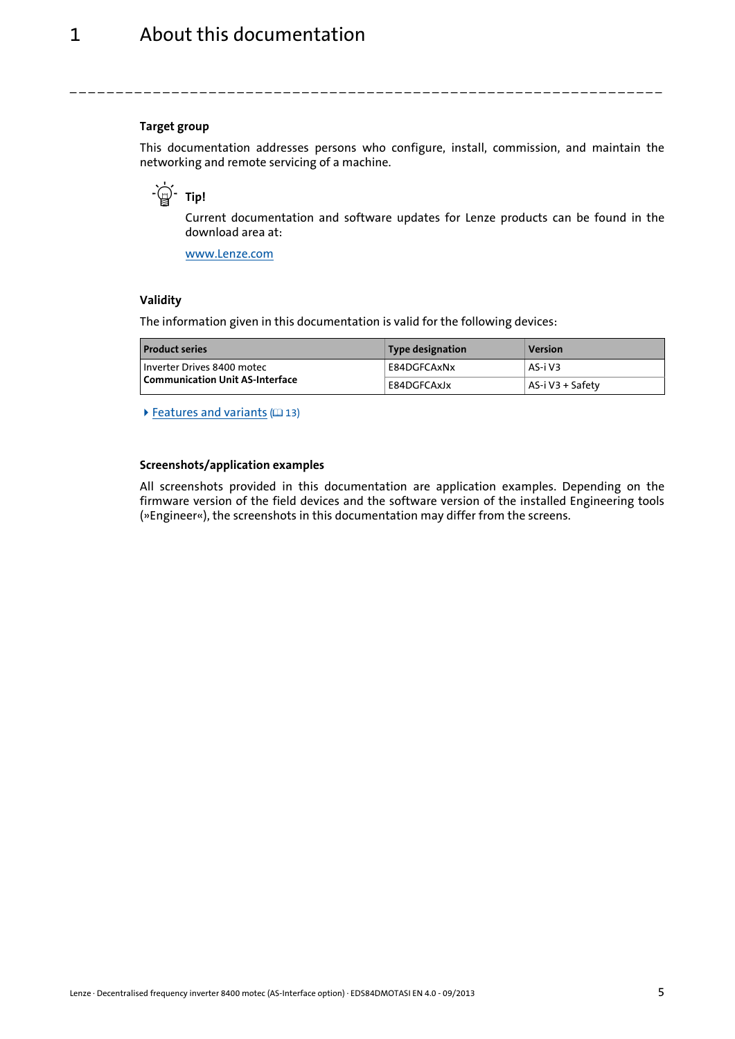# 1 About this documentation

### Target group

This documentation addresses persons who configure, install, commission, and maintain the networking and remote servicing of a machine.

**Tip!**

Current documentation and software updates for Lenze products can be found in the download area at:

www.Lenze.com

### Validity

The information given in this documentation is valid for the following devices:

| Product series | Type designation | Version |
|---|---|---|
| Inverter Drives 8400 motec **Communication Unit AS-Interface** | E84DGFCAxNx | AS-i V3 |
| | E84DGFCAxJx | AS-i V3 + Safety |

▶ Features and variants (📖 13)

### Screenshots/application examples

All screenshots provided in this documentation are application examples. Depending on the firmware version of the field devices and the software version of the installed Engineering tools (»Engineer«), the screenshots in this documentation may differ from the screens.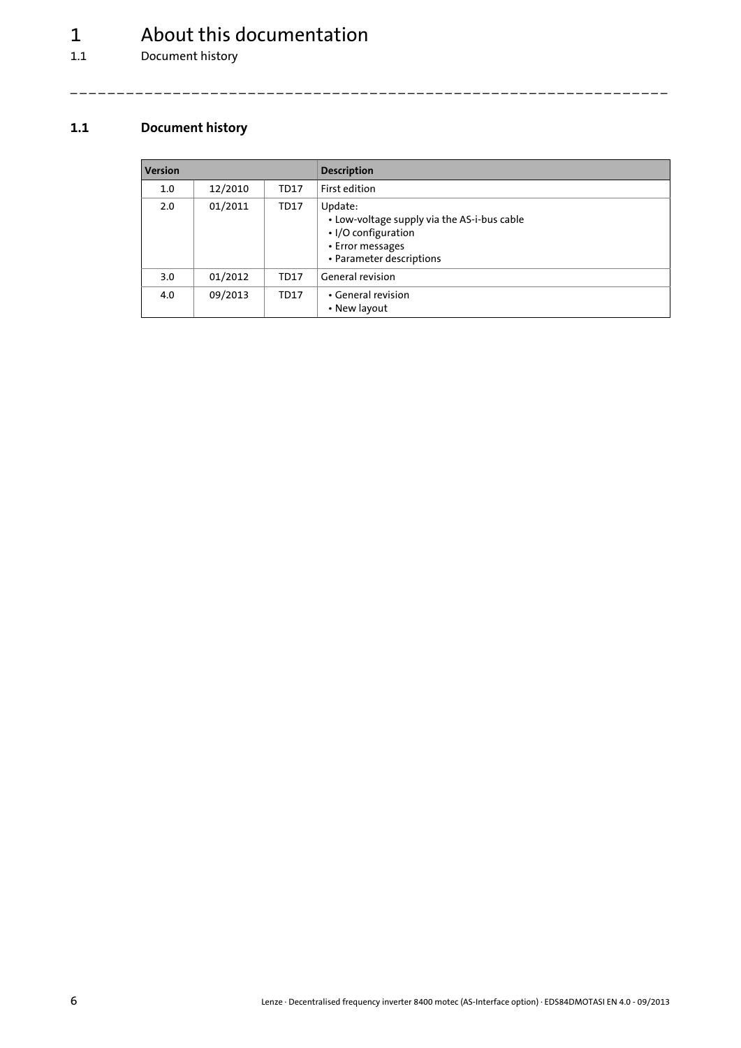## 1.1 Document history

| Version | | | Description |
|---|---|---|---|
| 1.0 | 12/2010 | TD17 | First edition |
| 2.0 | 01/2011 | TD17 | Update:<br>• Low-voltage supply via the AS-i-bus cable<br>• I/O configuration<br>• Error messages<br>• Parameter descriptions |
| 3.0 | 01/2012 | TD17 | General revision |
| 4.0 | 09/2013 | TD17 | • General revision<br>• New layout |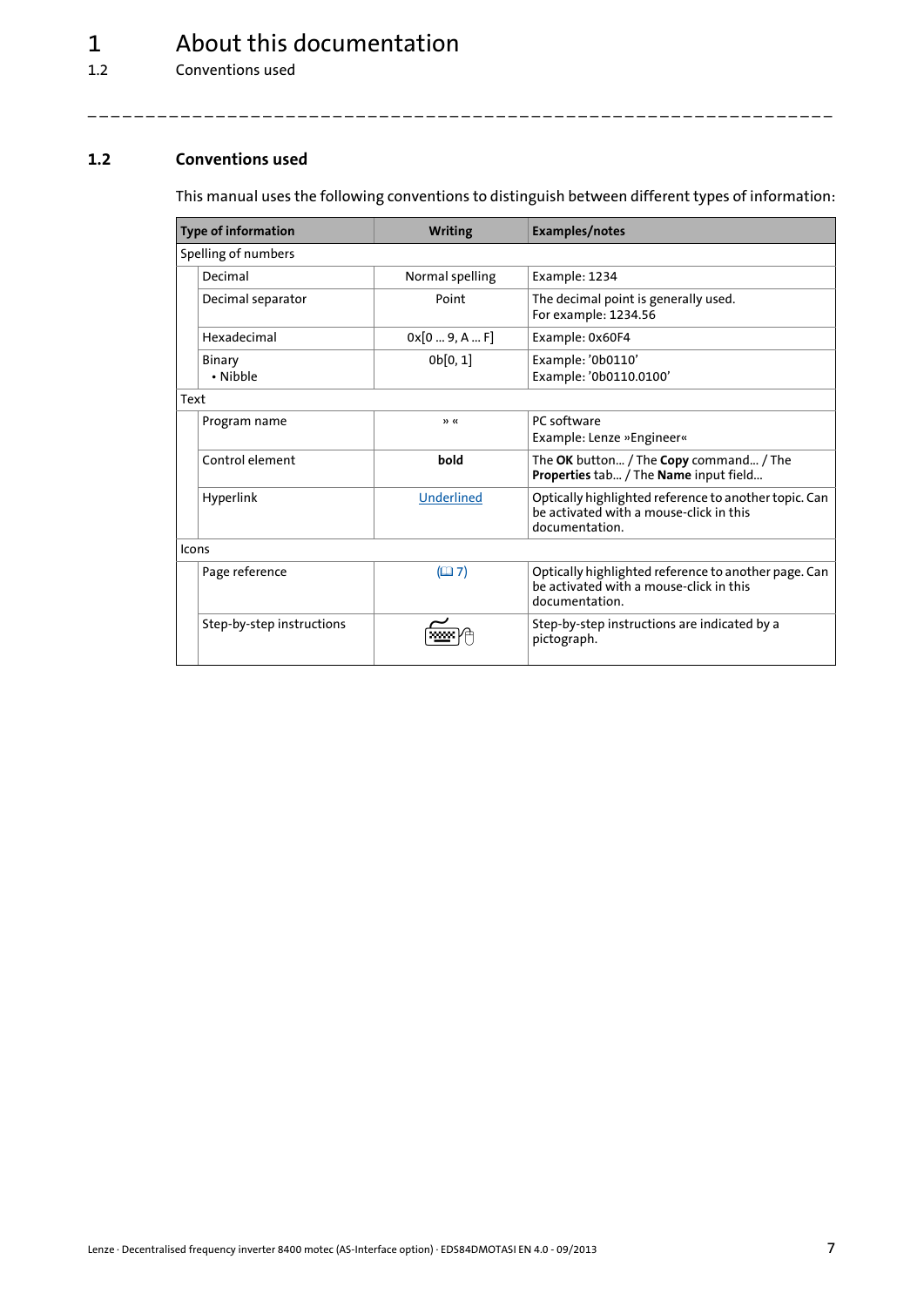## 1.2 Conventions used

This manual uses the following conventions to distinguish between different types of information:

| Type of information | | Writing | Examples/notes |
|---|---|---|---|
| Spelling of numbers | | | |
| | Decimal | Normal spelling | Example: 1234 |
| | Decimal separator | Point | The decimal point is generally used.<br>For example: 1234.56 |
| | Hexadecimal | 0x[0 ... 9, A ... F] | Example: 0x60F4 |
| | Binary<br>• Nibble | 0b[0, 1] | Example: '0b0110'<br>Example: '0b0110.0100' |
| Text | | | |
| | Program name | » « | PC software<br>Example: Lenze »Engineer« |
| | Control element | **bold** | The **OK** button... / The **Copy** command... / The **Properties** tab... / The **Name** input field... |
| | Hyperlink | Underlined | Optically highlighted reference to another topic. Can be activated with a mouse-click in this documentation. |
| Icons | | | |
| | Page reference | (🕮 7) | Optically highlighted reference to another page. Can be activated with a mouse-click in this documentation. |
| | Step-by-step instructions | ⌨🖱 | Step-by-step instructions are indicated by a pictograph. |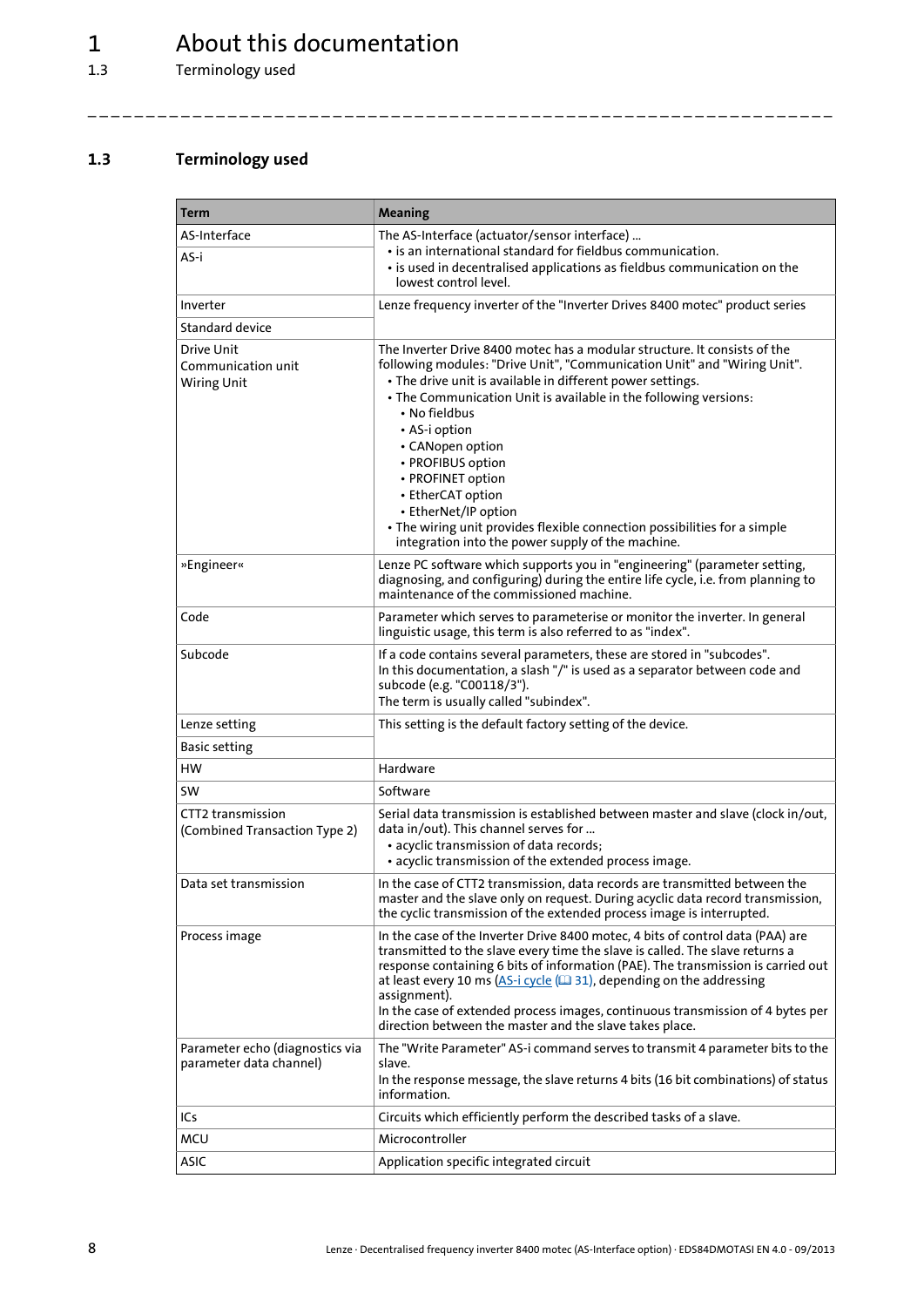## 1.3 Terminology used

| Term | Meaning |
|---|---|
| AS-Interface<br>AS-i | The AS-Interface (actuator/sensor interface) ...<br>• is an international standard for fieldbus communication.<br>• is used in decentralised applications as fieldbus communication on the lowest control level. |
| Inverter<br>Standard device | Lenze frequency inverter of the "Inverter Drives 8400 motec" product series |
| Drive Unit<br>Communication unit<br>Wiring Unit | The Inverter Drive 8400 motec has a modular structure. It consists of the following modules: "Drive Unit", "Communication Unit" and "Wiring Unit".<br>• The drive unit is available in different power settings.<br>• The Communication Unit is available in the following versions:<br>  • No fieldbus<br>  • AS-i option<br>  • CANopen option<br>  • PROFIBUS option<br>  • PROFINET option<br>  • EtherCAT option<br>  • EtherNet/IP option<br>• The wiring unit provides flexible connection possibilities for a simple integration into the power supply of the machine. |
| »Engineer« | Lenze PC software which supports you in "engineering" (parameter setting, diagnosing, and configuring) during the entire life cycle, i.e. from planning to maintenance of the commissioned machine. |
| Code | Parameter which serves to parameterise or monitor the inverter. In general linguistic usage, this term is also referred to as "index". |
| Subcode | If a code contains several parameters, these are stored in "subcodes".<br>In this documentation, a slash "/" is used as a separator between code and subcode (e.g. "C00118/3").<br>The term is usually called "subindex". |
| Lenze setting<br>Basic setting | This setting is the default factory setting of the device. |
| HW | Hardware |
| SW | Software |
| CTT2 transmission (Combined Transaction Type 2) | Serial data transmission is established between master and slave (clock in/out, data in/out). This channel serves for ...<br>• acyclic transmission of data records;<br>• acyclic transmission of the extended process image. |
| Data set transmission | In the case of CTT2 transmission, data records are transmitted between the master and the slave only on request. During acyclic data record transmission, the cyclic transmission of the extended process image is interrupted. |
| Process image | In the case of the Inverter Drive 8400 motec, 4 bits of control data (PAA) are transmitted to the slave every time the slave is called. The slave returns a response containing 6 bits of information (PAE). The transmission is carried out at least every 10 ms (AS-i cycle (📖 31), depending on the addressing assignment).<br>In the case of extended process images, continuous transmission of 4 bytes per direction between the master and the slave takes place. |
| Parameter echo (diagnostics via parameter data channel) | The "Write Parameter" AS-i command serves to transmit 4 parameter bits to the slave.<br>In the response message, the slave returns 4 bits (16 bit combinations) of status information. |
| ICs | Circuits which efficiently perform the described tasks of a slave. |
| MCU | Microcontroller |
| ASIC | Application specific integrated circuit |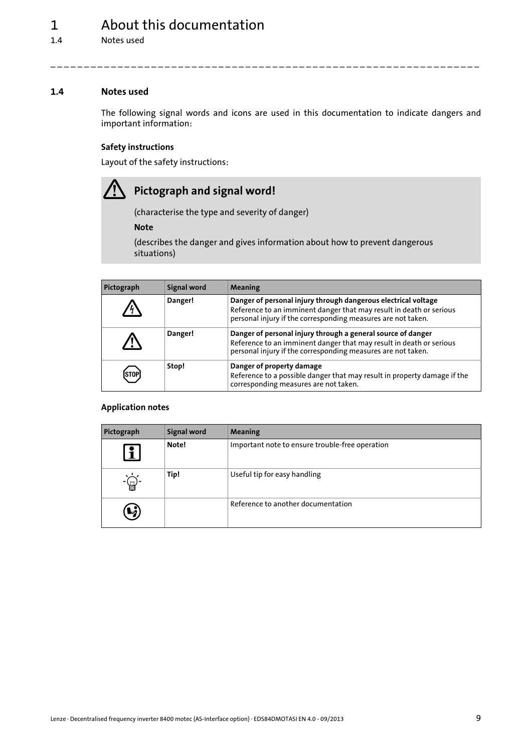## 1.4 Notes used

The following signal words and icons are used in this documentation to indicate dangers and important information:

**Safety instructions**

Layout of the safety instructions:

> **Pictograph and signal word!**
>
> (characterise the type and severity of danger)
>
> **Note**
>
> (describes the danger and gives information about how to prevent dangerous situations)

| Pictograph | Signal word | Meaning |
|---|---|---|
| | **Danger!** | **Danger of personal injury through dangerous electrical voltage**<br>Reference to an imminent danger that may result in death or serious personal injury if the corresponding measures are not taken. |
| | **Danger!** | **Danger of personal injury through a general source of danger**<br>Reference to an imminent danger that may result in death or serious personal injury if the corresponding measures are not taken. |
| STOP | **Stop!** | **Danger of property damage**<br>Reference to a possible danger that may result in property damage if the corresponding measures are not taken. |

**Application notes**

| Pictograph | Signal word | Meaning |
|---|---|---|
| | **Note!** | Important note to ensure trouble-free operation |
| | **Tip!** | Useful tip for easy handling |
| | | Reference to another documentation |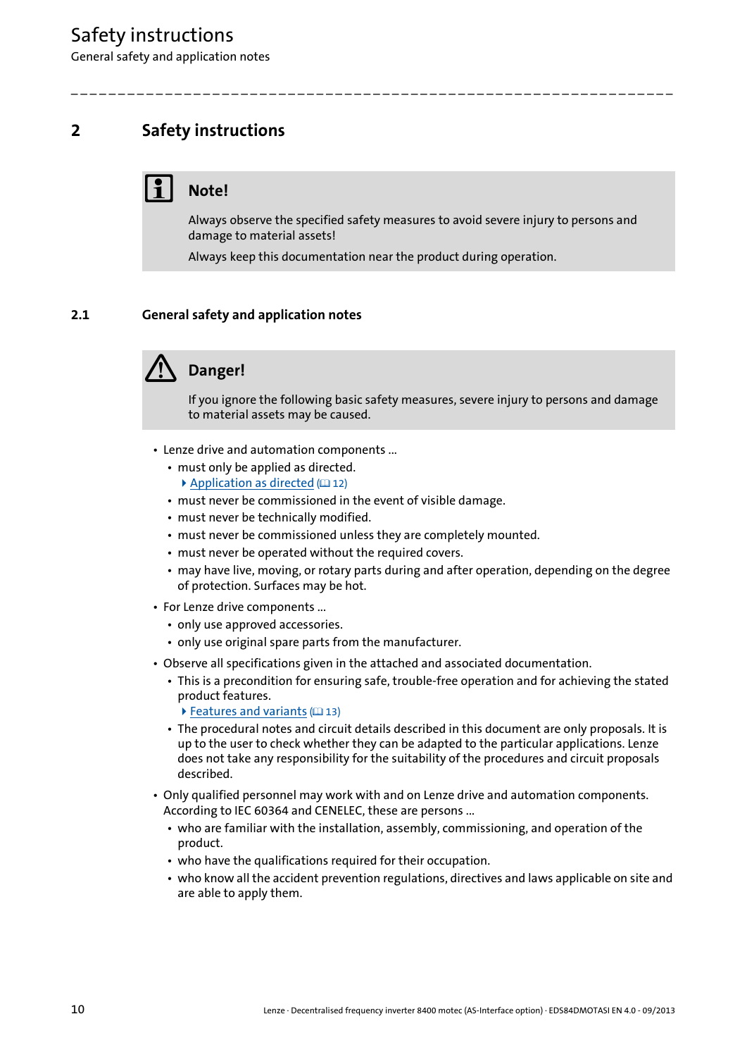# 2 Safety instructions

> **Note!**
>
> Always observe the specified safety measures to avoid severe injury to persons and damage to material assets!
>
> Always keep this documentation near the product during operation.

## 2.1 General safety and application notes

> **Danger!**
>
> If you ignore the following basic safety measures, severe injury to persons and damage to material assets may be caused.

- Lenze drive and automation components ...
  - must only be applied as directed.
    - Application as directed (12)
  - must never be commissioned in the event of visible damage.
  - must never be technically modified.
  - must never be commissioned unless they are completely mounted.
  - must never be operated without the required covers.
  - may have live, moving, or rotary parts during and after operation, depending on the degree of protection. Surfaces may be hot.
- For Lenze drive components ...
  - only use approved accessories.
  - only use original spare parts from the manufacturer.
- Observe all specifications given in the attached and associated documentation.
  - This is a precondition for ensuring safe, trouble-free operation and for achieving the stated product features.
    - Features and variants (13)
  - The procedural notes and circuit details described in this document are only proposals. It is up to the user to check whether they can be adapted to the particular applications. Lenze does not take any responsibility for the suitability of the procedures and circuit proposals described.
- Only qualified personnel may work with and on Lenze drive and automation components. According to IEC 60364 and CENELEC, these are persons ...
  - who are familiar with the installation, assembly, commissioning, and operation of the product.
  - who have the qualifications required for their occupation.
  - who know all the accident prevention regulations, directives and laws applicable on site and are able to apply them.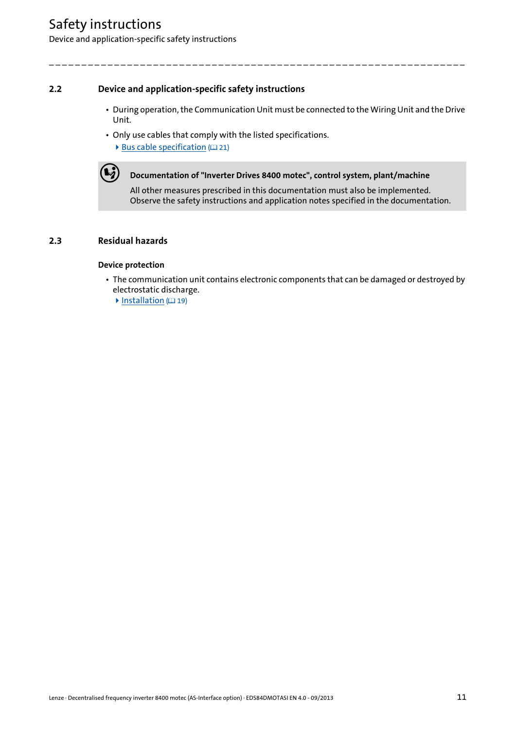## 2.2 Device and application-specific safety instructions

- During operation, the Communication Unit must be connected to the Wiring Unit and the Drive Unit.
- Only use cables that comply with the listed specifications.
  - Bus cable specification (📖 21)

**Documentation of "Inverter Drives 8400 motec", control system, plant/machine**

All other measures prescribed in this documentation must also be implemented.
Observe the safety instructions and application notes specified in the documentation.

## 2.3 Residual hazards

### Device protection

- The communication unit contains electronic components that can be damaged or destroyed by electrostatic discharge.
  - Installation (📖 19)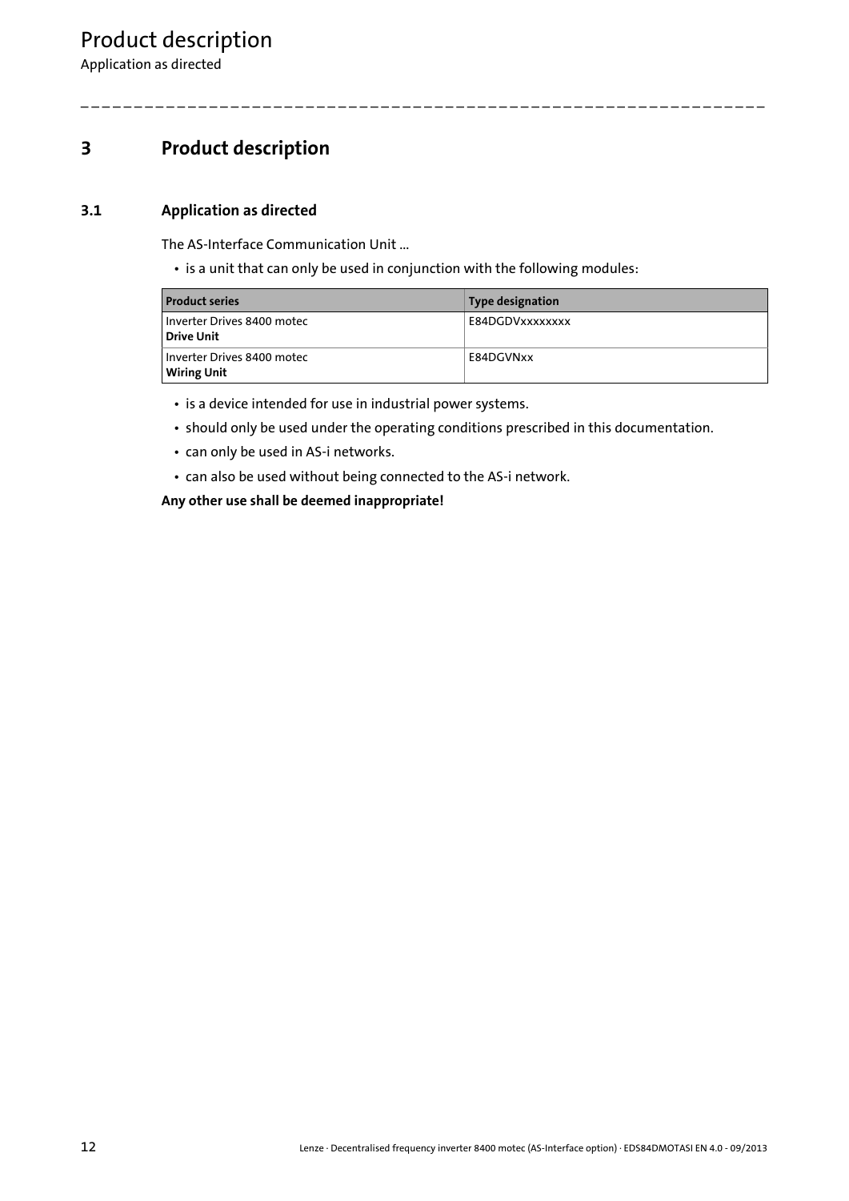# 3 Product description

## 3.1 Application as directed

The AS-Interface Communication Unit ...

- is a unit that can only be used in conjunction with the following modules:

| Product series | Type designation |
|---|---|
| Inverter Drives 8400 motec **Drive Unit** | E84DGDVxxxxxxxx |
| Inverter Drives 8400 motec **Wiring Unit** | E84DGVNxx |

- is a device intended for use in industrial power systems.
- should only be used under the operating conditions prescribed in this documentation.
- can only be used in AS-i networks.
- can also be used without being connected to the AS-i network.

**Any other use shall be deemed inappropriate!**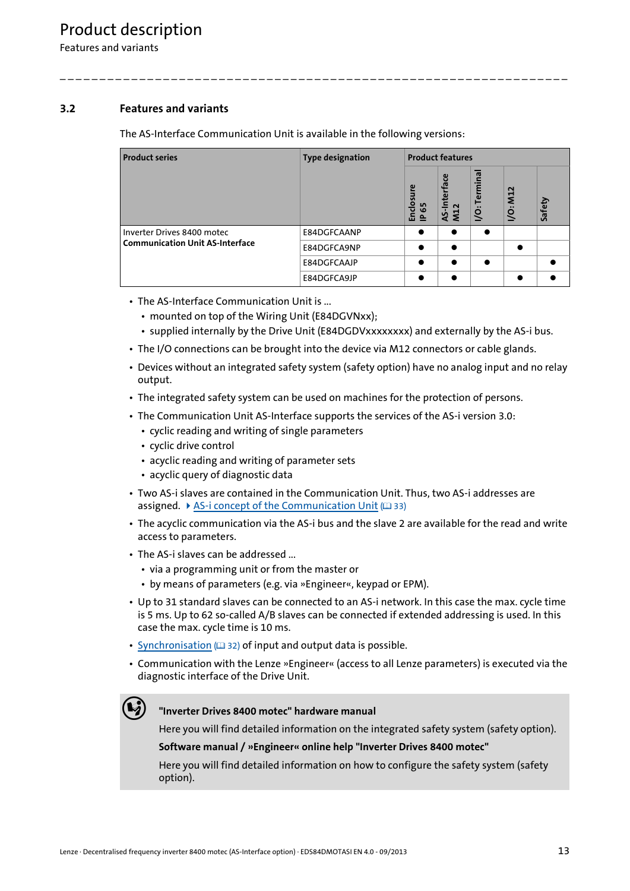### 3.2 Features and variants

The AS-Interface Communication Unit is available in the following versions:

| Product series | Type designation | Product features | | | | |
|---|---|---|---|---|---|---|
| | | Enclosure IP 65 | AS-Interface M12 | I/O: Terminal | I/O: M12 | Safety |
| Inverter Drives 8400 motec **Communication Unit AS-Interface** | E84DGFCAANP | ● | ● | ● | | |
| | E84DGFCA9NP | ● | ● | | ● | |
| | E84DGFCAAJP | ● | ● | ● | | ● |
| | E84DGFCA9JP | ● | ● | | ● | ● |

- The AS-Interface Communication Unit is ...
  - mounted on top of the Wiring Unit (E84DGVNxx);
  - supplied internally by the Drive Unit (E84DGDVxxxxxxxx) and externally by the AS-i bus.
- The I/O connections can be brought into the device via M12 connectors or cable glands.
- Devices without an integrated safety system (safety option) have no analog input and no relay output.
- The integrated safety system can be used on machines for the protection of persons.
- The Communication Unit AS-Interface supports the services of the AS-i version 3.0:
  - cyclic reading and writing of single parameters
  - cyclic drive control
  - acyclic reading and writing of parameter sets
  - acyclic query of diagnostic data
- Two AS-i slaves are contained in the Communication Unit. Thus, two AS-i addresses are assigned. ▸ AS-i concept of the Communication Unit (📖 33)
- The acyclic communication via the AS-i bus and the slave 2 are available for the read and write access to parameters.
- The AS-i slaves can be addressed ...
  - via a programming unit or from the master or
  - by means of parameters (e.g. via »Engineer«, keypad or EPM).
- Up to 31 standard slaves can be connected to an AS-i network. In this case the max. cycle time is 5 ms. Up to 62 so-called A/B slaves can be connected if extended addressing is used. In this case the max. cycle time is 10 ms.
- Synchronisation (📖 32) of input and output data is possible.
- Communication with the Lenze »Engineer« (access to all Lenze parameters) is executed via the diagnostic interface of the Drive Unit.

**"Inverter Drives 8400 motec" hardware manual**

Here you will find detailed information on the integrated safety system (safety option).

**Software manual / »Engineer« online help "Inverter Drives 8400 motec"**

Here you will find detailed information on how to configure the safety system (safety option).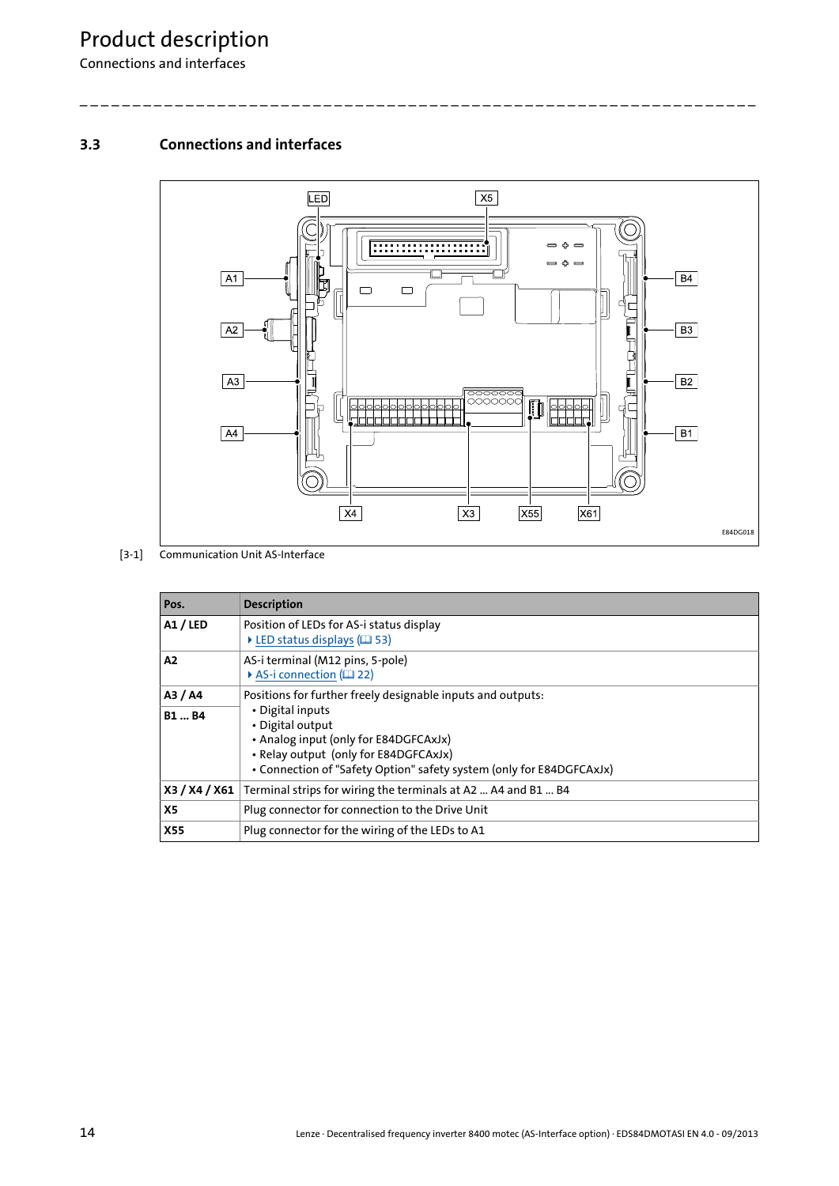## 3.3 Connections and interfaces

[3-1] Communication Unit AS-Interface

| Pos. | Description |
|---|---|
| **A1 / LED** | Position of LEDs for AS-i status display<br>▸ LED status displays (📖 53) |
| **A2** | AS-i terminal (M12 pins, 5-pole)<br>▸ AS-i connection (📖 22) |
| **A3 / A4**<br>**B1 ... B4** | Positions for further freely designable inputs and outputs:<br>• Digital inputs<br>• Digital output<br>• Analog input (only for E84DGFCAxJx)<br>• Relay output (only for E84DGFCAxJx)<br>• Connection of "Safety Option" safety system (only for E84DGFCAxJx) |
| **X3 / X4 / X61** | Terminal strips for wiring the terminals at A2 ... A4 and B1 ... B4 |
| **X5** | Plug connector for connection to the Drive Unit |
| **X55** | Plug connector for the wiring of the LEDs to A1 |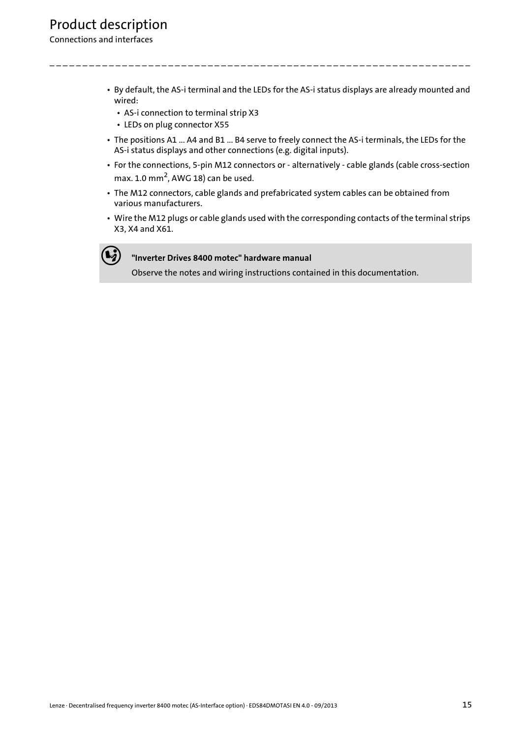- By default, the AS-i terminal and the LEDs for the AS-i status displays are already mounted and wired:
  - AS-i connection to terminal strip X3
  - LEDs on plug connector X55
- The positions A1 ... A4 and B1 ... B4 serve to freely connect the AS-i terminals, the LEDs for the AS-i status displays and other connections (e.g. digital inputs).
- For the connections, 5-pin M12 connectors or - alternatively - cable glands (cable cross-section max. 1.0 mm$^2$, AWG 18) can be used.
- The M12 connectors, cable glands and prefabricated system cables can be obtained from various manufacturers.
- Wire the M12 plugs or cable glands used with the corresponding contacts of the terminal strips X3, X4 and X61.

**"Inverter Drives 8400 motec" hardware manual**

Observe the notes and wiring instructions contained in this documentation.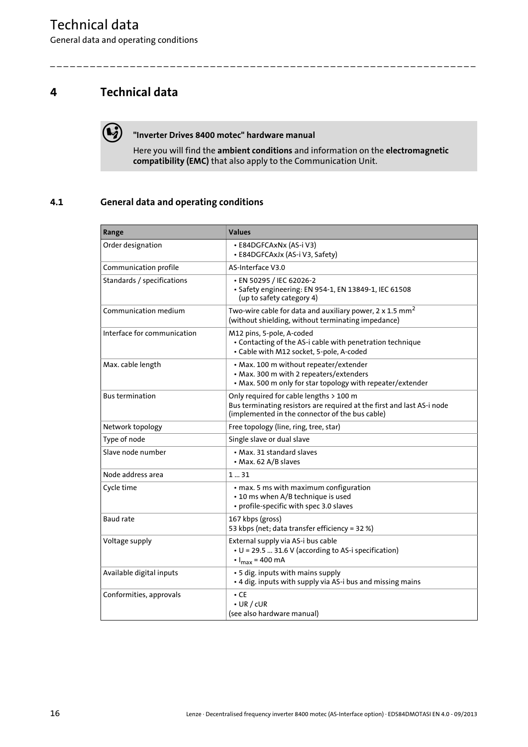# 4 Technical data

**"Inverter Drives 8400 motec" hardware manual**

Here you will find the **ambient conditions** and information on the **electromagnetic compatibility (EMC)** that also apply to the Communication Unit.

## 4.1 General data and operating conditions

| Range | Values |
|---|---|
| Order designation | • E84DGFCAxNx (AS-i V3)<br>• E84DGFCAxJx (AS-i V3, Safety) |
| Communication profile | AS-Interface V3.0 |
| Standards / specifications | • EN 50295 / IEC 62026-2<br>• Safety engineering: EN 954-1, EN 13849-1, IEC 61508 (up to safety category 4) |
| Communication medium | Two-wire cable for data and auxiliary power, 2 x 1.5 $mm^2$<br>(without shielding, without terminating impedance) |
| Interface for communication | M12 pins, 5-pole, A-coded<br>• Contacting of the AS-i cable with penetration technique<br>• Cable with M12 socket, 5-pole, A-coded |
| Max. cable length | • Max. 100 m without repeater/extender<br>• Max. 300 m with 2 repeaters/extenders<br>• Max. 500 m only for star topology with repeater/extender |
| Bus termination | Only required for cable lengths > 100 m<br>Bus terminating resistors are required at the first and last AS-i node (implemented in the connector of the bus cable) |
| Network topology | Free topology (line, ring, tree, star) |
| Type of node | Single slave or dual slave |
| Slave node number | • Max. 31 standard slaves<br>• Max. 62 A/B slaves |
| Node address area | 1 ... 31 |
| Cycle time | • max. 5 ms with maximum configuration<br>• 10 ms when A/B technique is used<br>• profile-specific with spec 3.0 slaves |
| Baud rate | 167 kbps (gross)<br>53 kbps (net; data transfer efficiency = 32 %) |
| Voltage supply | External supply via AS-i bus cable<br>• U = 29.5 ... 31.6 V (according to AS-i specification)<br>• $I_{max}$ = 400 mA |
| Available digital inputs | • 5 dig. inputs with mains supply<br>• 4 dig. inputs with supply via AS-i bus and missing mains |
| Conformities, approvals | • CE<br>• UR / cUR<br>(see also hardware manual) |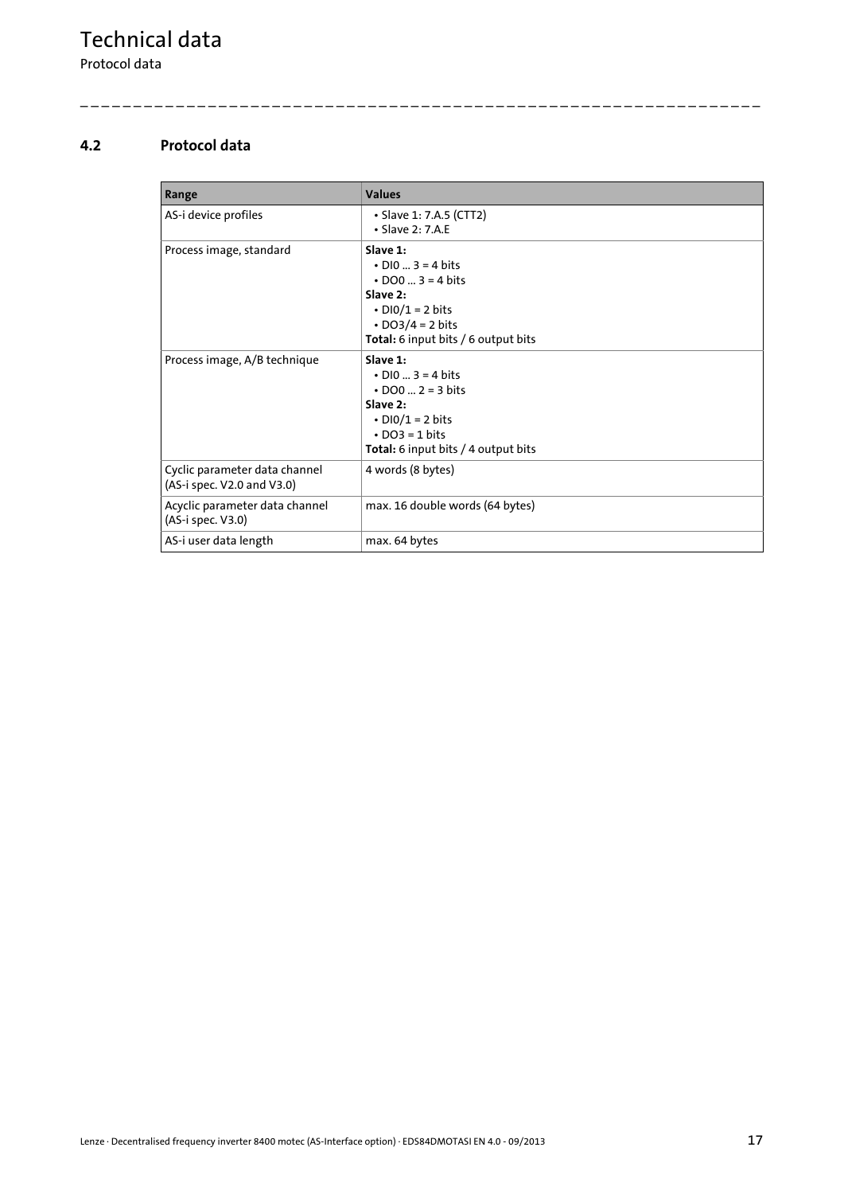## 4.2 Protocol data

| Range | Values |
|---|---|
| AS-i device profiles | • Slave 1: 7.A.5 (CTT2)<br>• Slave 2: 7.A.E |
| Process image, standard | **Slave 1:**<br>• DI0 ... 3 = 4 bits<br>• DO0 ... 3 = 4 bits<br>**Slave 2:**<br>• DI0/1 = 2 bits<br>• DO3/4 = 2 bits<br>**Total:** 6 input bits / 6 output bits |
| Process image, A/B technique | **Slave 1:**<br>• DI0 ... 3 = 4 bits<br>• DO0 ... 2 = 3 bits<br>**Slave 2:**<br>• DI0/1 = 2 bits<br>• DO3 = 1 bits<br>**Total:** 6 input bits / 4 output bits |
| Cyclic parameter data channel (AS-i spec. V2.0 and V3.0) | 4 words (8 bytes) |
| Acyclic parameter data channel (AS-i spec. V3.0) | max. 16 double words (64 bytes) |
| AS-i user data length | max. 64 bytes |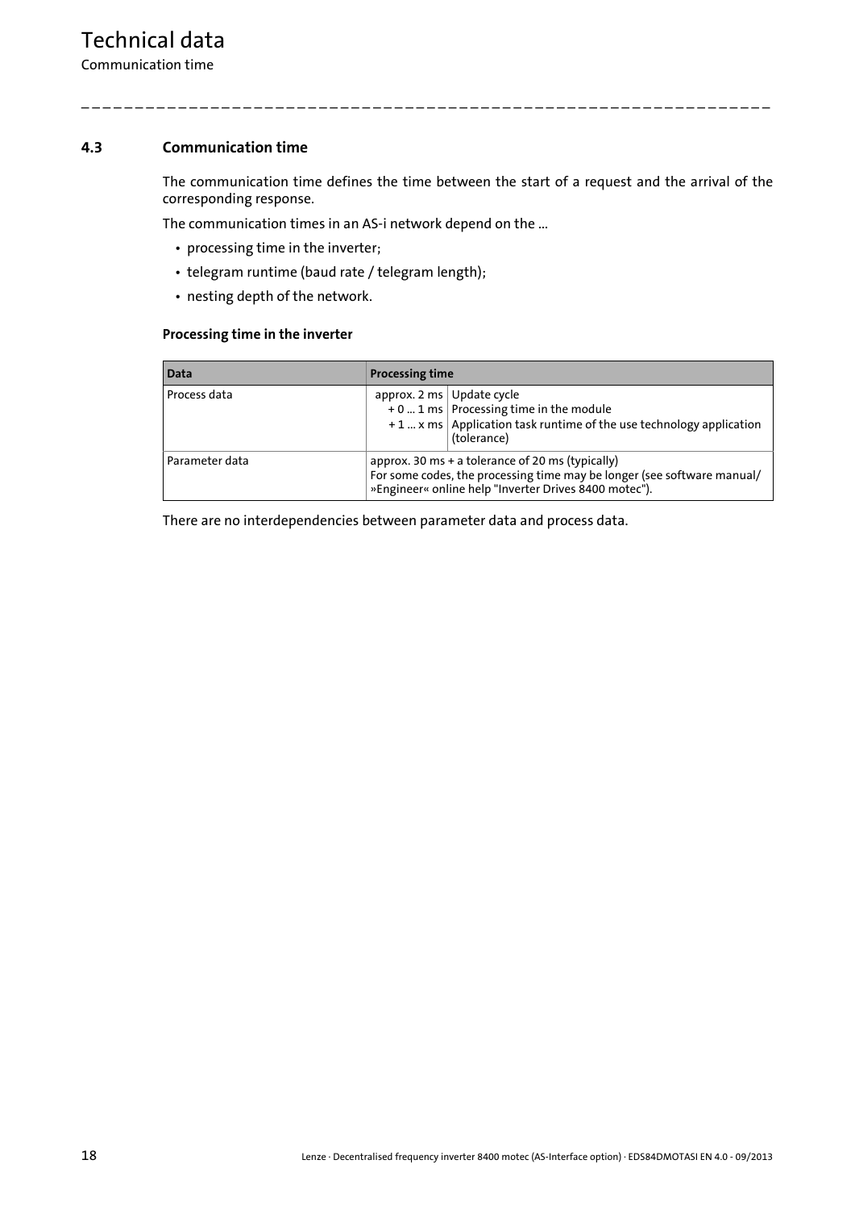## 4.3 Communication time

The communication time defines the time between the start of a request and the arrival of the corresponding response.

The communication times in an AS-i network depend on the ...

- processing time in the inverter;
- telegram runtime (baud rate / telegram length);
- nesting depth of the network.

### Processing time in the inverter

| Data | Processing time | |
|---|---|---|
| Process data | approx. 2 ms<br>+ 0 ... 1 ms<br>+ 1 ... x ms | Update cycle<br>Processing time in the module<br>Application task runtime of the use technology application (tolerance) |
| Parameter data | approx. 30 ms + a tolerance of 20 ms (typically)<br>For some codes, the processing time may be longer (see software manual/ »Engineer« online help "Inverter Drives 8400 motec"). | |

There are no interdependencies between parameter data and process data.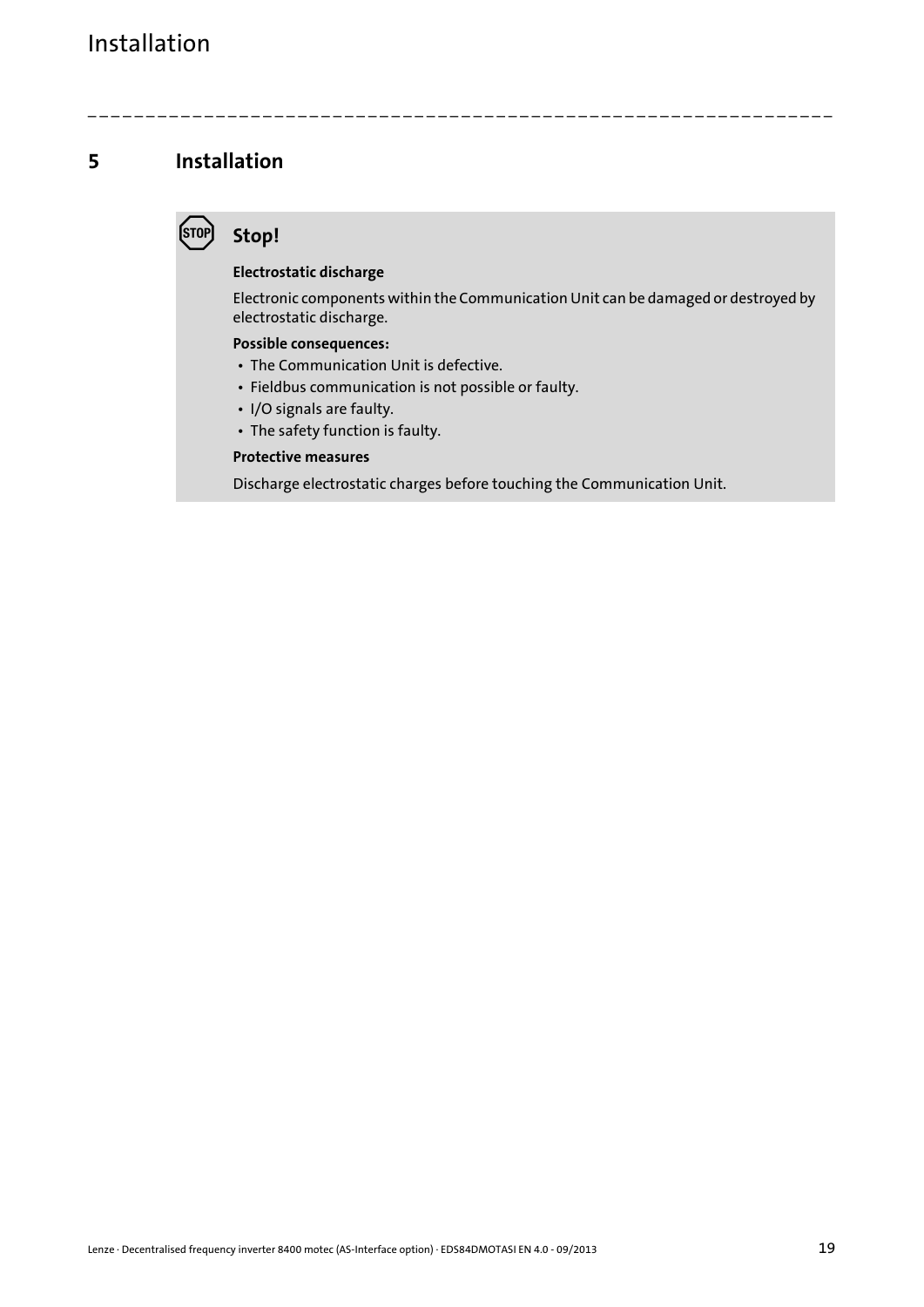# 5 Installation

**Stop!**

**Electrostatic discharge**

Electronic components within the Communication Unit can be damaged or destroyed by electrostatic discharge.

**Possible consequences:**

- The Communication Unit is defective.
- Fieldbus communication is not possible or faulty.
- I/O signals are faulty.
- The safety function is faulty.

**Protective measures**

Discharge electrostatic charges before touching the Communication Unit.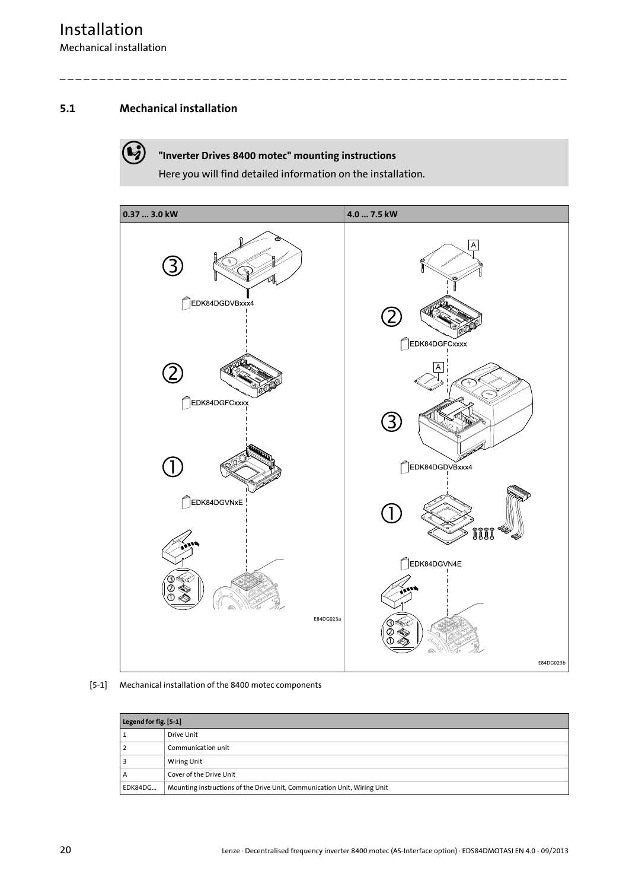## 5.1 Mechanical installation

**"Inverter Drives 8400 motec" mounting instructions**

Here you will find detailed information on the installation.

| 0.37 ... 3.0 kW | 4.0 ... 7.5 kW |
| --- | --- |
| ③ EDK84DGDVBxxx4<br>② EDK84DGFCxxxx<br>① EDK84DGVNxE<br>E84DG023a | A<br>② EDK84DGFCxxxx<br>A<br>③ EDK84DGDVBxxx4<br>① EDK84DGVN4E<br>E84DG023b |

[5-1] Mechanical installation of the 8400 motec components

| Legend for fig. [5-1] | |
| --- | --- |
| 1 | Drive Unit |
| 2 | Communication unit |
| 3 | Wiring Unit |
| A | Cover of the Drive Unit |
| EDK84DG... | Mounting instructions of the Drive Unit, Communication Unit, Wiring Unit |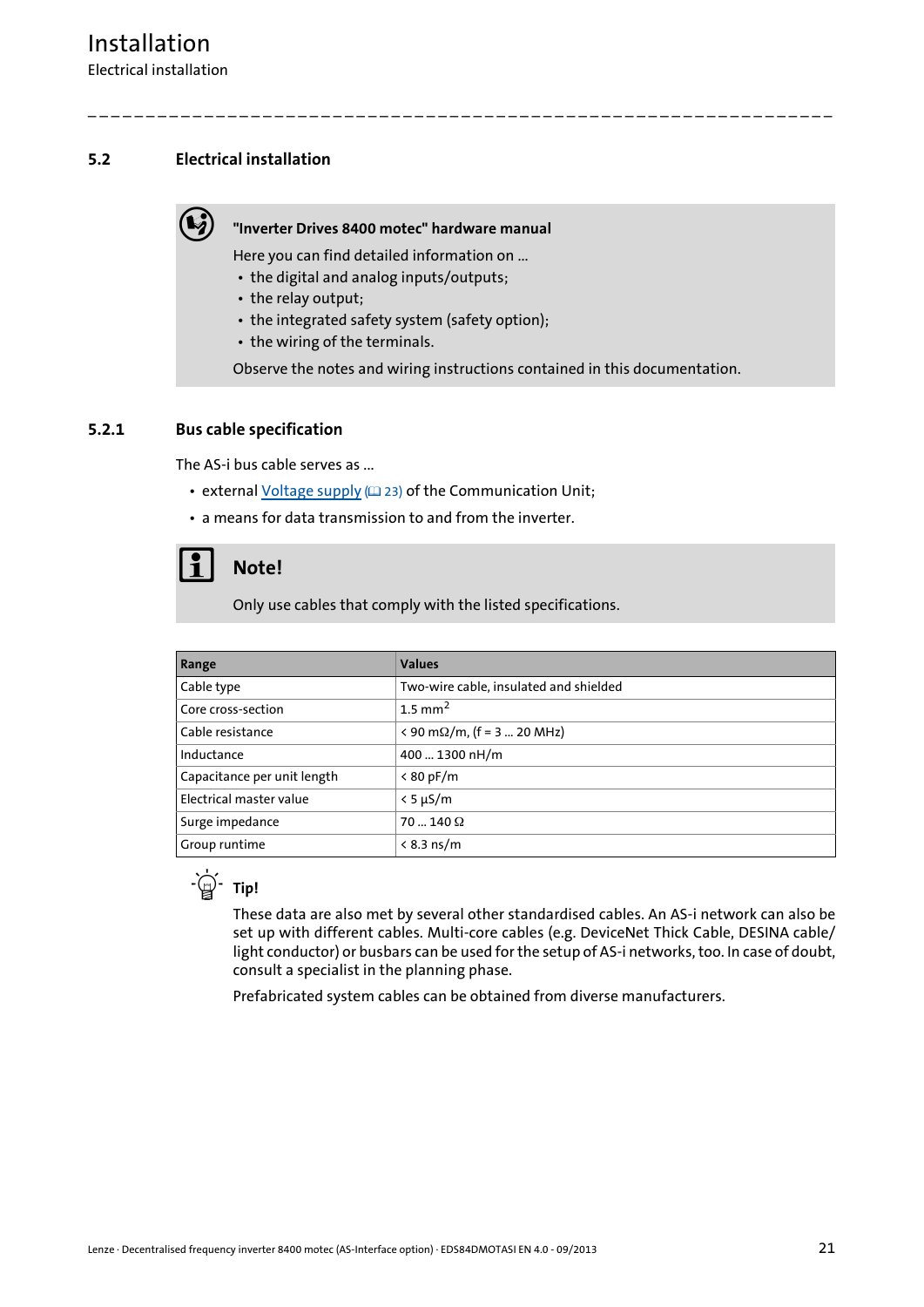## 5.2 Electrical installation

**"Inverter Drives 8400 motec" hardware manual**

Here you can find detailed information on ...

- the digital and analog inputs/outputs;
- the relay output;
- the integrated safety system (safety option);
- the wiring of the terminals.

Observe the notes and wiring instructions contained in this documentation.

### 5.2.1 Bus cable specification

The AS-i bus cable serves as ...

- external Voltage supply (📖 23) of the Communication Unit;
- a means for data transmission to and from the inverter.

**Note!**

Only use cables that comply with the listed specifications.

| Range | Values |
|---|---|
| Cable type | Two-wire cable, insulated and shielded |
| Core cross-section | 1.5 $mm^2$ |
| Cable resistance | < 90 mΩ/m, (f = 3 ... 20 MHz) |
| Inductance | 400 ... 1300 nH/m |
| Capacitance per unit length | < 80 pF/m |
| Electrical master value | < 5 µS/m |
| Surge impedance | 70 ... 140 Ω |
| Group runtime | < 8.3 ns/m |

**Tip!**

These data are also met by several other standardised cables. An AS-i network can also be set up with different cables. Multi-core cables (e.g. DeviceNet Thick Cable, DESINA cable/ light conductor) or busbars can be used for the setup of AS-i networks, too. In case of doubt, consult a specialist in the planning phase.

Prefabricated system cables can be obtained from diverse manufacturers.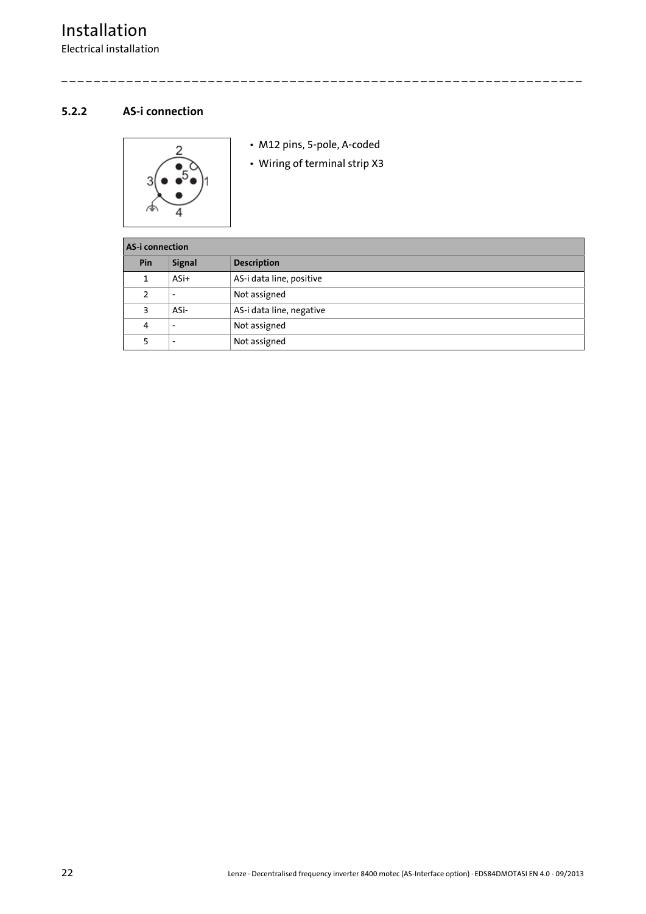### 5.2.2 AS-i connection

- M12 pins, 5-pole, A-coded
- Wiring of terminal strip X3

| AS-i connection | | |
|---|---|---|
| **Pin** | **Signal** | **Description** |
| 1 | ASi+ | AS-i data line, positive |
| 2 | - | Not assigned |
| 3 | ASi- | AS-i data line, negative |
| 4 | - | Not assigned |
| 5 | - | Not assigned |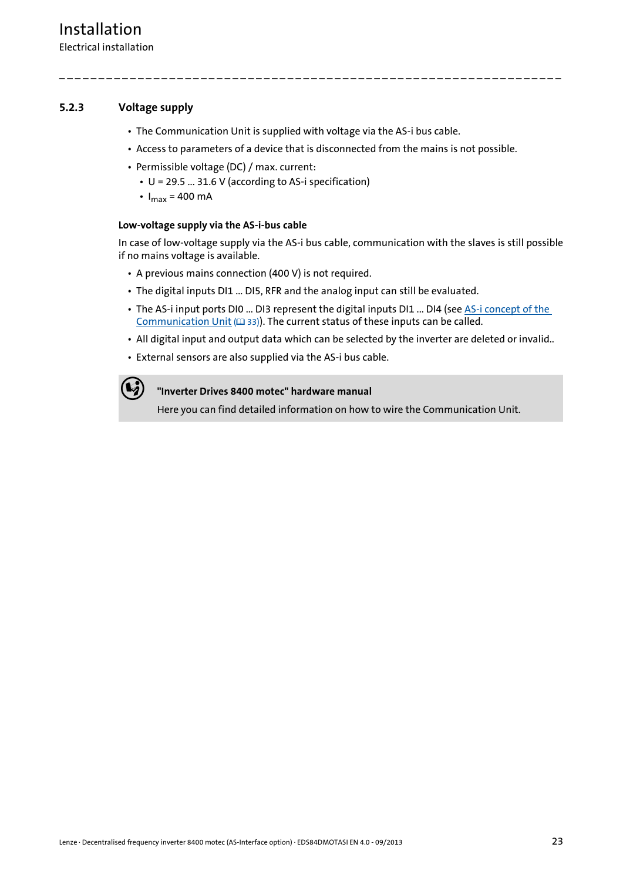### 5.2.3 Voltage supply

- The Communication Unit is supplied with voltage via the AS-i bus cable.
- Access to parameters of a device that is disconnected from the mains is not possible.
- Permissible voltage (DC) / max. current:
  - U = 29.5 ... 31.6 V (according to AS-i specification)
  - $I_{max}$ = 400 mA

#### Low-voltage supply via the AS-i-bus cable

In case of low-voltage supply via the AS-i bus cable, communication with the slaves is still possible if no mains voltage is available.

- A previous mains connection (400 V) is not required.
- The digital inputs DI1 ... DI5, RFR and the analog input can still be evaluated.
- The AS-i input ports DI0 ... DI3 represent the digital inputs DI1 ... DI4 (see AS-i concept of the Communication Unit (33)). The current status of these inputs can be called.
- All digital input and output data which can be selected by the inverter are deleted or invalid..
- External sensors are also supplied via the AS-i bus cable.

> **"Inverter Drives 8400 motec" hardware manual**
>
> Here you can find detailed information on how to wire the Communication Unit.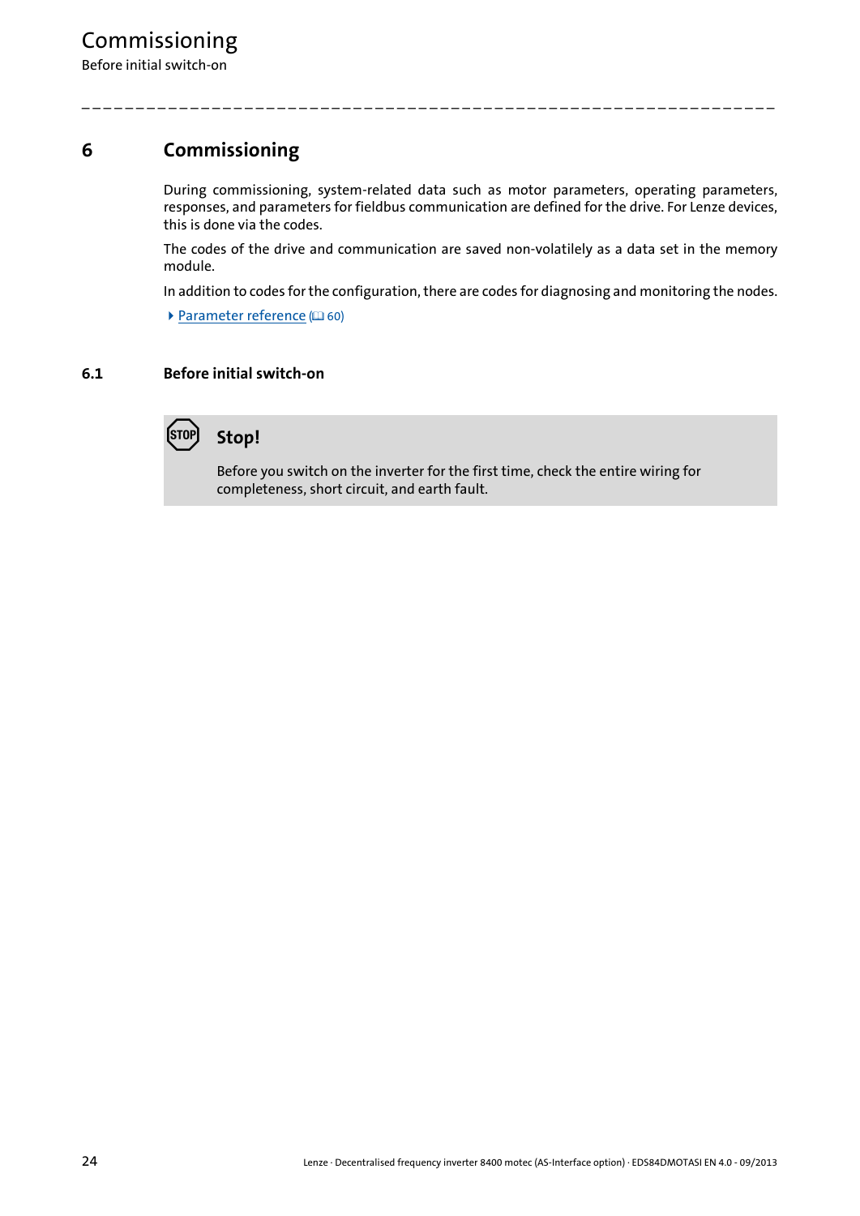# 6 Commissioning

During commissioning, system-related data such as motor parameters, operating parameters, responses, and parameters for fieldbus communication are defined for the drive. For Lenze devices, this is done via the codes.

The codes of the drive and communication are saved non-volatilely as a data set in the memory module.

In addition to codes for the configuration, there are codes for diagnosing and monitoring the nodes.

▶ Parameter reference (📖 60)

## 6.1 Before initial switch-on

**Stop!**

Before you switch on the inverter for the first time, check the entire wiring for completeness, short circuit, and earth fault.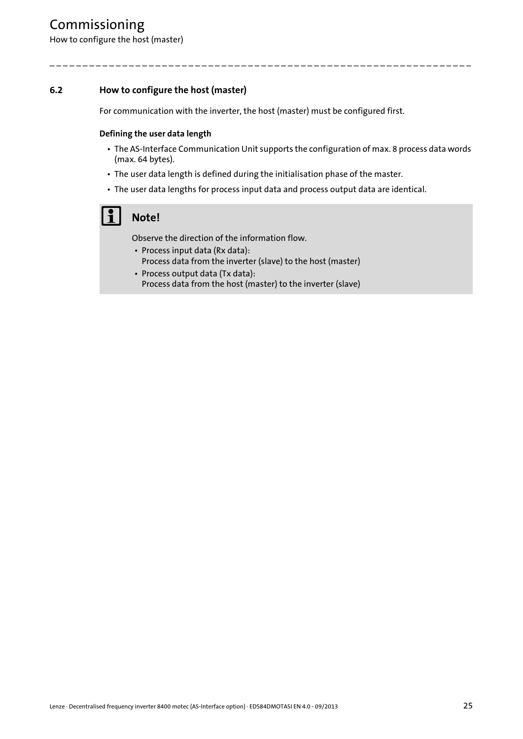## 6.2 How to configure the host (master)

For communication with the inverter, the host (master) must be configured first.

**Defining the user data length**

- The AS-Interface Communication Unit supports the configuration of max. 8 process data words (max. 64 bytes).
- The user data length is defined during the initialisation phase of the master.
- The user data lengths for process input data and process output data are identical.

**Note!**

Observe the direction of the information flow.

- Process input data (Rx data):
  Process data from the inverter (slave) to the host (master)
- Process output data (Tx data):
  Process data from the host (master) to the inverter (slave)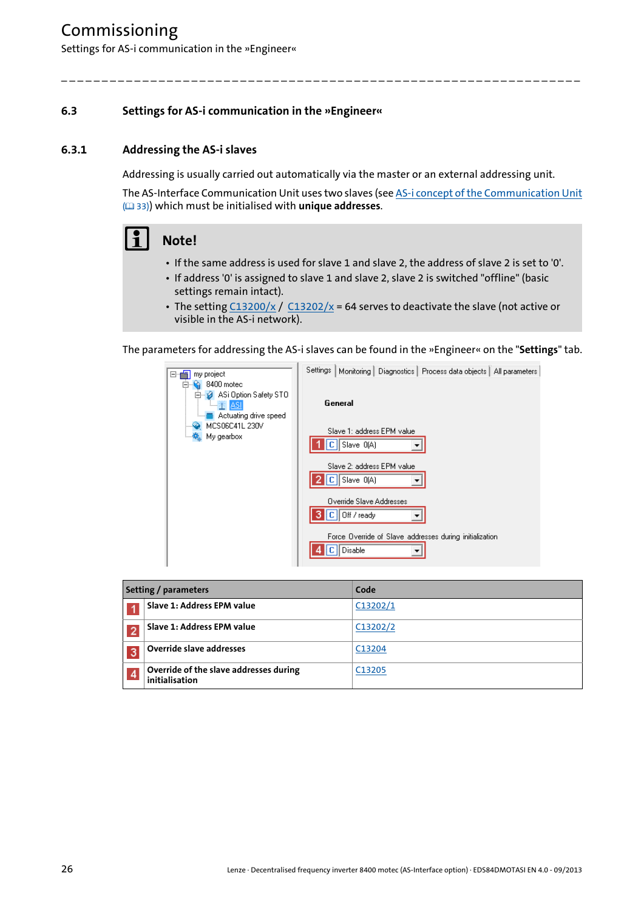## 6.3 Settings for AS-i communication in the »Engineer«

### 6.3.1 Addressing the AS-i slaves

Addressing is usually carried out automatically via the master or an external addressing unit.

The AS-Interface Communication Unit uses two slaves (see AS-i concept of the Communication Unit (📖 33)) which must be initialised with **unique addresses**.

> **Note!**
>
> - If the same address is used for slave 1 and slave 2, the address of slave 2 is set to '0'.
> - If address '0' is assigned to slave 1 and slave 2, slave 2 is switched "offline" (basic settings remain intact).
> - The setting C13200/x / C13202/x = 64 serves to deactivate the slave (not active or visible in the AS-i network).

The parameters for addressing the AS-i slaves can be found in the »Engineer« on the "**Settings**" tab.

| Setting / parameters | | Code |
|---|---|---|
| 1 | **Slave 1: Address EPM value** | C13202/1 |
| 2 | **Slave 1: Address EPM value** | C13202/2 |
| 3 | **Override slave addresses** | C13204 |
| 4 | **Override of the slave addresses during initialisation** | C13205 |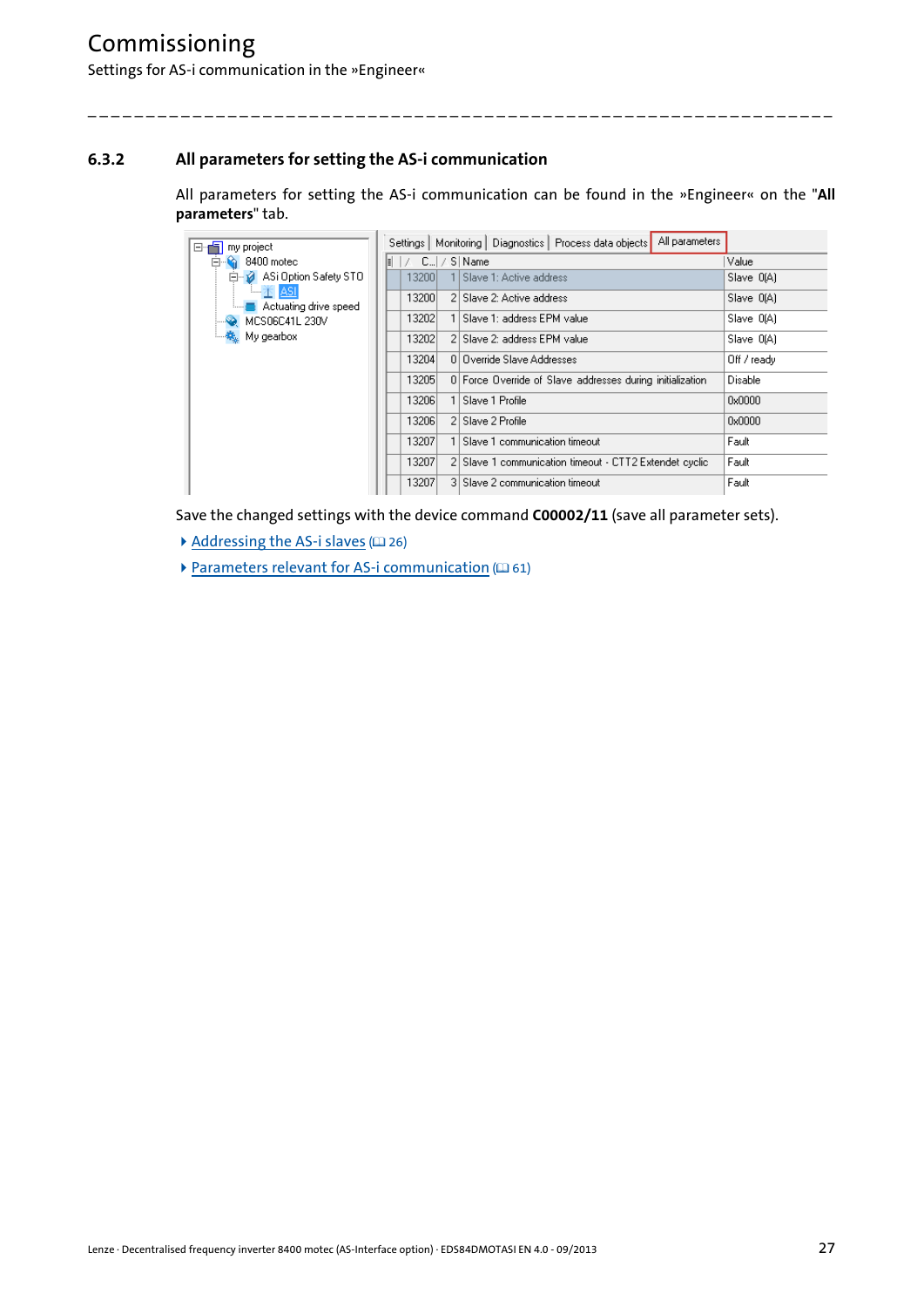## 6.3.2 All parameters for setting the AS-i communication

All parameters for setting the AS-i communication can be found in the »Engineer« on the "**All parameters**" tab.

| C... | S | Name | Value |
|---|---|---|---|
| 13200 | 1 | Slave 1: Active address | Slave 0(A) |
| 13200 | 2 | Slave 2: Active address | Slave 0(A) |
| 13202 | 1 | Slave 1: address EPM value | Slave 0(A) |
| 13202 | 2 | Slave 2: address EPM value | Slave 0(A) |
| 13204 | 0 | Override Slave Addresses | Off / ready |
| 13205 | 0 | Force Override of Slave addresses during initialization | Disable |
| 13206 | 1 | Slave 1 Profile | 0x0000 |
| 13206 | 2 | Slave 2 Profile | 0x0000 |
| 13207 | 1 | Slave 1 communication timeout | Fault |
| 13207 | 2 | Slave 1 communication timeout - CTT2 Extendet cyclic | Fault |
| 13207 | 3 | Slave 2 communication timeout | Fault |

Save the changed settings with the device command **C00002/11** (save all parameter sets).

- Addressing the AS-i slaves (📖 26)
- Parameters relevant for AS-i communication (📖 61)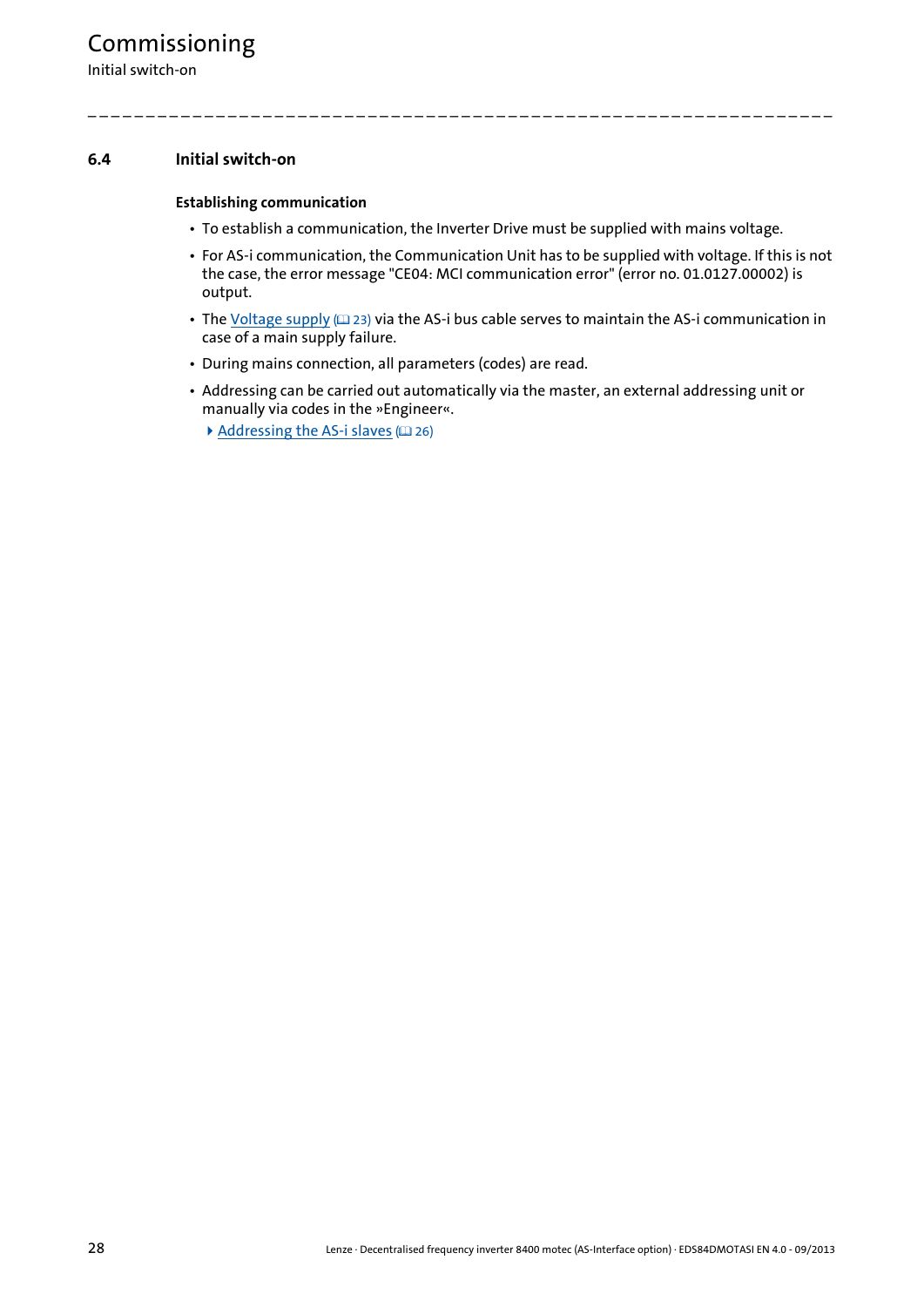## 6.4 Initial switch-on

**Establishing communication**

- To establish a communication, the Inverter Drive must be supplied with mains voltage.
- For AS-i communication, the Communication Unit has to be supplied with voltage. If this is not the case, the error message "CE04: MCI communication error" (error no. 01.0127.00002) is output.
- The Voltage supply (23) via the AS-i bus cable serves to maintain the AS-i communication in case of a main supply failure.
- During mains connection, all parameters (codes) are read.
- Addressing can be carried out automatically via the master, an external addressing unit or manually via codes in the »Engineer«.
  - Addressing the AS-i slaves (26)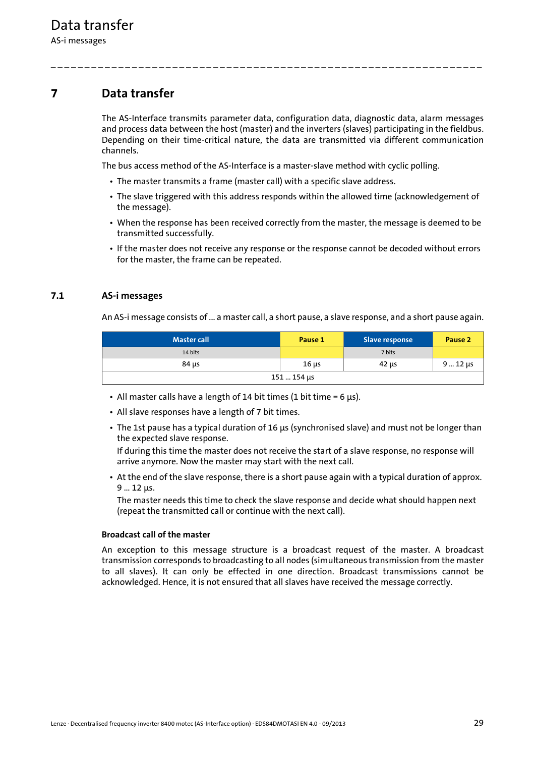# 7 Data transfer

The AS-Interface transmits parameter data, configuration data, diagnostic data, alarm messages and process data between the host (master) and the inverters (slaves) participating in the fieldbus. Depending on their time-critical nature, the data are transmitted via different communication channels.

The bus access method of the AS-Interface is a master-slave method with cyclic polling.

- The master transmits a frame (master call) with a specific slave address.
- The slave triggered with this address responds within the allowed time (acknowledgement of the message).
- When the response has been received correctly from the master, the message is deemed to be transmitted successfully.
- If the master does not receive any response or the response cannot be decoded without errors for the master, the frame can be repeated.

## 7.1 AS-i messages

An AS-i message consists of ... a master call, a short pause, a slave response, and a short pause again.

| Master call | Pause 1 | Slave response | Pause 2 |
|---|---|---|---|
| 14 bits | | 7 bits | |
| 84 µs | 16 µs | 42 µs | 9 ... 12 µs |
| 151 ... 154 µs | | | |

- All master calls have a length of 14 bit times (1 bit time = 6 µs).
- All slave responses have a length of 7 bit times.
- The 1st pause has a typical duration of 16 µs (synchronised slave) and must not be longer than the expected slave response.
  If during this time the master does not receive the start of a slave response, no response will arrive anymore. Now the master may start with the next call.
- At the end of the slave response, there is a short pause again with a typical duration of approx. 9 ... 12 µs.
  The master needs this time to check the slave response and decide what should happen next (repeat the transmitted call or continue with the next call).

**Broadcast call of the master**

An exception to this message structure is a broadcast request of the master. A broadcast transmission corresponds to broadcasting to all nodes (simultaneous transmission from the master to all slaves). It can only be effected in one direction. Broadcast transmissions cannot be acknowledged. Hence, it is not ensured that all slaves have received the message correctly.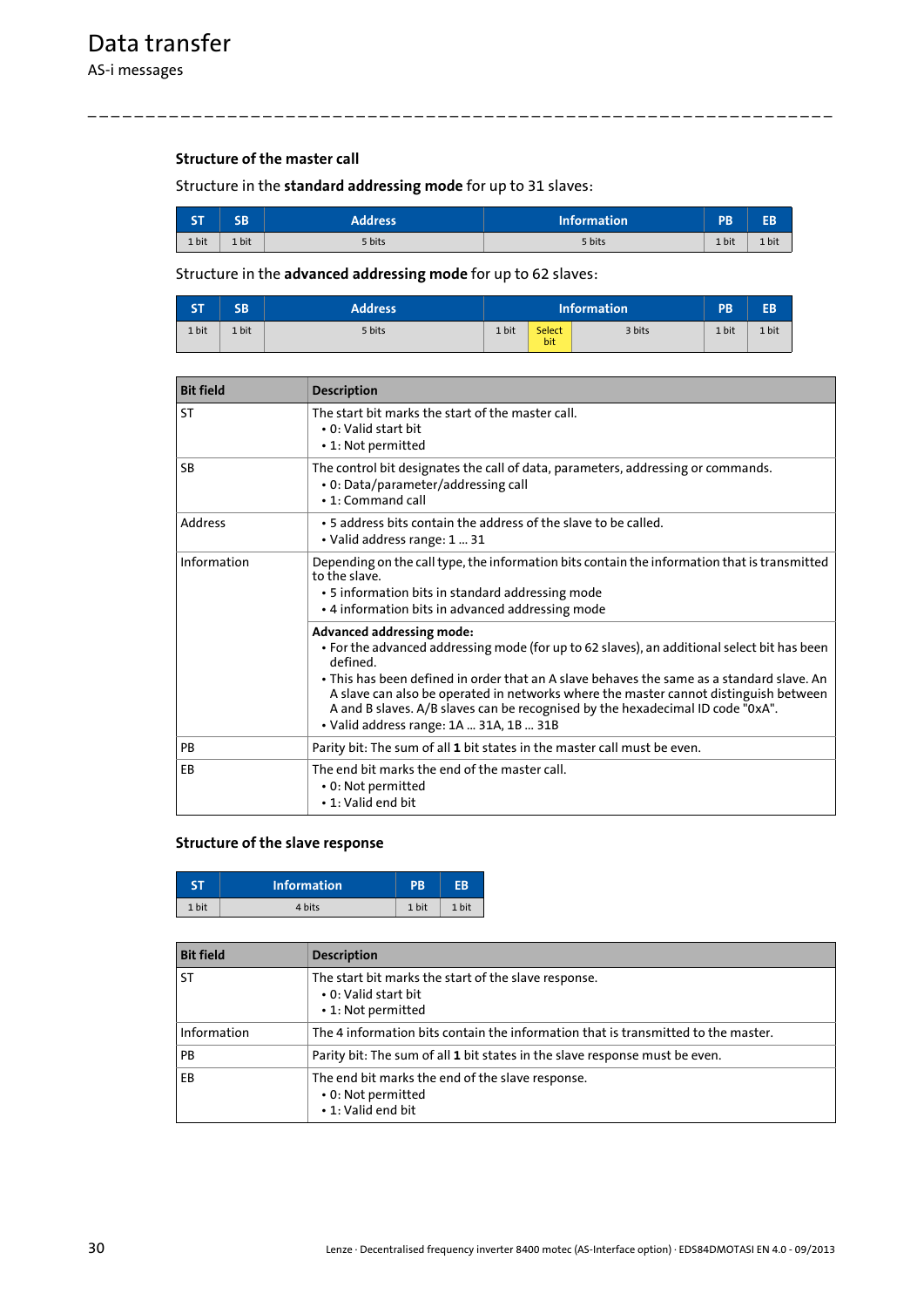# Data transfer

## AS-i messages

### Structure of the master call

Structure in the **standard addressing mode** for up to 31 slaves:

| ST | SB | Address | Information | PB | EB |
|---|---|---|---|---|---|
| 1 bit | 1 bit | 5 bits | 5 bits | 1 bit | 1 bit |

Structure in the **advanced addressing mode** for up to 62 slaves:

| ST | SB | Address | Information | | | PB | EB |
|---|---|---|---|---|---|---|---|
| 1 bit | 1 bit | 5 bits | 1 bit | Select bit | 3 bits | 1 bit | 1 bit |

| Bit field | Description |
|---|---|
| ST | The start bit marks the start of the master call.<br>• 0: Valid start bit<br>• 1: Not permitted |
| SB | The control bit designates the call of data, parameters, addressing or commands.<br>• 0: Data/parameter/addressing call<br>• 1: Command call |
| Address | • 5 address bits contain the address of the slave to be called.<br>• Valid address range: 1 ... 31 |
| Information | Depending on the call type, the information bits contain the information that is transmitted to the slave.<br>• 5 information bits in standard addressing mode<br>• 4 information bits in advanced addressing mode |
| | **Advanced addressing mode:**<br>• For the advanced addressing mode (for up to 62 slaves), an additional select bit has been defined.<br>• This has been defined in order that an A slave behaves the same as a standard slave. An A slave can also be operated in networks where the master cannot distinguish between A and B slaves. A/B slaves can be recognised by the hexadecimal ID code "0xA".<br>• Valid address range: 1A ... 31A, 1B ... 31B |
| PB | Parity bit: The sum of all **1** bit states in the master call must be even. |
| EB | The end bit marks the end of the master call.<br>• 0: Not permitted<br>• 1: Valid end bit |

### Structure of the slave response

| ST | Information | PB | EB |
|---|---|---|---|
| 1 bit | 4 bits | 1 bit | 1 bit |

| Bit field | Description |
|---|---|
| ST | The start bit marks the start of the slave response.<br>• 0: Valid start bit<br>• 1: Not permitted |
| Information | The 4 information bits contain the information that is transmitted to the master. |
| PB | Parity bit: The sum of all **1** bit states in the slave response must be even. |
| EB | The end bit marks the end of the slave response.<br>• 0: Not permitted<br>• 1: Valid end bit |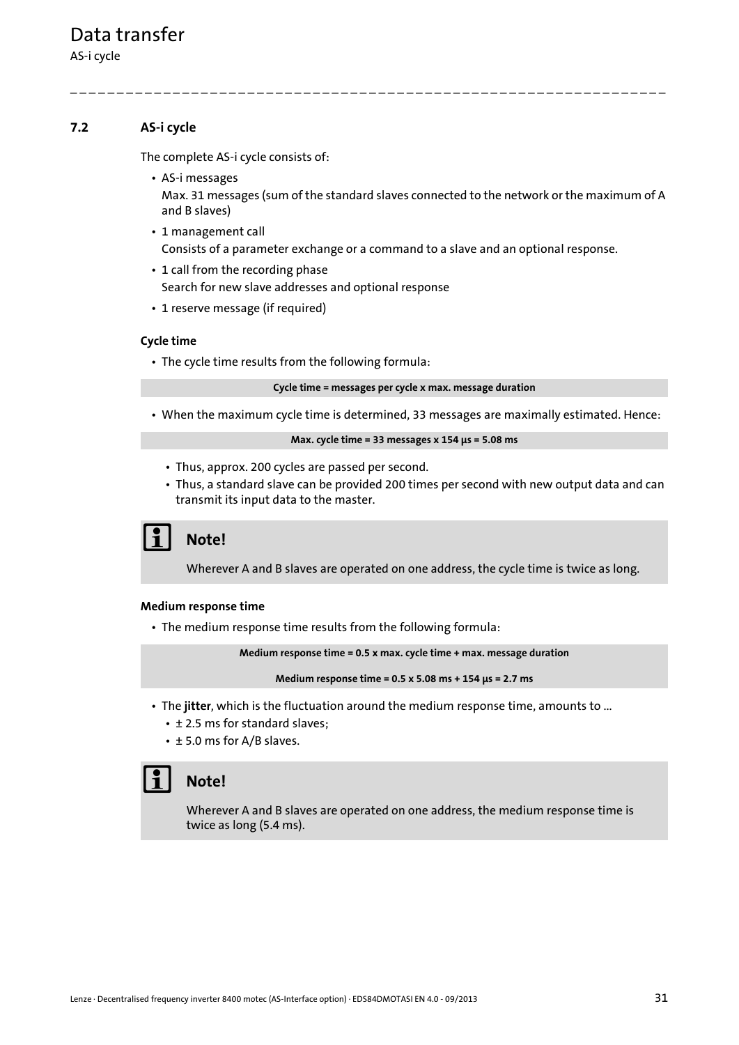## 7.2 AS-i cycle

The complete AS-i cycle consists of:

- AS-i messages
  Max. 31 messages (sum of the standard slaves connected to the network or the maximum of A and B slaves)
- 1 management call
  Consists of a parameter exchange or a command to a slave and an optional response.
- 1 call from the recording phase
  Search for new slave addresses and optional response
- 1 reserve message (if required)

#### Cycle time

- The cycle time results from the following formula:

**Cycle time = messages per cycle x max. message duration**

- When the maximum cycle time is determined, 33 messages are maximally estimated. Hence:

**Max. cycle time = 33 messages x 154 µs = 5.08 ms**

  - Thus, approx. 200 cycles are passed per second.
  - Thus, a standard slave can be provided 200 times per second with new output data and can transmit its input data to the master.

> **Note!**
>
> Wherever A and B slaves are operated on one address, the cycle time is twice as long.

#### Medium response time

- The medium response time results from the following formula:

**Medium response time = 0.5 x max. cycle time + max. message duration**

**Medium response time = 0.5 x 5.08 ms + 154 µs = 2.7 ms**

- The **jitter**, which is the fluctuation around the medium response time, amounts to ...
  - ± 2.5 ms for standard slaves;
  - ± 5.0 ms for A/B slaves.

> **Note!**
>
> Wherever A and B slaves are operated on one address, the medium response time is twice as long (5.4 ms).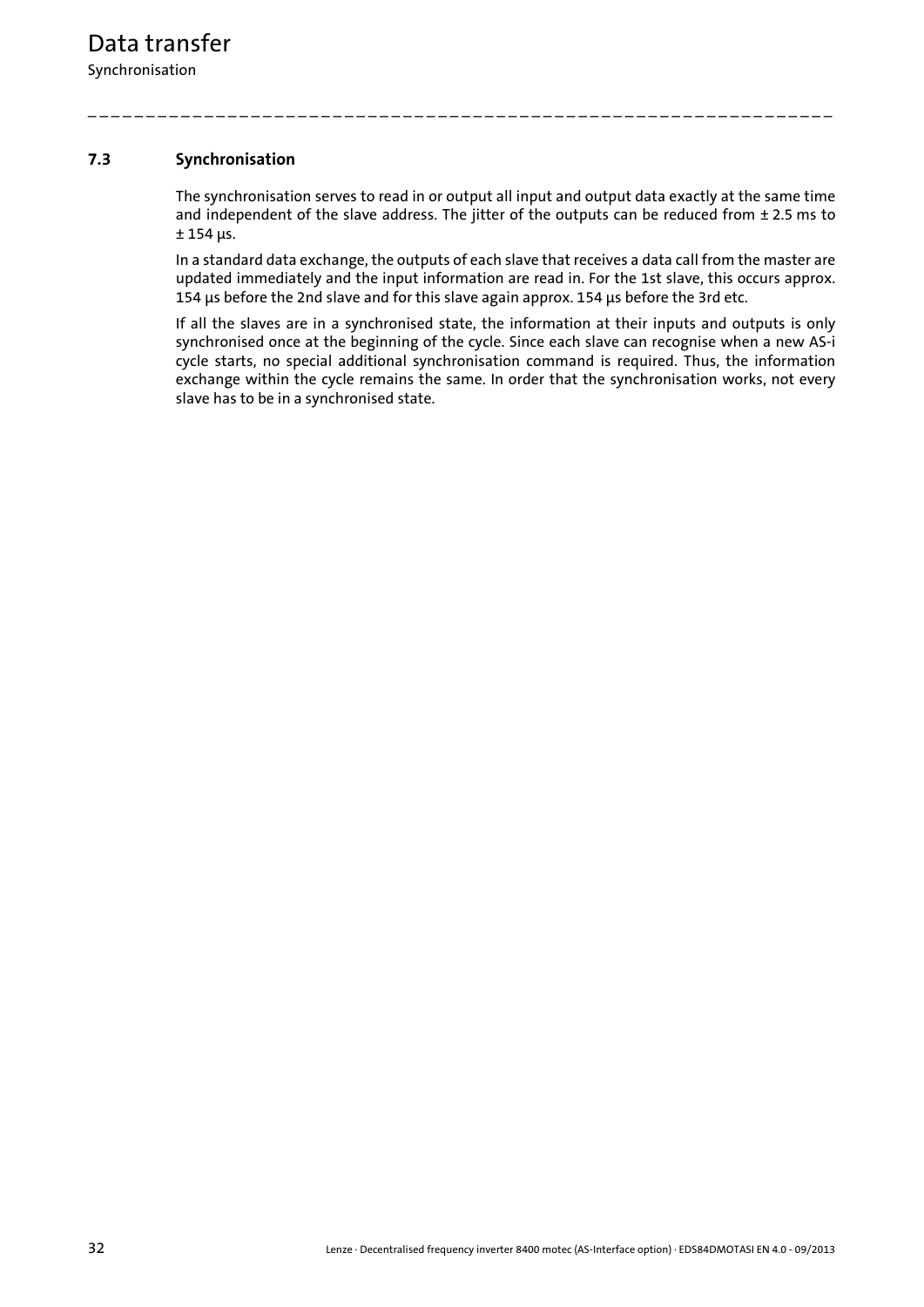## 7.3 Synchronisation

The synchronisation serves to read in or output all input and output data exactly at the same time and independent of the slave address. The jitter of the outputs can be reduced from ± 2.5 ms to ± 154 µs.

In a standard data exchange, the outputs of each slave that receives a data call from the master are updated immediately and the input information are read in. For the 1st slave, this occurs approx. 154 µs before the 2nd slave and for this slave again approx. 154 µs before the 3rd etc.

If all the slaves are in a synchronised state, the information at their inputs and outputs is only synchronised once at the beginning of the cycle. Since each slave can recognise when a new AS-i cycle starts, no special additional synchronisation command is required. Thus, the information exchange within the cycle remains the same. In order that the synchronisation works, not every slave has to be in a synchronised state.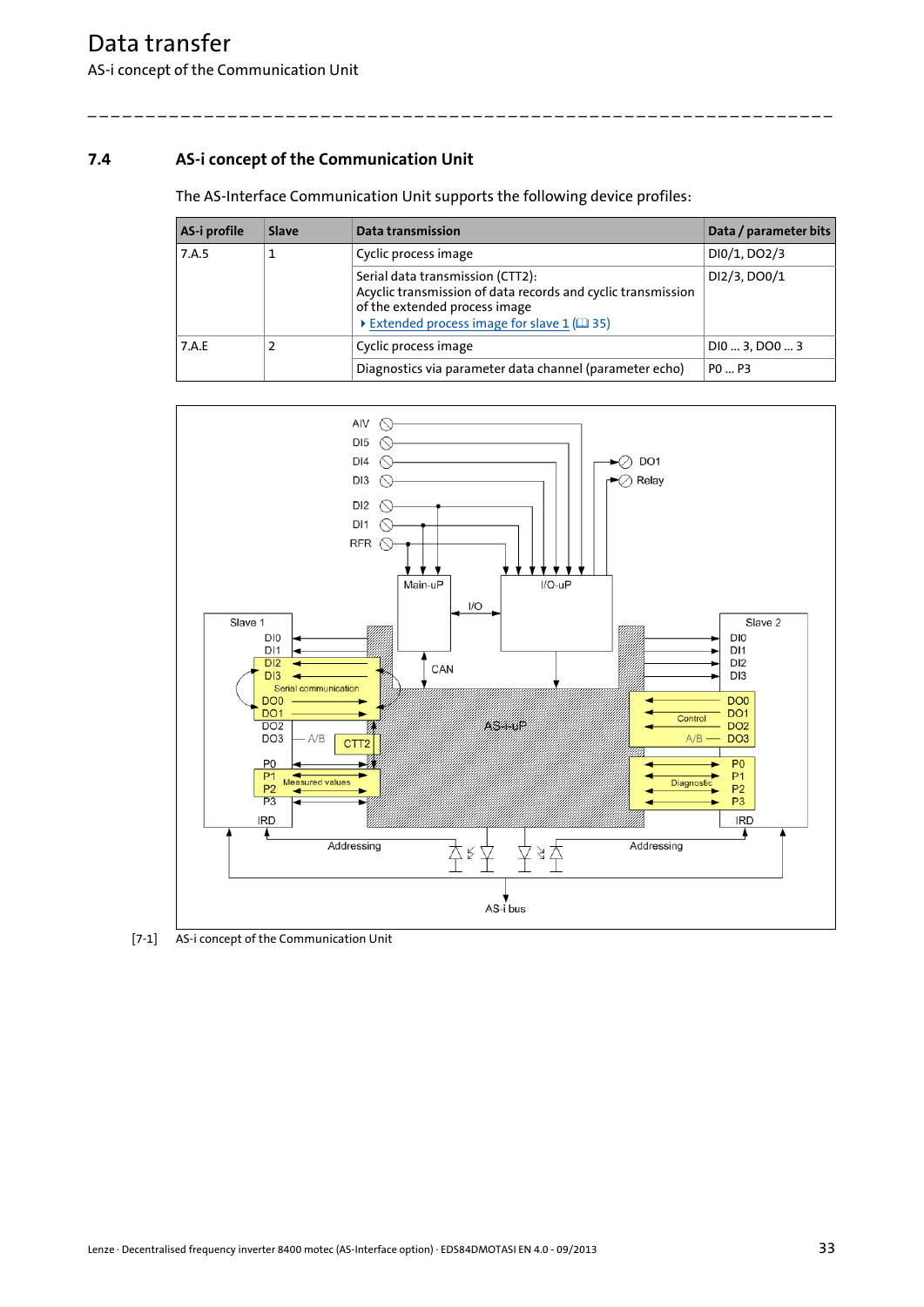## 7.4 AS-i concept of the Communication Unit

The AS-Interface Communication Unit supports the following device profiles:

| AS-i profile | Slave | Data transmission | Data / parameter bits |
|---|---|---|---|
| 7.A.5 | 1 | Cyclic process image | DI0/1, DO2/3 |
| | | Serial data transmission (CTT2): Acyclic transmission of data records and cyclic transmission of the extended process image ▸ Extended process image for slave 1 (📖 35) | DI2/3, DO0/1 |
| 7.A.E | 2 | Cyclic process image | DI0 ... 3, DO0 ... 3 |
| | | Diagnostics via parameter data channel (parameter echo) | P0 ... P3 |

[7-1] AS-i concept of the Communication Unit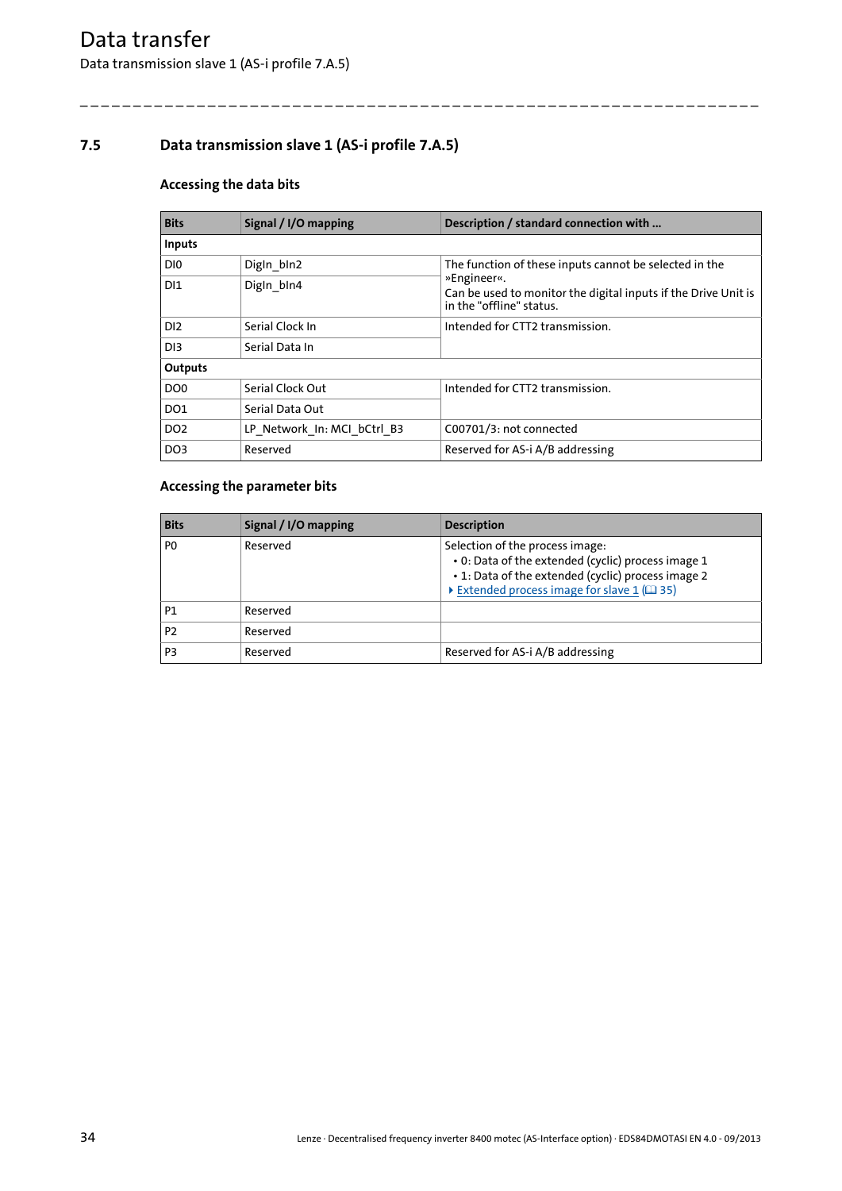## 7.5 Data transmission slave 1 (AS-i profile 7.A.5)

### Accessing the data bits

| Bits | Signal / I/O mapping | Description / standard connection with ... |
|---|---|---|
| **Inputs** | | |
| DI0 | DigIn_bIn2 | The function of these inputs cannot be selected in the »Engineer«.<br>Can be used to monitor the digital inputs if the Drive Unit is in the "offline" status. |
| DI1 | DigIn_bIn4 | |
| DI2 | Serial Clock In | Intended for CTT2 transmission. |
| DI3 | Serial Data In | |
| **Outputs** | | |
| DO0 | Serial Clock Out | Intended for CTT2 transmission. |
| DO1 | Serial Data Out | |
| DO2 | LP_Network_In: MCI_bCtrl_B3 | C00701/3: not connected |
| DO3 | Reserved | Reserved for AS-i A/B addressing |

### Accessing the parameter bits

| Bits | Signal / I/O mapping | Description |
|---|---|---|
| P0 | Reserved | Selection of the process image:<br>• 0: Data of the extended (cyclic) process image 1<br>• 1: Data of the extended (cyclic) process image 2<br>▸ Extended process image for slave 1 (📖 35) |
| P1 | Reserved | |
| P2 | Reserved | |
| P3 | Reserved | Reserved for AS-i A/B addressing |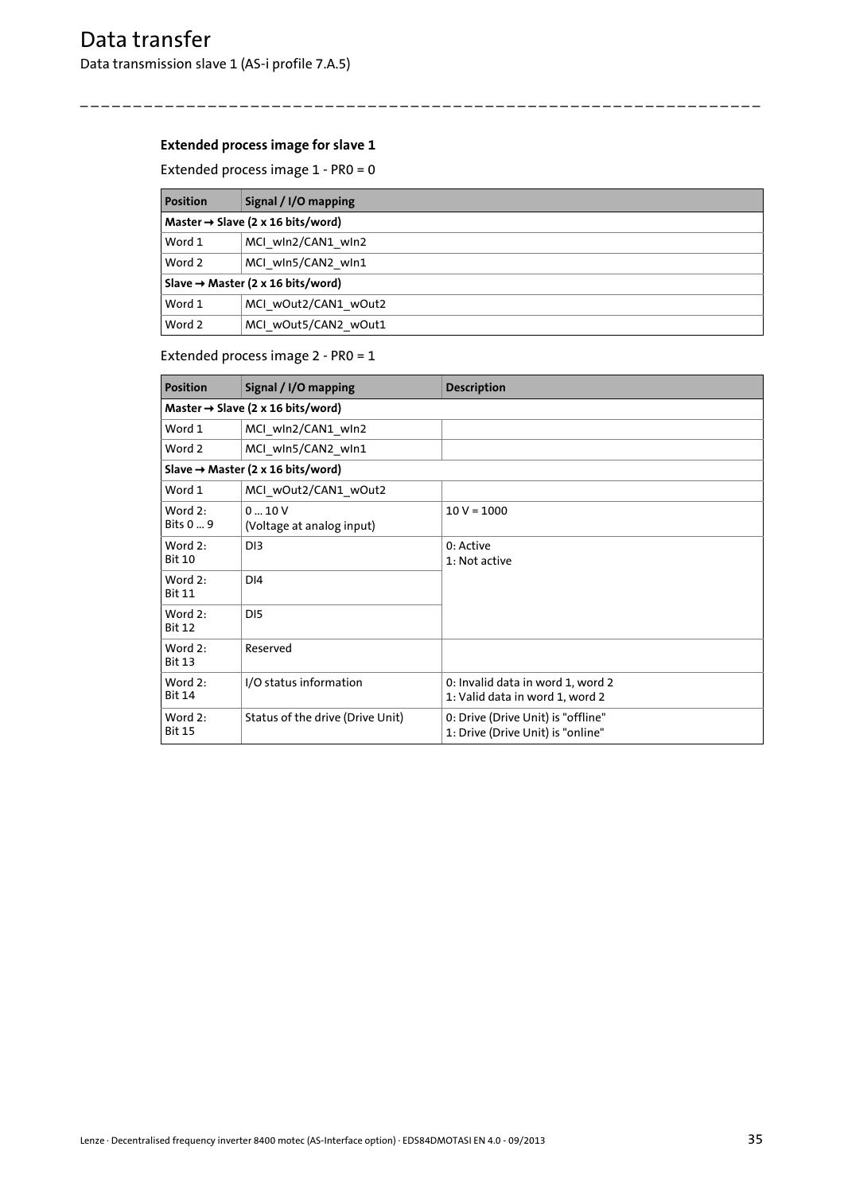### Extended process image for slave 1

Extended process image 1 - PR0 = 0

| Position | Signal / I/O mapping |
|---|---|
| **Master → Slave (2 x 16 bits/word)** | |
| Word 1 | MCI_wIn2/CAN1_wIn2 |
| Word 2 | MCI_wIn5/CAN2_wIn1 |
| **Slave → Master (2 x 16 bits/word)** | |
| Word 1 | MCI_wOut2/CAN1_wOut2 |
| Word 2 | MCI_wOut5/CAN2_wOut1 |

Extended process image 2 - PR0 = 1

| Position | Signal / I/O mapping | Description |
|---|---|---|
| **Master → Slave (2 x 16 bits/word)** | | |
| Word 1 | MCI_wIn2/CAN1_wIn2 | |
| Word 2 | MCI_wIn5/CAN2_wIn1 | |
| **Slave → Master (2 x 16 bits/word)** | | |
| Word 1 | MCI_wOut2/CAN1_wOut2 | |
| Word 2: Bits 0 ... 9 | 0 ... 10 V (Voltage at analog input) | 10 V = 1000 |
| Word 2: Bit 10 | DI3 | 0: Active 1: Not active |
| Word 2: Bit 11 | DI4 | |
| Word 2: Bit 12 | DI5 | |
| Word 2: Bit 13 | Reserved | |
| Word 2: Bit 14 | I/O status information | 0: Invalid data in word 1, word 2 1: Valid data in word 1, word 2 |
| Word 2: Bit 15 | Status of the drive (Drive Unit) | 0: Drive (Drive Unit) is "offline" 1: Drive (Drive Unit) is "online" |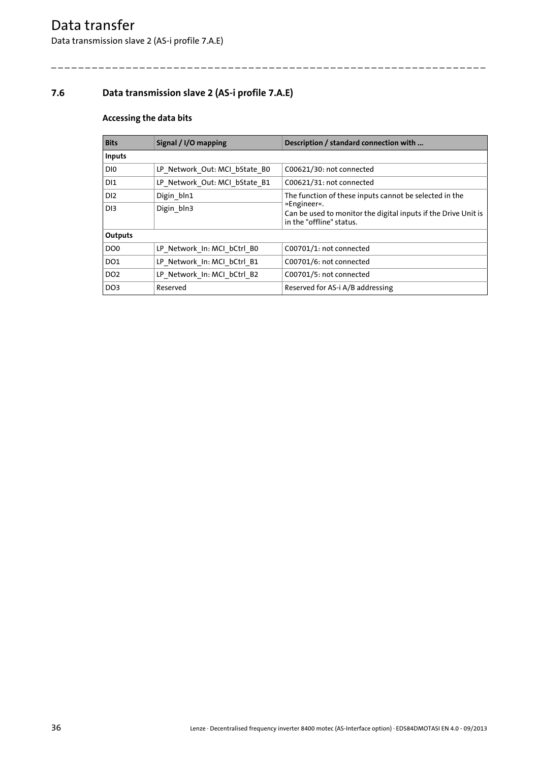## 7.6 Data transmission slave 2 (AS-i profile 7.A.E)

### Accessing the data bits

| Bits | Signal / I/O mapping | Description / standard connection with ... |
|---|---|---|
| **Inputs** | | |
| DI0 | LP_Network_Out: MCI_bState_B0 | C00621/30: not connected |
| DI1 | LP_Network_Out: MCI_bState_B1 | C00621/31: not connected |
| DI2 | Digin_bIn1 | The function of these inputs cannot be selected in the »Engineer«. Can be used to monitor the digital inputs if the Drive Unit is in the "offline" status. |
| DI3 | Digin_bIn3 | |
| **Outputs** | | |
| DO0 | LP_Network_In: MCI_bCtrl_B0 | C00701/1: not connected |
| DO1 | LP_Network_In: MCI_bCtrl_B1 | C00701/6: not connected |
| DO2 | LP_Network_In: MCI_bCtrl_B2 | C00701/5: not connected |
| DO3 | Reserved | Reserved for AS-i A/B addressing |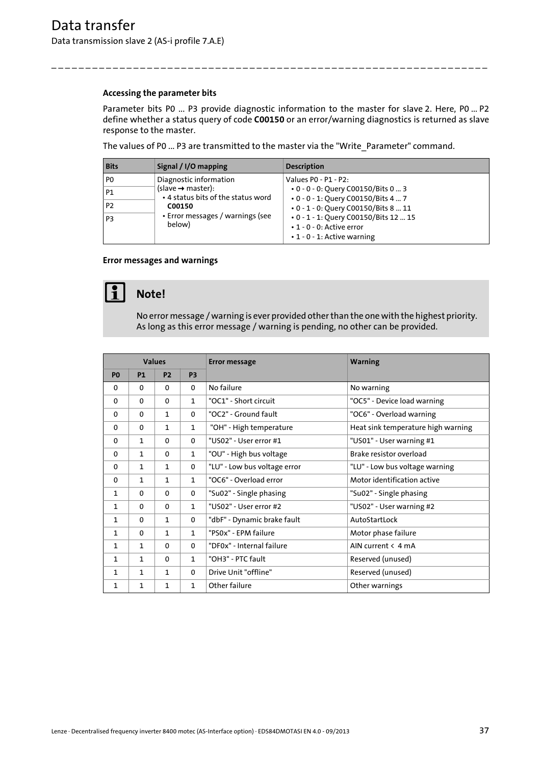#### Accessing the parameter bits

Parameter bits P0 ... P3 provide diagnostic information to the master for slave 2. Here, P0 ... P2 define whether a status query of code **C00150** or an error/warning diagnostics is returned as slave response to the master.

The values of P0 ... P3 are transmitted to the master via the "Write_Parameter" command.

| Bits | Signal / I/O mapping | Description |
|---|---|---|
| P0 | Diagnostic information (slave ➞ master): • 4 status bits of the status word **C00150** • Error messages / warnings (see below) | Values P0 - P1 - P2: • 0 - 0 - 0: Query C00150/Bits 0 ... 3 • 0 - 0 - 1: Query C00150/Bits 4 ... 7 • 0 - 1 - 0: Query C00150/Bits 8 ... 11 • 0 - 1 - 1: Query C00150/Bits 12 ... 15 • 1 - 0 - 0: Active error • 1 - 0 - 1: Active warning |
| P1 | | |
| P2 | | |
| P3 | | |

#### Error messages and warnings

> **Note!**
>
> No error message / warning is ever provided other than the one with the highest priority. As long as this error message / warning is pending, no other can be provided.

| Values | | | | Error message | Warning |
|---|---|---|---|---|---|
| **P0** | **P1** | **P2** | **P3** | | |
| 0 | 0 | 0 | 0 | No failure | No warning |
| 0 | 0 | 0 | 1 | "OC1" - Short circuit | "OC5" - Device load warning |
| 0 | 0 | 1 | 0 | "OC2" - Ground fault | "OC6" - Overload warning |
| 0 | 0 | 1 | 1 | "OH" - High temperature | Heat sink temperature high warning |
| 0 | 1 | 0 | 0 | "US02" - User error #1 | "US01" - User warning #1 |
| 0 | 1 | 0 | 1 | "OU" - High bus voltage | Brake resistor overload |
| 0 | 1 | 1 | 0 | "LU" - Low bus voltage error | "LU" - Low bus voltage warning |
| 0 | 1 | 1 | 1 | "OC6" - Overload error | Motor identification active |
| 1 | 0 | 0 | 0 | "Su02" - Single phasing | "Su02" - Single phasing |
| 1 | 0 | 0 | 1 | "US02" - User error #2 | "US02" - User warning #2 |
| 1 | 0 | 1 | 0 | "dbF" - Dynamic brake fault | AutoStartLock |
| 1 | 0 | 1 | 1 | "PS0x" - EPM failure | Motor phase failure |
| 1 | 1 | 0 | 0 | "DF0x" - Internal failure | AIN current < 4 mA |
| 1 | 1 | 0 | 1 | "OH3" - PTC fault | Reserved (unused) |
| 1 | 1 | 1 | 0 | Drive Unit "offline" | Reserved (unused) |
| 1 | 1 | 1 | 1 | Other failure | Other warnings |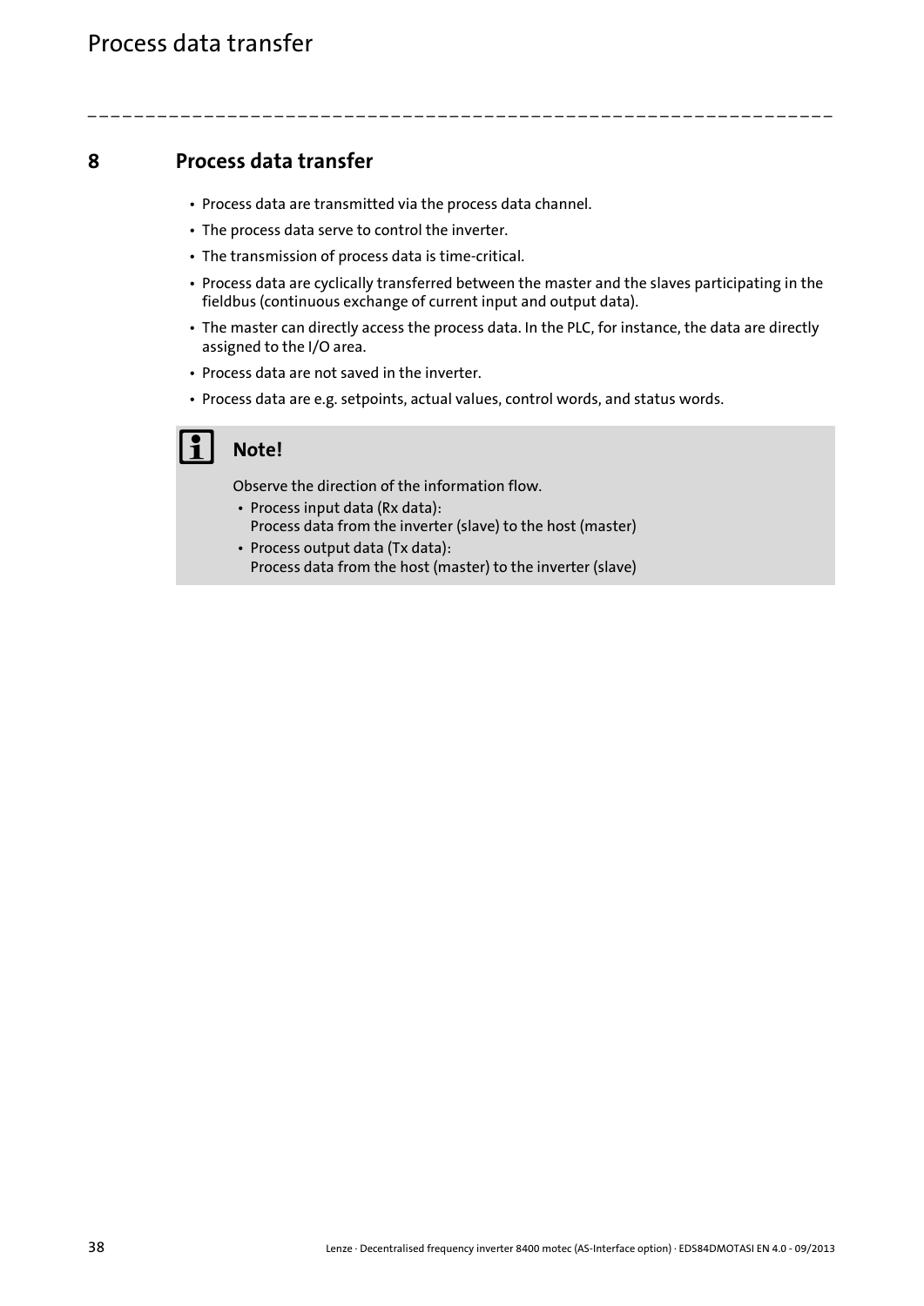# 8 Process data transfer

- Process data are transmitted via the process data channel.
- The process data serve to control the inverter.
- The transmission of process data is time-critical.
- Process data are cyclically transferred between the master and the slaves participating in the fieldbus (continuous exchange of current input and output data).
- The master can directly access the process data. In the PLC, for instance, the data are directly assigned to the I/O area.
- Process data are not saved in the inverter.
- Process data are e.g. setpoints, actual values, control words, and status words.

**Note!**

Observe the direction of the information flow.

- Process input data (Rx data):
  Process data from the inverter (slave) to the host (master)
- Process output data (Tx data):
  Process data from the host (master) to the inverter (slave)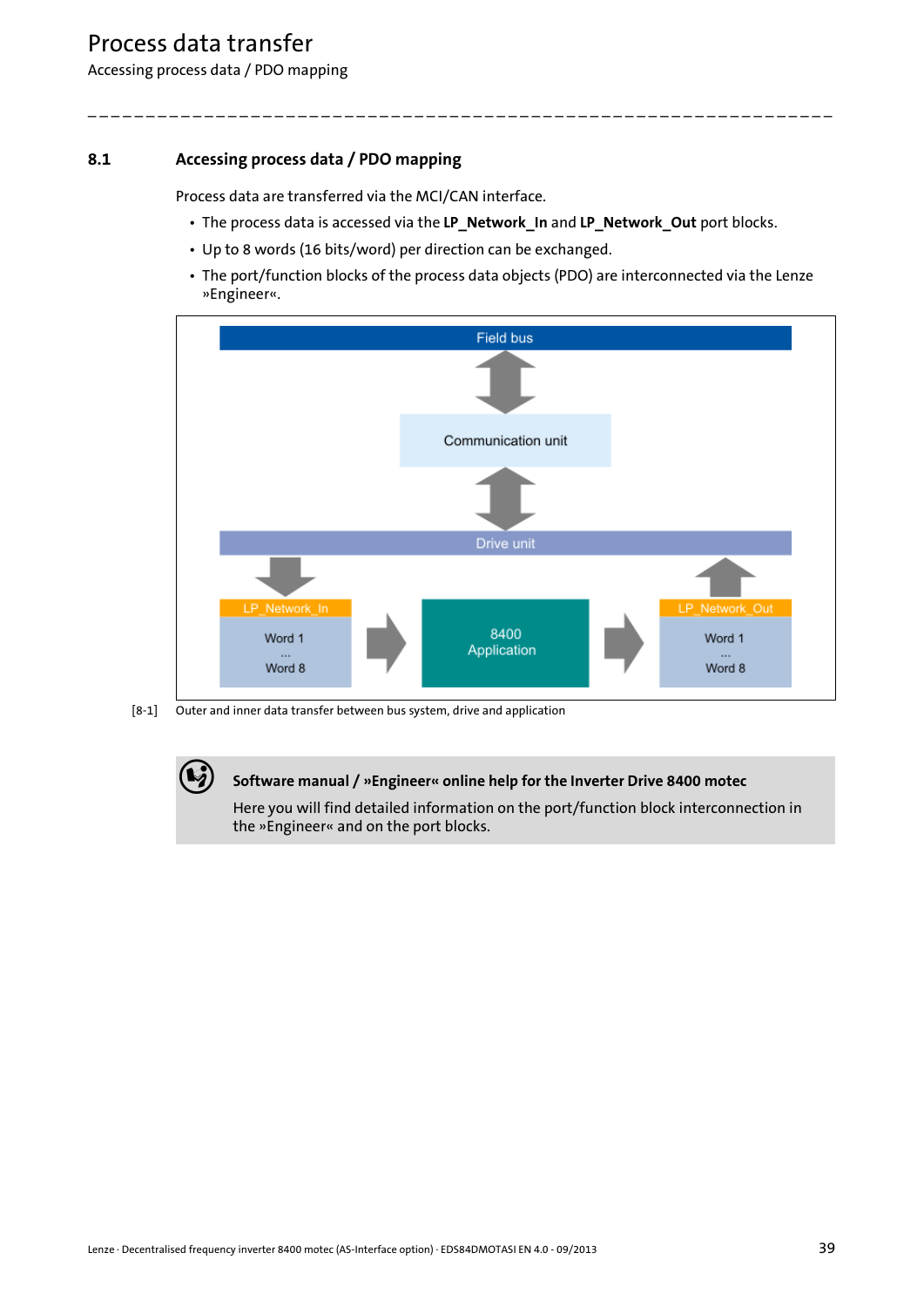## 8.1 Accessing process data / PDO mapping

Process data are transferred via the MCI/CAN interface.

- The process data is accessed via the **LP_Network_In** and **LP_Network_Out** port blocks.
- Up to 8 words (16 bits/word) per direction can be exchanged.
- The port/function blocks of the process data objects (PDO) are interconnected via the Lenze »Engineer«.

Field bus

Communication unit

Drive unit

LP_Network_In: Word 1 ... Word 8

8400 Application

LP_Network_Out: Word 1 ... Word 8

[8-1] Outer and inner data transfer between bus system, drive and application

**Software manual / »Engineer« online help for the Inverter Drive 8400 motec**

Here you will find detailed information on the port/function block interconnection in the »Engineer« and on the port blocks.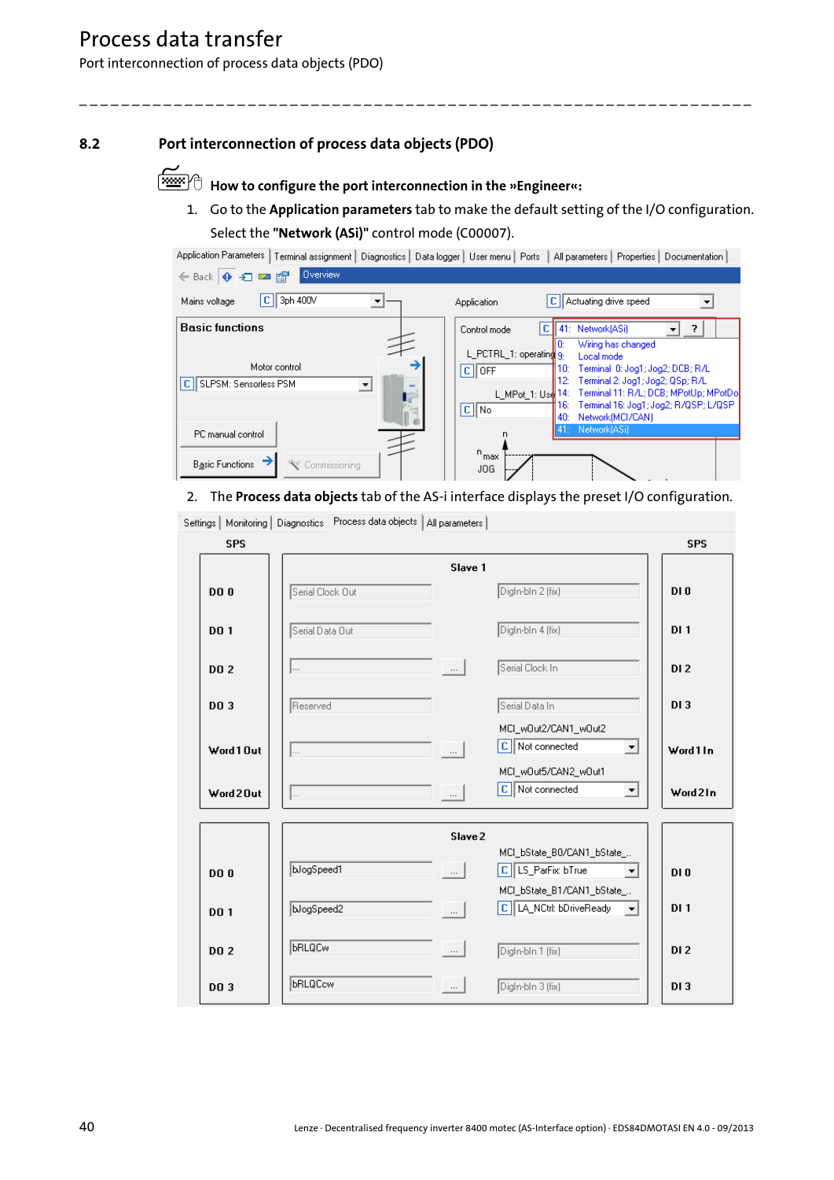## 8.2 Port interconnection of process data objects (PDO)

**How to configure the port interconnection in the »Engineer«:**

1. Go to the **Application parameters** tab to make the default setting of the I/O configuration. Select the **"Network (ASi)"** control mode (C00007).

2. The **Process data objects** tab of the AS-i interface displays the preset I/O configuration.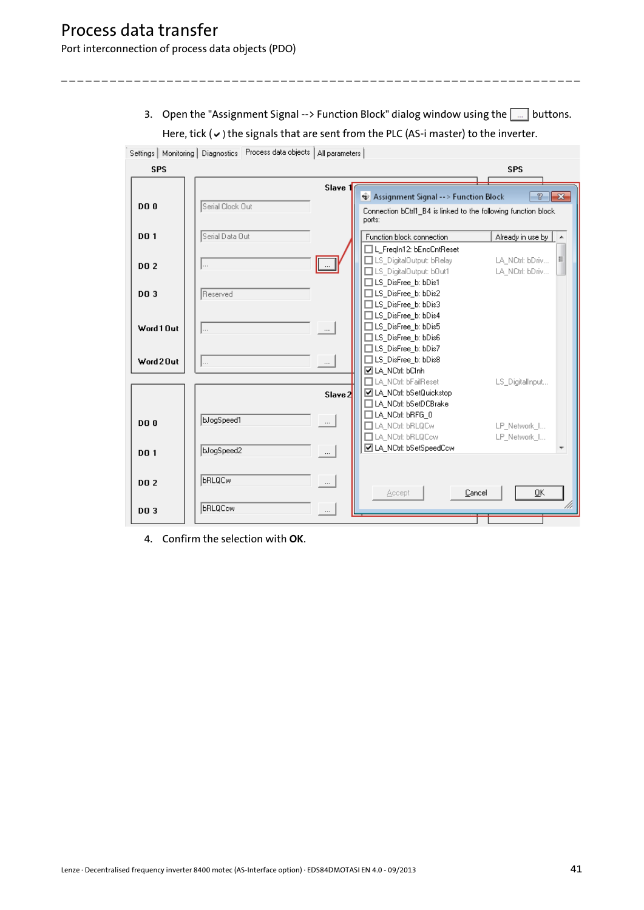# Process data transfer

Port interconnection of process data objects (PDO)

3. Open the "Assignment Signal --> Function Block" dialog window using the [...] buttons. Here, tick (✔) the signals that are sent from the PLC (AS-i master) to the inverter.

4. Confirm the selection with **OK**.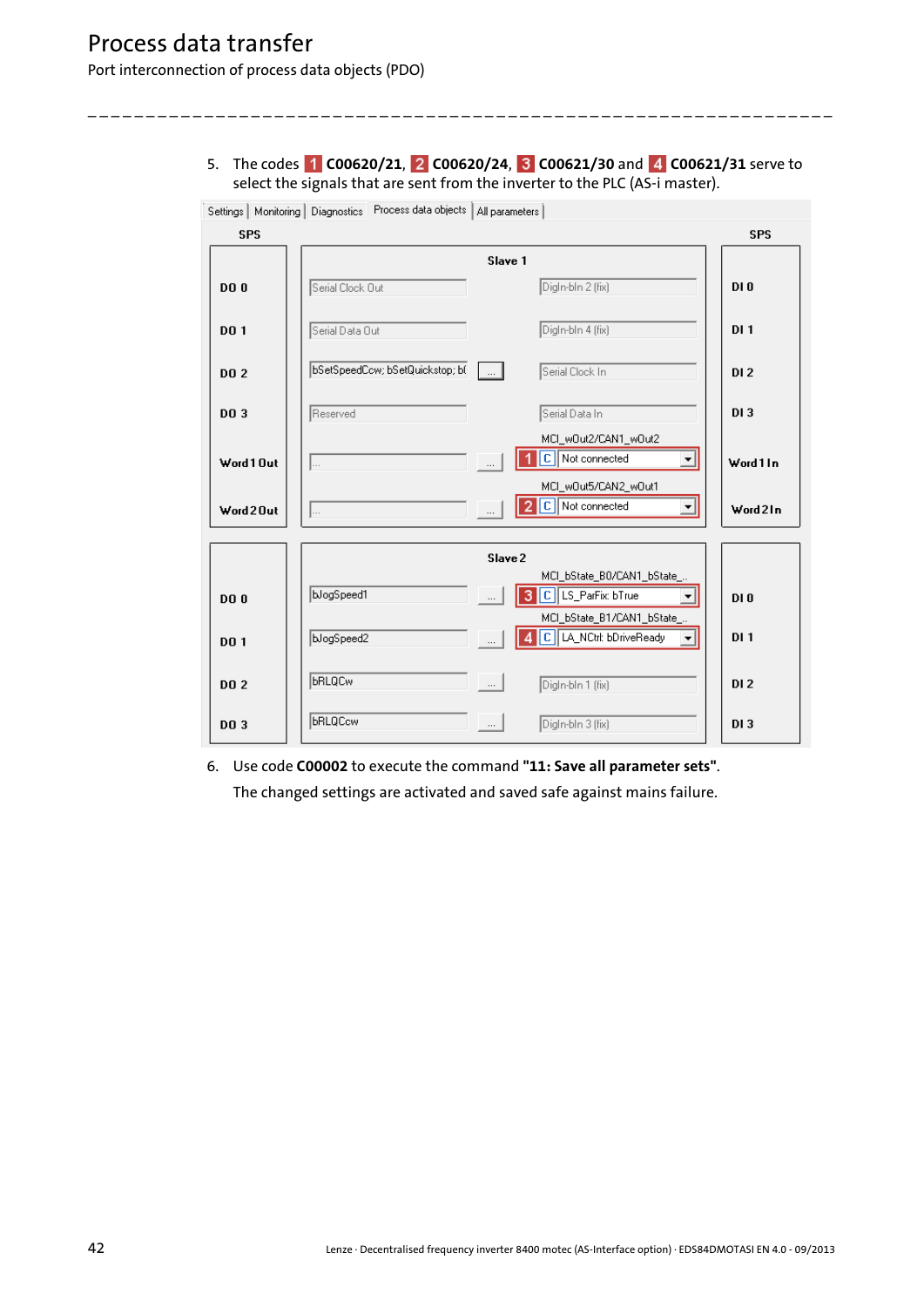5. The codes 1 **C00620/21**, 2 **C00620/24**, 3 **C00621/30** and 4 **C00621/31** serve to select the signals that are sent from the inverter to the PLC (AS-i master).

Settings | Monitoring | Diagnostics | Process data objects | All parameters

| SPS | Slave 1 | | SPS |
|---|---|---|---|
| DO 0 | Serial Clock Out | DigIn-bIn 2 (fix) | DI 0 |
| DO 1 | Serial Data Out | DigIn-bIn 4 (fix) | DI 1 |
| DO 2 | bSetSpeedCcw; bSetQuickstop; b( | Serial Clock In | DI 2 |
| DO 3 | Reserved | Serial Data In | DI 3 |
| Word 1 Out | | MCI_wOut2/CAN1_wOut2: 1 C Not connected | Word 1 In |
| Word 2 Out | | MCI_wOut5/CAN2_wOut1: 2 C Not connected | Word 2 In |

| SPS | Slave 2 | | SPS |
|---|---|---|---|
| DO 0 | bJogSpeed1 | MCI_bState_B0/CAN1_bState_...: 3 C LS_ParFix: bTrue | DI 0 |
| DO 1 | bJogSpeed2 | MCI_bState_B1/CAN1_bState_...: 4 C LA_NCtrl: bDriveReady | DI 1 |
| DO 2 | bRLQCw | DigIn-bIn 1 (fix) | DI 2 |
| DO 3 | bRLQCcw | DigIn-bIn 3 (fix) | DI 3 |

6. Use code **C00002** to execute the command **"11: Save all parameter sets"**.
   The changed settings are activated and saved safe against mains failure.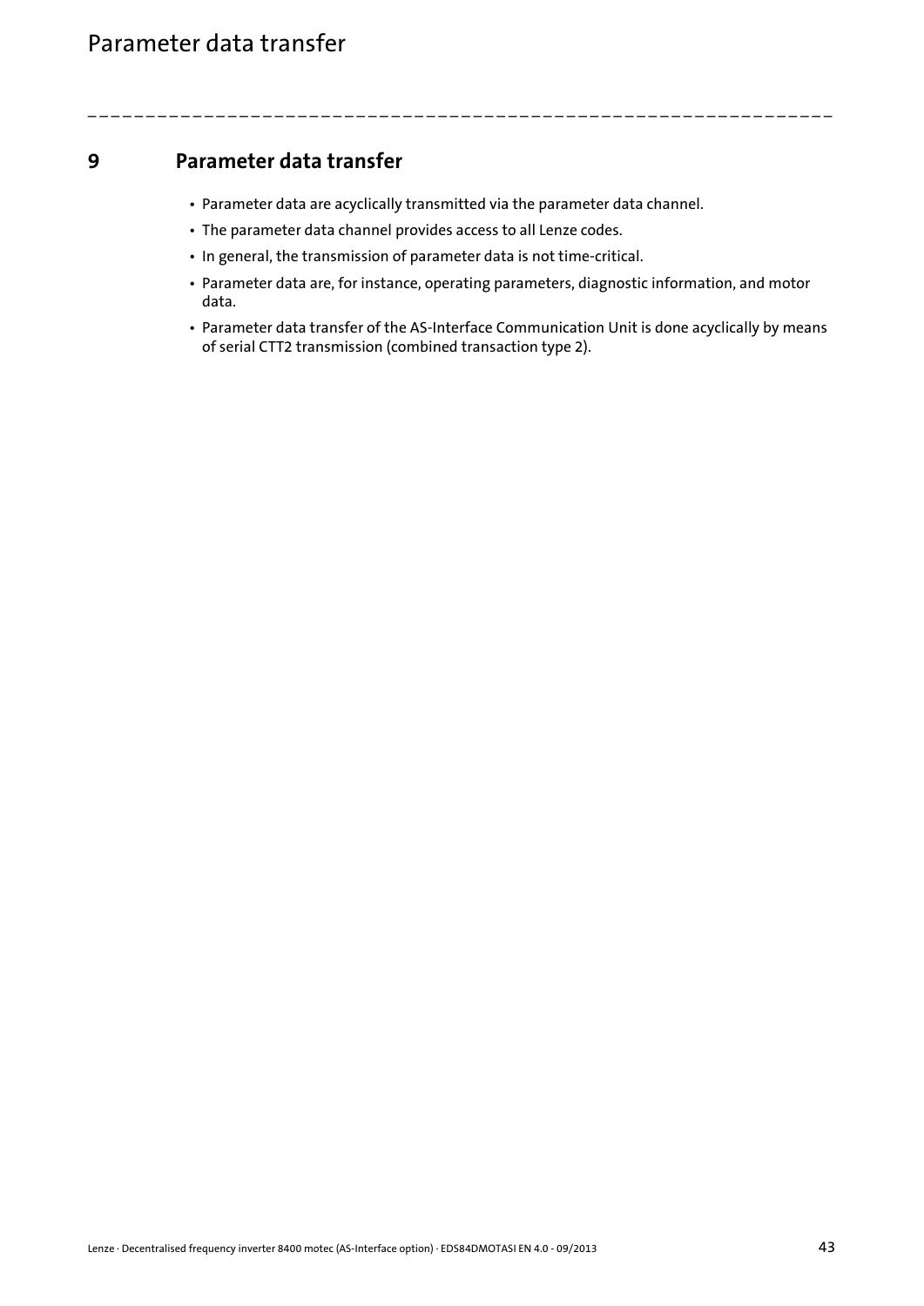# 9 Parameter data transfer

- Parameter data are acyclically transmitted via the parameter data channel.
- The parameter data channel provides access to all Lenze codes.
- In general, the transmission of parameter data is not time-critical.
- Parameter data are, for instance, operating parameters, diagnostic information, and motor data.
- Parameter data transfer of the AS-Interface Communication Unit is done acyclically by means of serial CTT2 transmission (combined transaction type 2).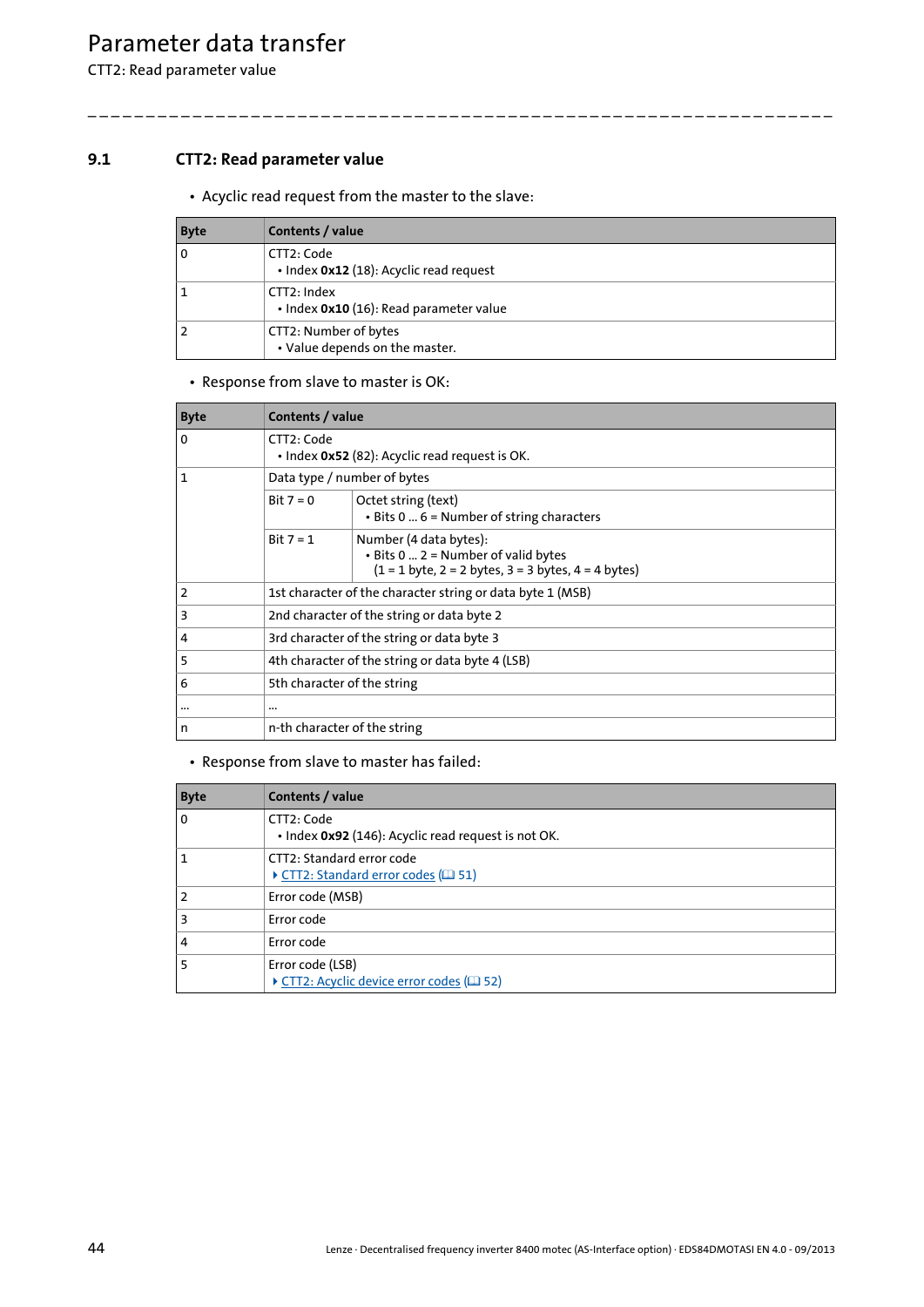## 9.1 CTT2: Read parameter value

- Acyclic read request from the master to the slave:

| Byte | Contents / value |
|---|---|
| 0 | CTT2: Code<br>• Index **0x12** (18): Acyclic read request |
| 1 | CTT2: Index<br>• Index **0x10** (16): Read parameter value |
| 2 | CTT2: Number of bytes<br>• Value depends on the master. |

- Response from slave to master is OK:

| Byte | Contents / value | |
|---|---|---|
| 0 | CTT2: Code<br>• Index **0x52** (82): Acyclic read request is OK. | |
| 1 | Data type / number of bytes | |
| | Bit 7 = 0 | Octet string (text)<br>• Bits 0 ... 6 = Number of string characters |
| | Bit 7 = 1 | Number (4 data bytes):<br>• Bits 0 ... 2 = Number of valid bytes<br>(1 = 1 byte, 2 = 2 bytes, 3 = 3 bytes, 4 = 4 bytes) |
| 2 | 1st character of the character string or data byte 1 (MSB) | |
| 3 | 2nd character of the string or data byte 2 | |
| 4 | 3rd character of the string or data byte 3 | |
| 5 | 4th character of the string or data byte 4 (LSB) | |
| 6 | 5th character of the string | |
| ... | ... | |
| n | n-th character of the string | |

- Response from slave to master has failed:

| Byte | Contents / value |
|---|---|
| 0 | CTT2: Code<br>• Index **0x92** (146): Acyclic read request is not OK. |
| 1 | CTT2: Standard error code<br>▸ CTT2: Standard error codes (📖 51) |
| 2 | Error code (MSB) |
| 3 | Error code |
| 4 | Error code |
| 5 | Error code (LSB)<br>▸ CTT2: Acyclic device error codes (📖 52) |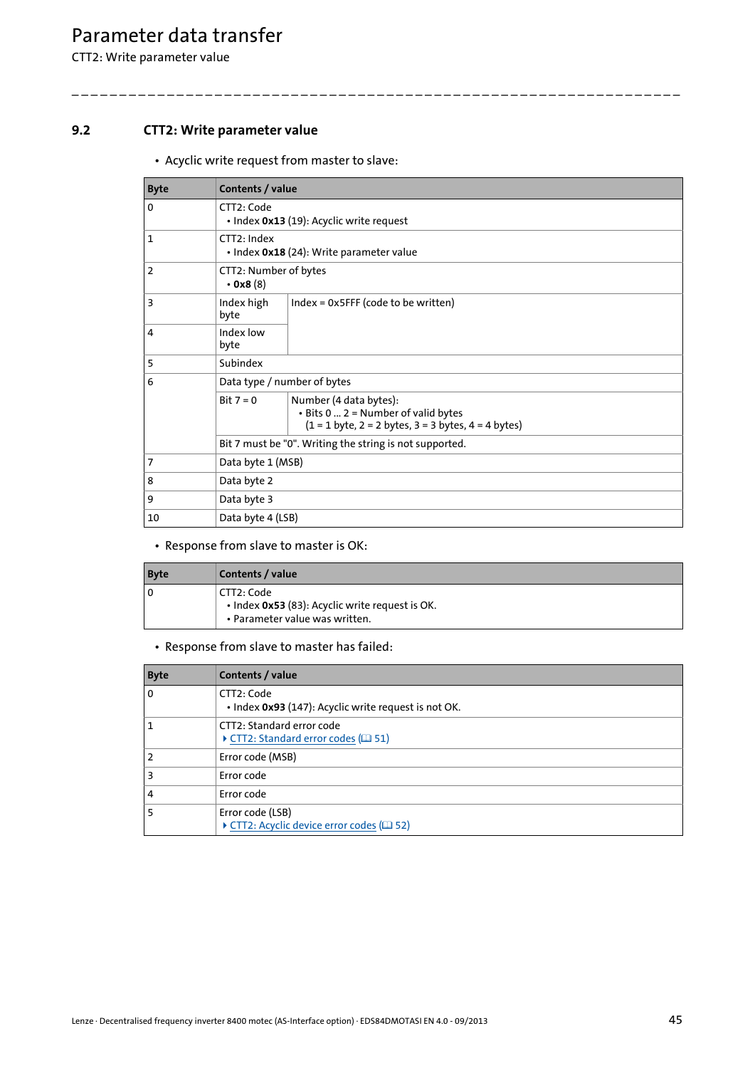## 9.2 CTT2: Write parameter value

- Acyclic write request from master to slave:

| Byte | Contents / value | |
|---|---|---|
| 0 | CTT2: Code<br>• Index **0x13** (19): Acyclic write request | |
| 1 | CTT2: Index<br>• Index **0x18** (24): Write parameter value | |
| 2 | CTT2: Number of bytes<br>• **0x8** (8) | |
| 3 | Index high byte | Index = 0x5FFF (code to be written) |
| 4 | Index low byte | |
| 5 | Subindex | |
| 6 | Data type / number of bytes | |
| | Bit 7 = 0 | Number (4 data bytes):<br>• Bits 0 ... 2 = Number of valid bytes<br>(1 = 1 byte, 2 = 2 bytes, 3 = 3 bytes, 4 = 4 bytes) |
| | Bit 7 must be "0". Writing the string is not supported. | |
| 7 | Data byte 1 (MSB) | |
| 8 | Data byte 2 | |
| 9 | Data byte 3 | |
| 10 | Data byte 4 (LSB) | |

- Response from slave to master is OK:

| Byte | Contents / value |
|---|---|
| 0 | CTT2: Code<br>• Index **0x53** (83): Acyclic write request is OK.<br>• Parameter value was written. |

- Response from slave to master has failed:

| Byte | Contents / value |
|---|---|
| 0 | CTT2: Code<br>• Index **0x93** (147): Acyclic write request is not OK. |
| 1 | CTT2: Standard error code<br>CTT2: Standard error codes (51) |
| 2 | Error code (MSB) |
| 3 | Error code |
| 4 | Error code |
| 5 | Error code (LSB)<br>CTT2: Acyclic device error codes (52) |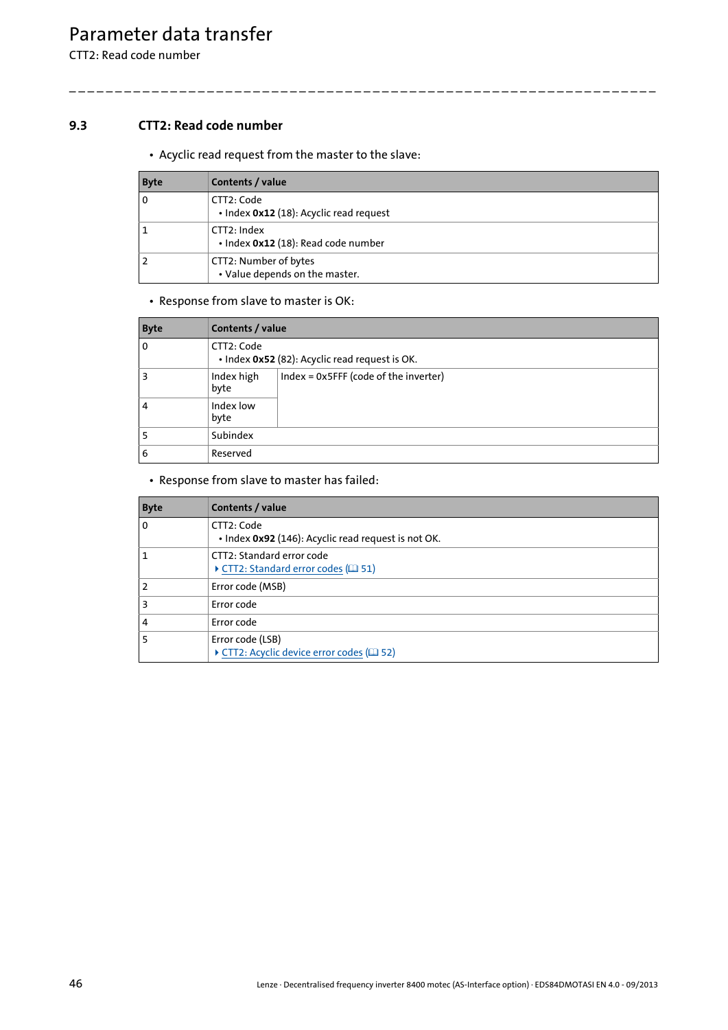### 9.3 CTT2: Read code number

- Acyclic read request from the master to the slave:

| Byte | Contents / value |
|---|---|
| 0 | CTT2: Code<br>• Index **0x12** (18): Acyclic read request |
| 1 | CTT2: Index<br>• Index **0x12** (18): Read code number |
| 2 | CTT2: Number of bytes<br>• Value depends on the master. |

- Response from slave to master is OK:

| Byte | Contents / value | |
|---|---|---|
| 0 | CTT2: Code<br>• Index **0x52** (82): Acyclic read request is OK. | |
| 3 | Index high byte | Index = 0x5FFF (code of the inverter) |
| 4 | Index low byte | |
| 5 | Subindex | |
| 6 | Reserved | |

- Response from slave to master has failed:

| Byte | Contents / value |
|---|---|
| 0 | CTT2: Code<br>• Index **0x92** (146): Acyclic read request is not OK. |
| 1 | CTT2: Standard error code<br>▸ CTT2: Standard error codes (🕮 51) |
| 2 | Error code (MSB) |
| 3 | Error code |
| 4 | Error code |
| 5 | Error code (LSB)<br>▸ CTT2: Acyclic device error codes (🕮 52) |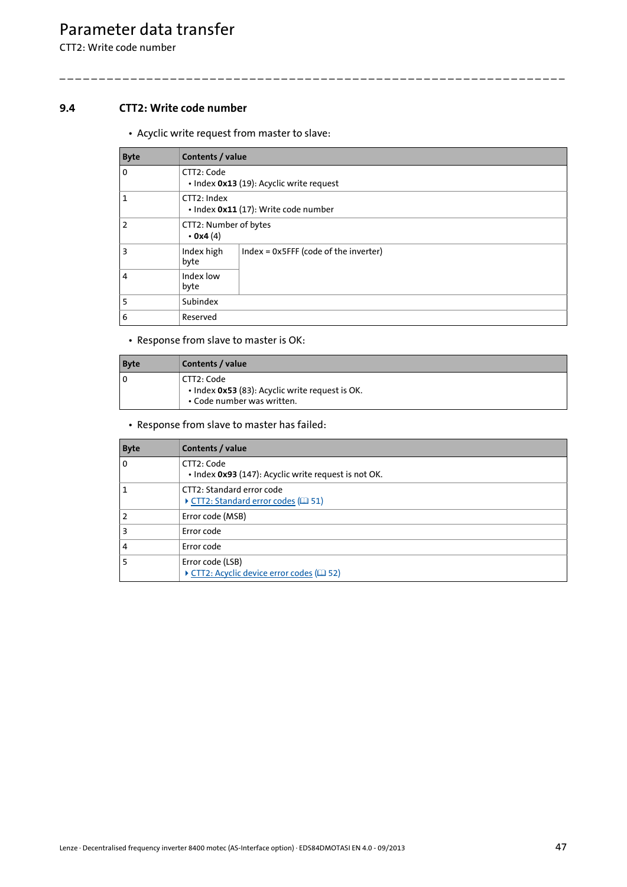## 9.4 CTT2: Write code number

- Acyclic write request from master to slave:

| Byte | Contents / value | |
|---|---|---|
| 0 | CTT2: Code<br>• Index **0x13** (19): Acyclic write request | |
| 1 | CTT2: Index<br>• Index **0x11** (17): Write code number | |
| 2 | CTT2: Number of bytes<br>• **0x4** (4) | |
| 3 | Index high byte | Index = 0x5FFF (code of the inverter) |
| 4 | Index low byte | |
| 5 | Subindex | |
| 6 | Reserved | |

- Response from slave to master is OK:

| Byte | Contents / value |
|---|---|
| 0 | CTT2: Code<br>• Index **0x53** (83): Acyclic write request is OK.<br>• Code number was written. |

- Response from slave to master has failed:

| Byte | Contents / value |
|---|---|
| 0 | CTT2: Code<br>• Index **0x93** (147): Acyclic write request is not OK. |
| 1 | CTT2: Standard error code<br>CTT2: Standard error codes (51) |
| 2 | Error code (MSB) |
| 3 | Error code |
| 4 | Error code |
| 5 | Error code (LSB)<br>CTT2: Acyclic device error codes (52) |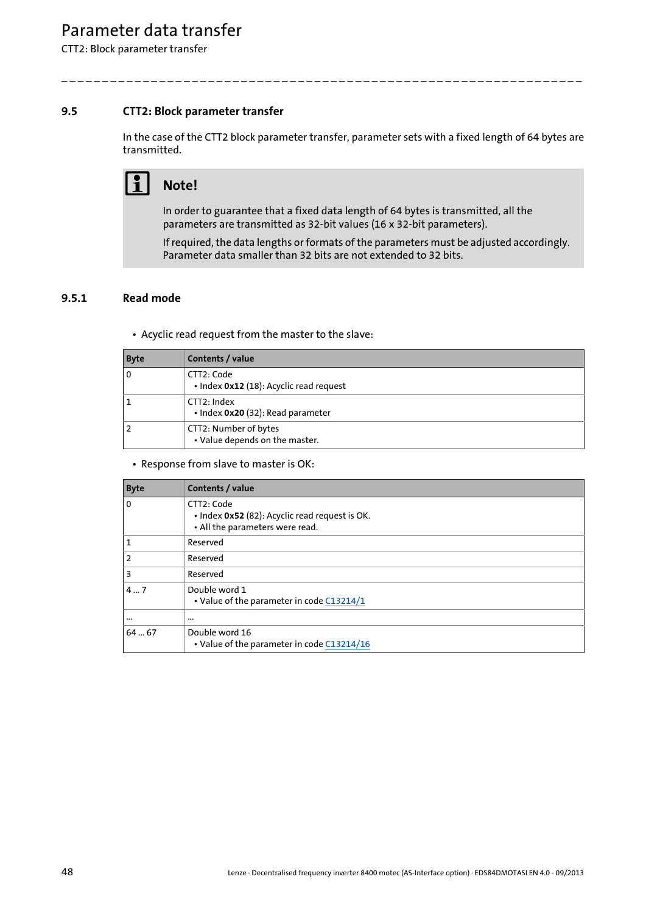## 9.5 CTT2: Block parameter transfer

In the case of the CTT2 block parameter transfer, parameter sets with a fixed length of 64 bytes are transmitted.

**Note!**

In order to guarantee that a fixed data length of 64 bytes is transmitted, all the parameters are transmitted as 32-bit values (16 x 32-bit parameters).

If required, the data lengths or formats of the parameters must be adjusted accordingly. Parameter data smaller than 32 bits are not extended to 32 bits.

### 9.5.1 Read mode

- Acyclic read request from the master to the slave:

| Byte | Contents / value |
|---|---|
| 0 | CTT2: Code<br>• Index **0x12** (18): Acyclic read request |
| 1 | CTT2: Index<br>• Index **0x20** (32): Read parameter |
| 2 | CTT2: Number of bytes<br>• Value depends on the master. |

- Response from slave to master is OK:

| Byte | Contents / value |
|---|---|
| 0 | CTT2: Code<br>• Index **0x52** (82): Acyclic read request is OK.<br>• All the parameters were read. |
| 1 | Reserved |
| 2 | Reserved |
| 3 | Reserved |
| 4 ... 7 | Double word 1<br>• Value of the parameter in code C13214/1 |
| ... | ... |
| 64 ... 67 | Double word 16<br>• Value of the parameter in code C13214/16 |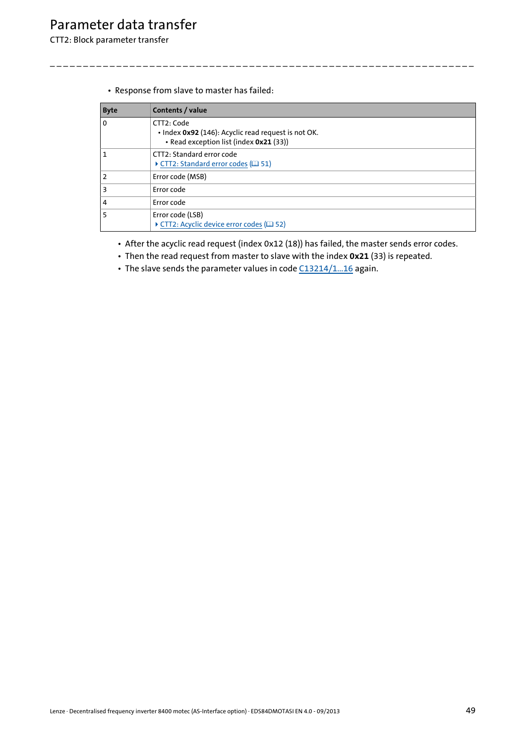- Response from slave to master has failed:

| Byte | Contents / value |
|---|---|
| 0 | CTT2: Code<br>• Index **0x92** (146): Acyclic read request is not OK.<br>• Read exception list (index **0x21** (33)) |
| 1 | CTT2: Standard error code<br>▶ CTT2: Standard error codes (📖 51) |
| 2 | Error code (MSB) |
| 3 | Error code |
| 4 | Error code |
| 5 | Error code (LSB)<br>▶ CTT2: Acyclic device error codes (📖 52) |

- After the acyclic read request (index 0x12 (18)) has failed, the master sends error codes.
- Then the read request from master to slave with the index **0x21** (33) is repeated.
- The slave sends the parameter values in code C13214/1...16 again.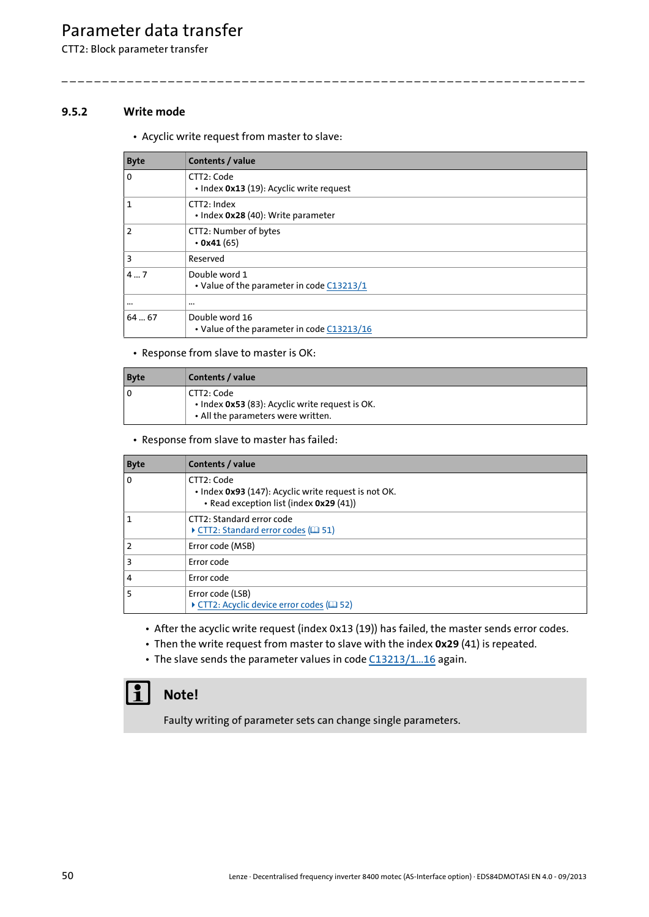### 9.5.2 Write mode

- Acyclic write request from master to slave:

| Byte | Contents / value |
|---|---|
| 0 | CTT2: Code<br>• Index **0x13** (19): Acyclic write request |
| 1 | CTT2: Index<br>• Index **0x28** (40): Write parameter |
| 2 | CTT2: Number of bytes<br>• **0x41** (65) |
| 3 | Reserved |
| 4 ... 7 | Double word 1<br>• Value of the parameter in code C13213/1 |
| ... | ... |
| 64 ... 67 | Double word 16<br>• Value of the parameter in code C13213/16 |

- Response from slave to master is OK:

| Byte | Contents / value |
|---|---|
| 0 | CTT2: Code<br>• Index **0x53** (83): Acyclic write request is OK.<br>• All the parameters were written. |

- Response from slave to master has failed:

| Byte | Contents / value |
|---|---|
| 0 | CTT2: Code<br>• Index **0x93** (147): Acyclic write request is not OK.<br>  • Read exception list (index **0x29** (41)) |
| 1 | CTT2: Standard error code<br>CTT2: Standard error codes (51) |
| 2 | Error code (MSB) |
| 3 | Error code |
| 4 | Error code |
| 5 | Error code (LSB)<br>CTT2: Acyclic device error codes (52) |

- After the acyclic write request (index 0x13 (19)) has failed, the master sends error codes.
- Then the write request from master to slave with the index **0x29** (41) is repeated.
- The slave sends the parameter values in code C13213/1...16 again.

**Note!**

Faulty writing of parameter sets can change single parameters.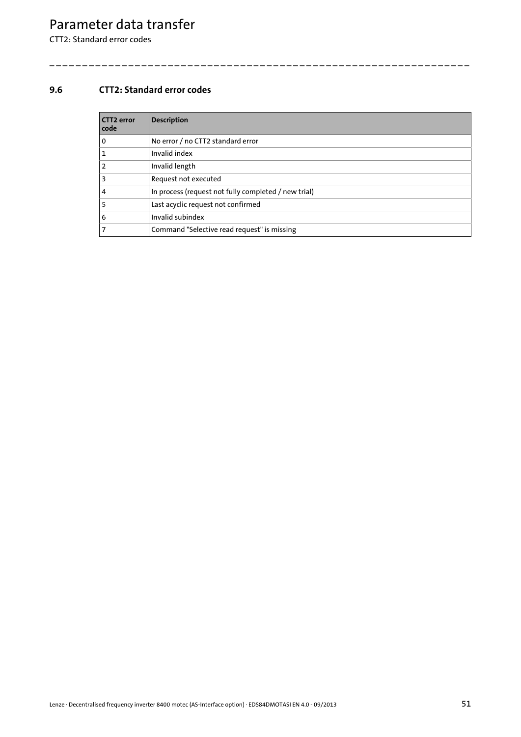## 9.6 CTT2: Standard error codes

| CTT2 error code | Description |
| --- | --- |
| 0 | No error / no CTT2 standard error |
| 1 | Invalid index |
| 2 | Invalid length |
| 3 | Request not executed |
| 4 | In process (request not fully completed / new trial) |
| 5 | Last acyclic request not confirmed |
| 6 | Invalid subindex |
| 7 | Command "Selective read request" is missing |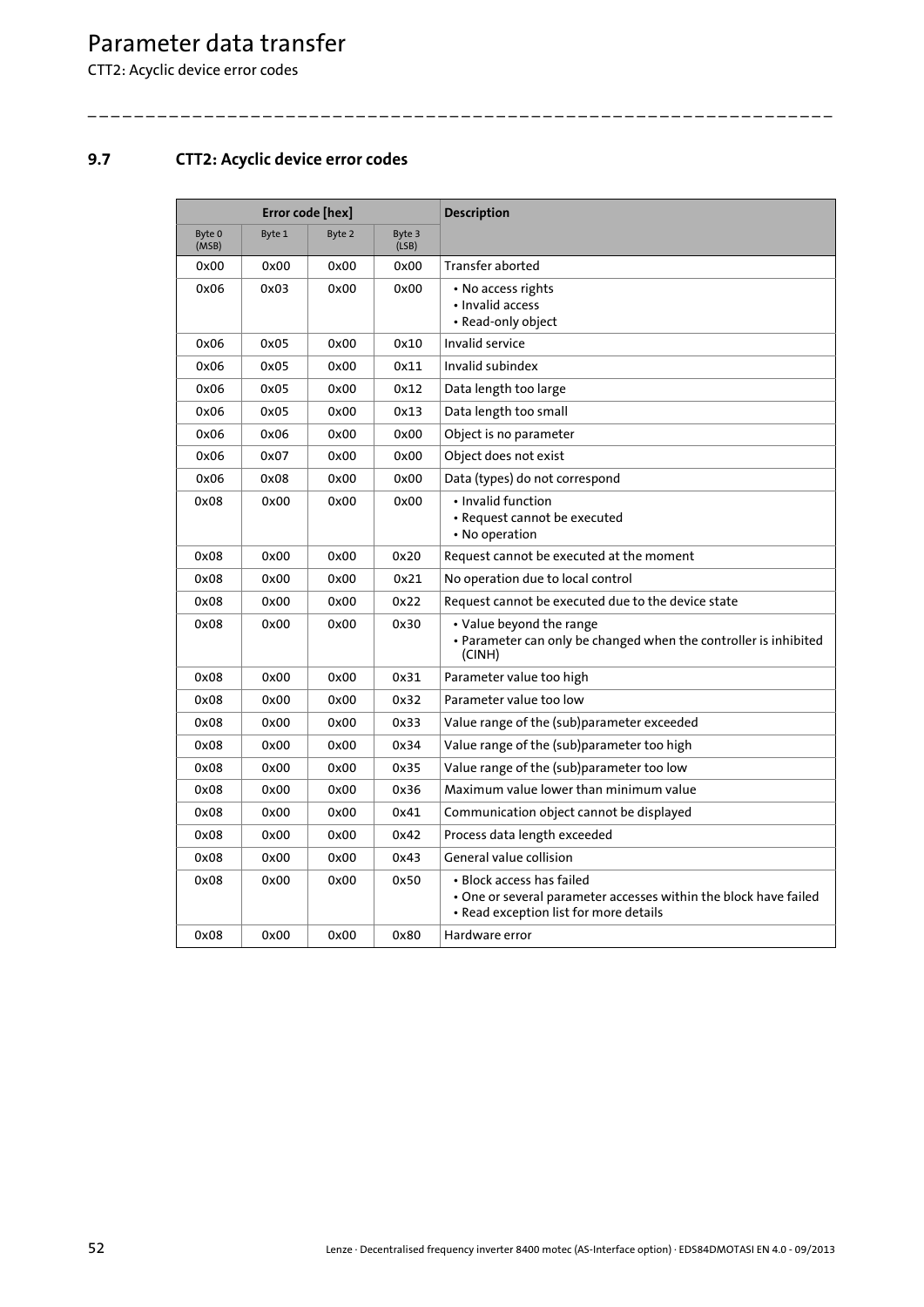## 9.7 CTT2: Acyclic device error codes

| Error code [hex] | | | | Description |
|---|---|---|---|---|
| Byte 0 (MSB) | Byte 1 | Byte 2 | Byte 3 (LSB) | |
| 0x00 | 0x00 | 0x00 | 0x00 | Transfer aborted |
| 0x06 | 0x03 | 0x00 | 0x00 | • No access rights<br>• Invalid access<br>• Read-only object |
| 0x06 | 0x05 | 0x00 | 0x10 | Invalid service |
| 0x06 | 0x05 | 0x00 | 0x11 | Invalid subindex |
| 0x06 | 0x05 | 0x00 | 0x12 | Data length too large |
| 0x06 | 0x05 | 0x00 | 0x13 | Data length too small |
| 0x06 | 0x06 | 0x00 | 0x00 | Object is no parameter |
| 0x06 | 0x07 | 0x00 | 0x00 | Object does not exist |
| 0x06 | 0x08 | 0x00 | 0x00 | Data (types) do not correspond |
| 0x08 | 0x00 | 0x00 | 0x00 | • Invalid function<br>• Request cannot be executed<br>• No operation |
| 0x08 | 0x00 | 0x00 | 0x20 | Request cannot be executed at the moment |
| 0x08 | 0x00 | 0x00 | 0x21 | No operation due to local control |
| 0x08 | 0x00 | 0x00 | 0x22 | Request cannot be executed due to the device state |
| 0x08 | 0x00 | 0x00 | 0x30 | • Value beyond the range<br>• Parameter can only be changed when the controller is inhibited (CINH) |
| 0x08 | 0x00 | 0x00 | 0x31 | Parameter value too high |
| 0x08 | 0x00 | 0x00 | 0x32 | Parameter value too low |
| 0x08 | 0x00 | 0x00 | 0x33 | Value range of the (sub)parameter exceeded |
| 0x08 | 0x00 | 0x00 | 0x34 | Value range of the (sub)parameter too high |
| 0x08 | 0x00 | 0x00 | 0x35 | Value range of the (sub)parameter too low |
| 0x08 | 0x00 | 0x00 | 0x36 | Maximum value lower than minimum value |
| 0x08 | 0x00 | 0x00 | 0x41 | Communication object cannot be displayed |
| 0x08 | 0x00 | 0x00 | 0x42 | Process data length exceeded |
| 0x08 | 0x00 | 0x00 | 0x43 | General value collision |
| 0x08 | 0x00 | 0x00 | 0x50 | • Block access has failed<br>• One or several parameter accesses within the block have failed<br>• Read exception list for more details |
| 0x08 | 0x00 | 0x00 | 0x80 | Hardware error |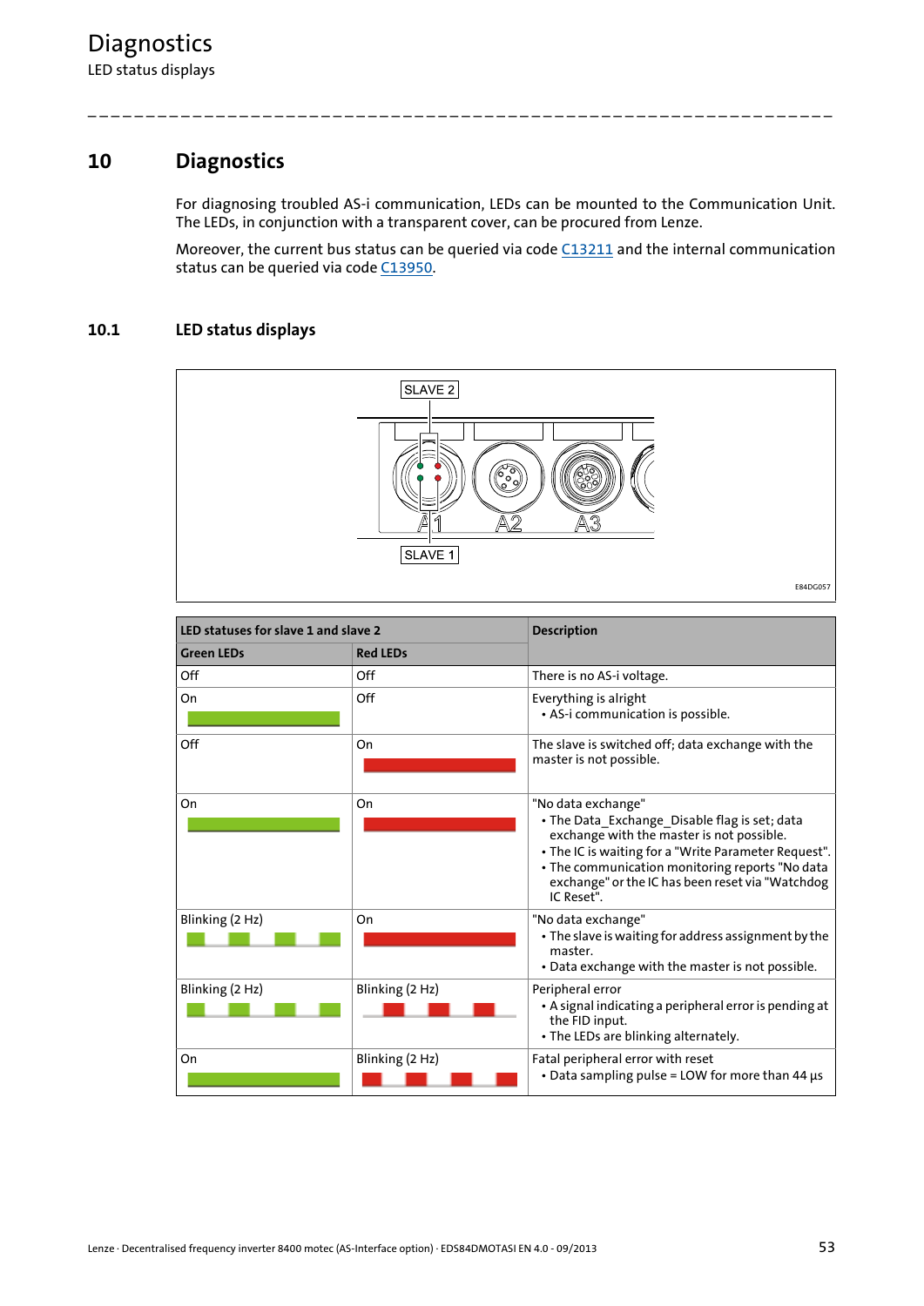## 10 Diagnostics

For diagnosing troubled AS-i communication, LEDs can be mounted to the Communication Unit. The LEDs, in conjunction with a transparent cover, can be procured from Lenze.

Moreover, the current bus status can be queried via code C13211 and the internal communication status can be queried via code C13950.

### 10.1 LED status displays

SLAVE 2

A1 A2 A3

SLAVE 1

E84DG057

| LED statuses for slave 1 and slave 2 | | Description |
|---|---|---|
| **Green LEDs** | **Red LEDs** | |
| Off | Off | There is no AS-i voltage. |
| On | Off | Everything is alright<br>• AS-i communication is possible. |
| Off | On | The slave is switched off; data exchange with the master is not possible. |
| On | On | "No data exchange"<br>• The Data_Exchange_Disable flag is set; data exchange with the master is not possible.<br>• The IC is waiting for a "Write Parameter Request".<br>• The communication monitoring reports "No data exchange" or the IC has been reset via "Watchdog IC Reset". |
| Blinking (2 Hz) | On | "No data exchange"<br>• The slave is waiting for address assignment by the master.<br>• Data exchange with the master is not possible. |
| Blinking (2 Hz) | Blinking (2 Hz) | Peripheral error<br>• A signal indicating a peripheral error is pending at the FID input.<br>• The LEDs are blinking alternately. |
| On | Blinking (2 Hz) | Fatal peripheral error with reset<br>• Data sampling pulse = LOW for more than 44 µs |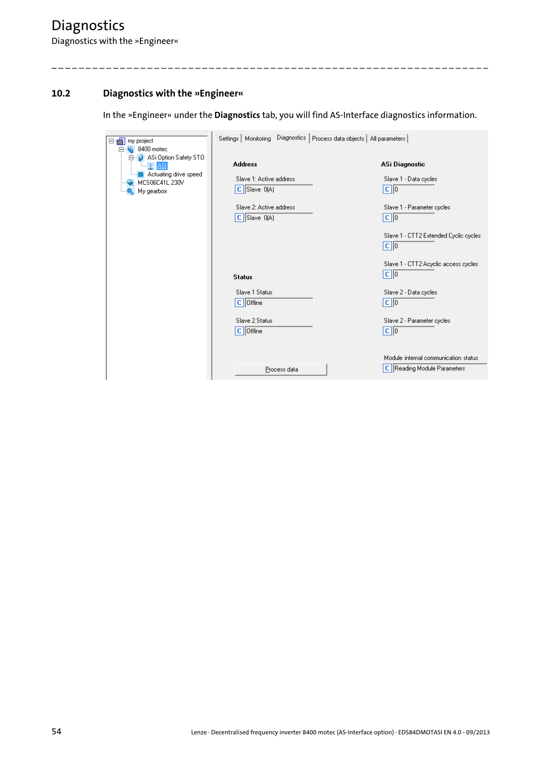## 10.2 Diagnostics with the »Engineer«

In the »Engineer« under the **Diagnostics** tab, you will find AS-Interface diagnostics information.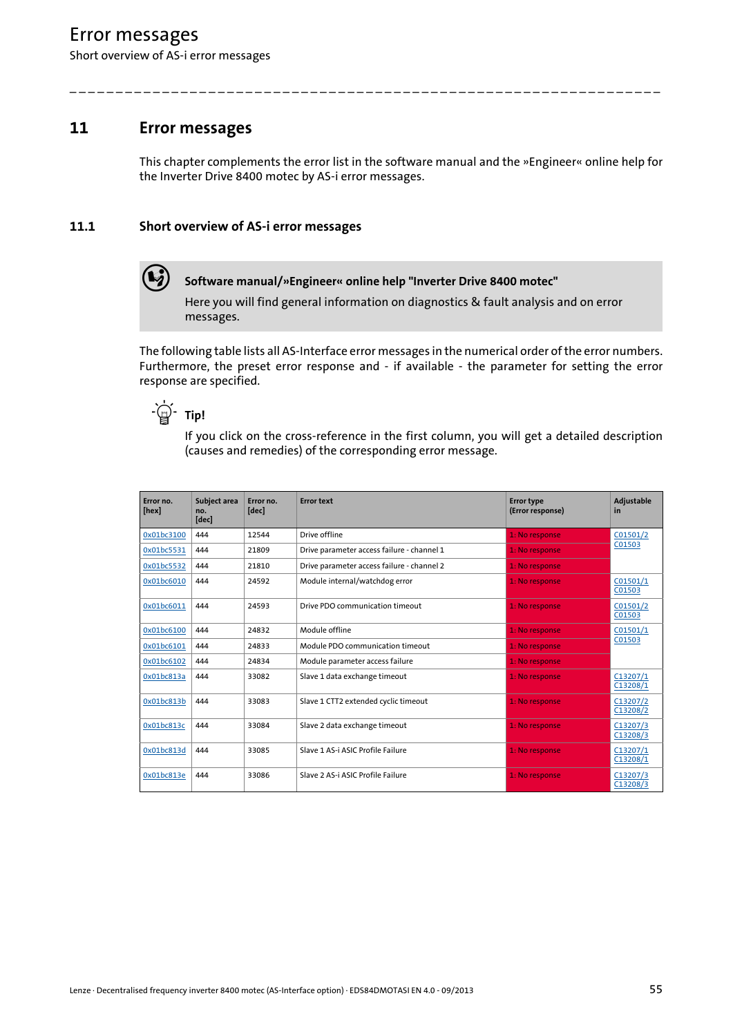# 11 Error messages

This chapter complements the error list in the software manual and the »Engineer« online help for the Inverter Drive 8400 motec by AS-i error messages.

## 11.1 Short overview of AS-i error messages

**Software manual/»Engineer« online help "Inverter Drive 8400 motec"**

Here you will find general information on diagnostics & fault analysis and on error messages.

The following table lists all AS-Interface error messages in the numerical order of the error numbers. Furthermore, the preset error response and - if available - the parameter for setting the error response are specified.

**Tip!**

If you click on the cross-reference in the first column, you will get a detailed description (causes and remedies) of the corresponding error message.

| Error no. [hex] | Subject area no. [dec] | Error no. [dec] | Error text | Error type (Error response) | Adjustable in |
|---|---|---|---|---|---|
| 0x01bc3100 | 444 | 12544 | Drive offline | 1: No response | C01501/2 C01503 |
| 0x01bc5531 | 444 | 21809 | Drive parameter access failure - channel 1 | 1: No response | |
| 0x01bc5532 | 444 | 21810 | Drive parameter access failure - channel 2 | 1: No response | |
| 0x01bc6010 | 444 | 24592 | Module internal/watchdog error | 1: No response | C01501/1 C01503 |
| 0x01bc6011 | 444 | 24593 | Drive PDO communication timeout | 1: No response | C01501/2 C01503 |
| 0x01bc6100 | 444 | 24832 | Module offline | 1: No response | C01501/1 C01503 |
| 0x01bc6101 | 444 | 24833 | Module PDO communication timeout | 1: No response | |
| 0x01bc6102 | 444 | 24834 | Module parameter access failure | 1: No response | |
| 0x01bc813a | 444 | 33082 | Slave 1 data exchange timeout | 1: No response | C13207/1 C13208/1 |
| 0x01bc813b | 444 | 33083 | Slave 1 CTT2 extended cyclic timeout | 1: No response | C13207/2 C13208/2 |
| 0x01bc813c | 444 | 33084 | Slave 2 data exchange timeout | 1: No response | C13207/3 C13208/3 |
| 0x01bc813d | 444 | 33085 | Slave 1 AS-i ASIC Profile Failure | 1: No response | C13207/1 C13208/1 |
| 0x01bc813e | 444 | 33086 | Slave 2 AS-i ASIC Profile Failure | 1: No response | C13207/3 C13208/3 |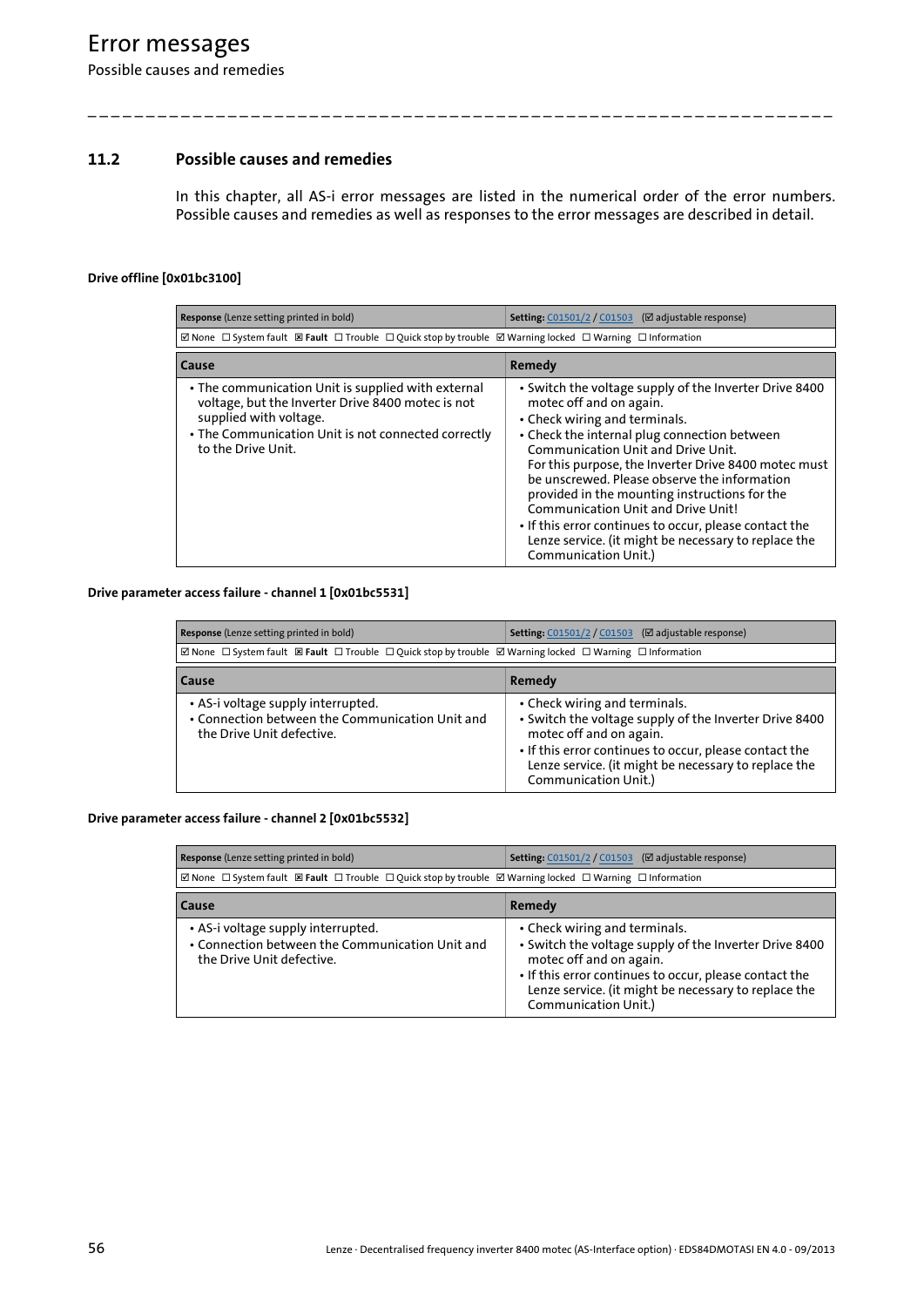## 11.2 Possible causes and remedies

In this chapter, all AS-i error messages are listed in the numerical order of the error numbers. Possible causes and remedies as well as responses to the error messages are described in detail.

#### Drive offline [0x01bc3100]

| **Response** (Lenze setting printed in bold) | **Setting:** C01501/2 / C01503 (☑ adjustable response) |
|---|---|
| ☑ None ☐ System fault ☒ **Fault** ☐ Trouble ☐ Quick stop by trouble ☑ Warning locked ☐ Warning ☐ Information | |

| Cause | Remedy |
|---|---|
| • The communication Unit is supplied with external voltage, but the Inverter Drive 8400 motec is not supplied with voltage.<br>• The Communication Unit is not connected correctly to the Drive Unit. | • Switch the voltage supply of the Inverter Drive 8400 motec off and on again.<br>• Check wiring and terminals.<br>• Check the internal plug connection between Communication Unit and Drive Unit.<br>For this purpose, the Inverter Drive 8400 motec must be unscrewed. Please observe the information provided in the mounting instructions for the Communication Unit and Drive Unit!<br>• If this error continues to occur, please contact the Lenze service. (it might be necessary to replace the Communication Unit.) |

#### Drive parameter access failure - channel 1 [0x01bc5531]

| **Response** (Lenze setting printed in bold) | **Setting:** C01501/2 / C01503 (☑ adjustable response) |
|---|---|
| ☑ None ☐ System fault ☒ **Fault** ☐ Trouble ☐ Quick stop by trouble ☑ Warning locked ☐ Warning ☐ Information | |

| Cause | Remedy |
|---|---|
| • AS-i voltage supply interrupted.<br>• Connection between the Communication Unit and the Drive Unit defective. | • Check wiring and terminals.<br>• Switch the voltage supply of the Inverter Drive 8400 motec off and on again.<br>• If this error continues to occur, please contact the Lenze service. (it might be necessary to replace the Communication Unit.) |

#### Drive parameter access failure - channel 2 [0x01bc5532]

| **Response** (Lenze setting printed in bold) | **Setting:** C01501/2 / C01503 (☑ adjustable response) |
|---|---|
| ☑ None ☐ System fault ☒ **Fault** ☐ Trouble ☐ Quick stop by trouble ☑ Warning locked ☐ Warning ☐ Information | |

| Cause | Remedy |
|---|---|
| • AS-i voltage supply interrupted.<br>• Connection between the Communication Unit and the Drive Unit defective. | • Check wiring and terminals.<br>• Switch the voltage supply of the Inverter Drive 8400 motec off and on again.<br>• If this error continues to occur, please contact the Lenze service. (it might be necessary to replace the Communication Unit.) |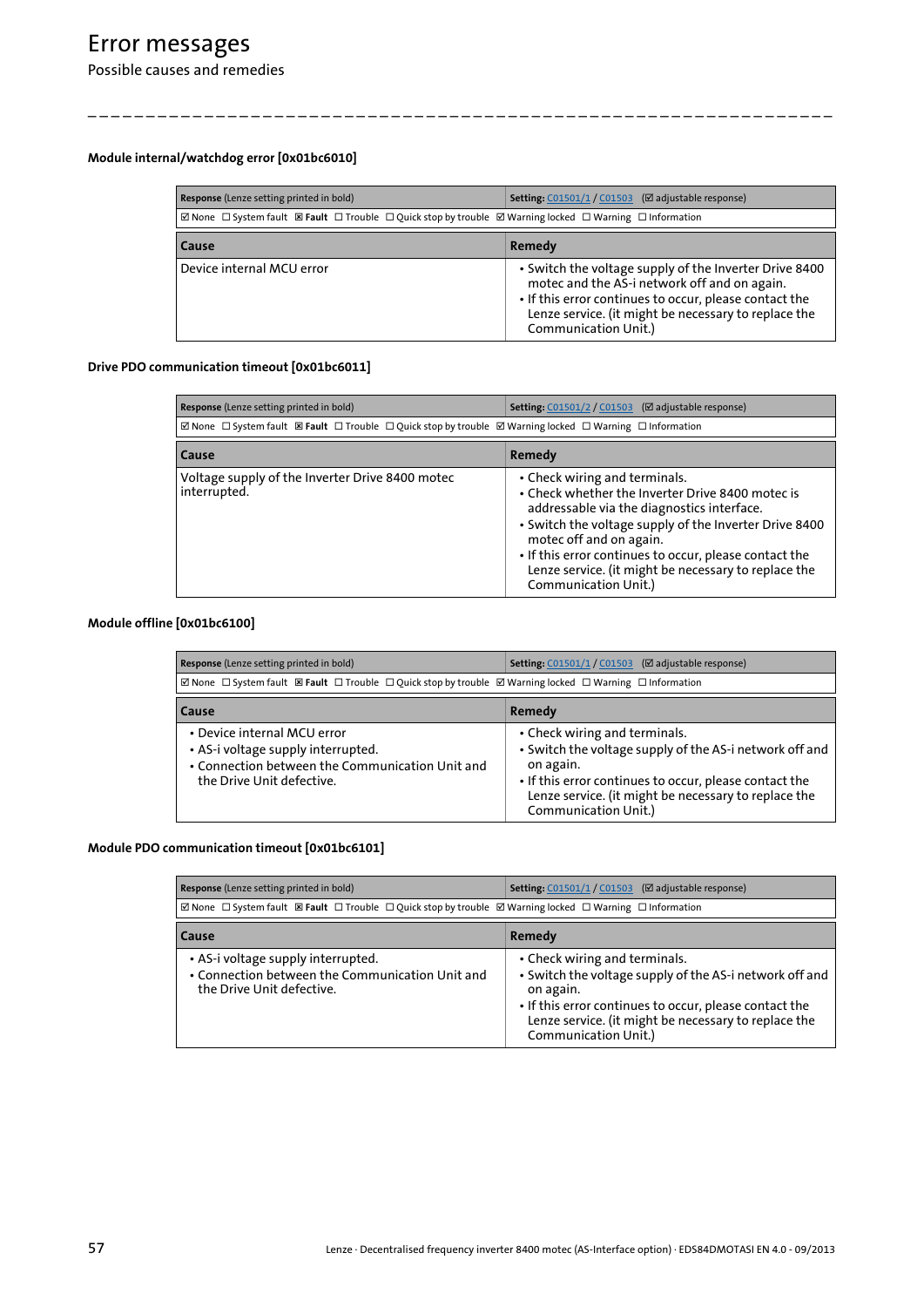# Error messages

Possible causes and remedies

#### Module internal/watchdog error [0x01bc6010]

| Response (Lenze setting printed in bold) | Setting: C01501/1 / C01503 (☑ adjustable response) |
|---|---|
| ☑ None ☐ System fault ☒ **Fault** ☐ Trouble ☐ Quick stop by trouble ☑ Warning locked ☐ Warning ☐ Information | |

| Cause | Remedy |
|---|---|
| Device internal MCU error | • Switch the voltage supply of the Inverter Drive 8400 motec and the AS-i network off and on again.<br>• If this error continues to occur, please contact the Lenze service. (it might be necessary to replace the Communication Unit.) |

#### Drive PDO communication timeout [0x01bc6011]

| Response (Lenze setting printed in bold) | Setting: C01501/2 / C01503 (☑ adjustable response) |
|---|---|
| ☑ None ☐ System fault ☒ **Fault** ☐ Trouble ☐ Quick stop by trouble ☑ Warning locked ☐ Warning ☐ Information | |

| Cause | Remedy |
|---|---|
| Voltage supply of the Inverter Drive 8400 motec interrupted. | • Check wiring and terminals.<br>• Check whether the Inverter Drive 8400 motec is addressable via the diagnostics interface.<br>• Switch the voltage supply of the Inverter Drive 8400 motec off and on again.<br>• If this error continues to occur, please contact the Lenze service. (it might be necessary to replace the Communication Unit.) |

#### Module offline [0x01bc6100]

| Response (Lenze setting printed in bold) | Setting: C01501/1 / C01503 (☑ adjustable response) |
|---|---|
| ☑ None ☐ System fault ☒ **Fault** ☐ Trouble ☐ Quick stop by trouble ☑ Warning locked ☐ Warning ☐ Information | |

| Cause | Remedy |
|---|---|
| • Device internal MCU error<br>• AS-i voltage supply interrupted.<br>• Connection between the Communication Unit and the Drive Unit defective. | • Check wiring and terminals.<br>• Switch the voltage supply of the AS-i network off and on again.<br>• If this error continues to occur, please contact the Lenze service. (it might be necessary to replace the Communication Unit.) |

#### Module PDO communication timeout [0x01bc6101]

| Response (Lenze setting printed in bold) | Setting: C01501/1 / C01503 (☑ adjustable response) |
|---|---|
| ☑ None ☐ System fault ☒ **Fault** ☐ Trouble ☐ Quick stop by trouble ☑ Warning locked ☐ Warning ☐ Information | |

| Cause | Remedy |
|---|---|
| • AS-i voltage supply interrupted.<br>• Connection between the Communication Unit and the Drive Unit defective. | • Check wiring and terminals.<br>• Switch the voltage supply of the AS-i network off and on again.<br>• If this error continues to occur, please contact the Lenze service. (it might be necessary to replace the Communication Unit.) |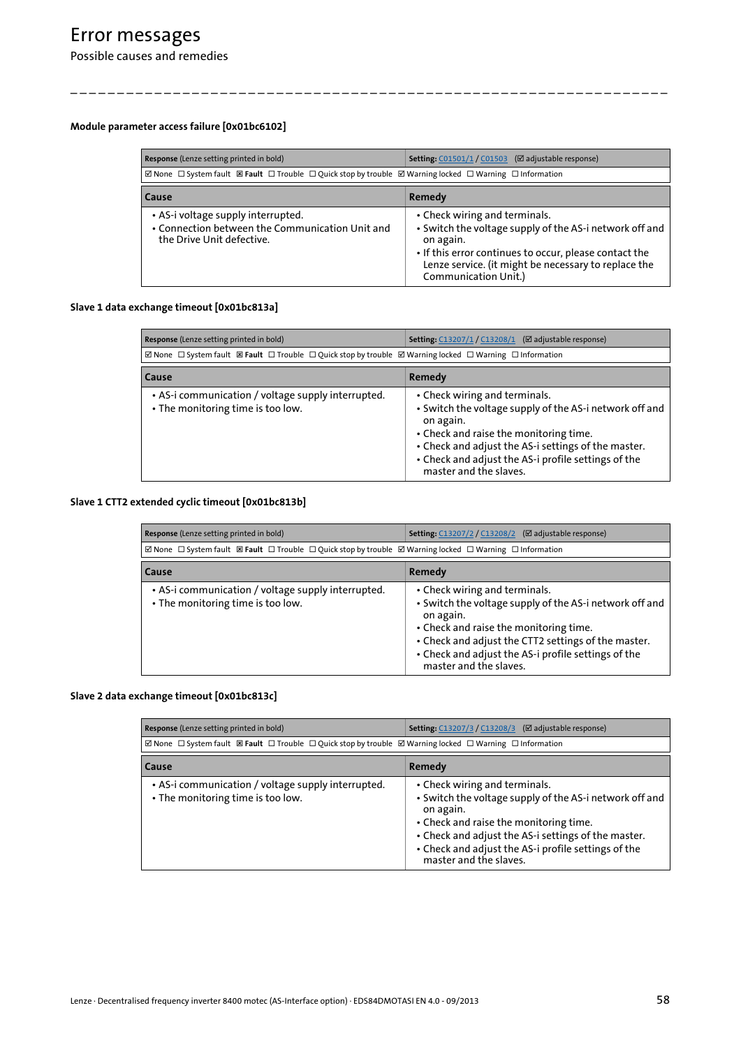# Error messages

Possible causes and remedies

#### Module parameter access failure [0x01bc6102]

| **Response** (Lenze setting printed in bold) | **Setting:** C01501/1 / C01503 (☑ adjustable response) |
|---|---|
| ☑ None ☐ System fault ☒ **Fault** ☐ Trouble ☐ Quick stop by trouble ☑ Warning locked ☐ Warning ☐ Information | |

| Cause | Remedy |
|---|---|
| • AS-i voltage supply interrupted.<br>• Connection between the Communication Unit and the Drive Unit defective. | • Check wiring and terminals.<br>• Switch the voltage supply of the AS-i network off and on again.<br>• If this error continues to occur, please contact the Lenze service. (it might be necessary to replace the Communication Unit.) |

#### Slave 1 data exchange timeout [0x01bc813a]

| **Response** (Lenze setting printed in bold) | **Setting:** C13207/1 / C13208/1 (☑ adjustable response) |
|---|---|
| ☑ None ☐ System fault ☒ **Fault** ☐ Trouble ☐ Quick stop by trouble ☑ Warning locked ☐ Warning ☐ Information | |

| Cause | Remedy |
|---|---|
| • AS-i communication / voltage supply interrupted.<br>• The monitoring time is too low. | • Check wiring and terminals.<br>• Switch the voltage supply of the AS-i network off and on again.<br>• Check and raise the monitoring time.<br>• Check and adjust the AS-i settings of the master.<br>• Check and adjust the AS-i profile settings of the master and the slaves. |

#### Slave 1 CTT2 extended cyclic timeout [0x01bc813b]

| **Response** (Lenze setting printed in bold) | **Setting:** C13207/2 / C13208/2 (☑ adjustable response) |
|---|---|
| ☑ None ☐ System fault ☒ **Fault** ☐ Trouble ☐ Quick stop by trouble ☑ Warning locked ☐ Warning ☐ Information | |

| Cause | Remedy |
|---|---|
| • AS-i communication / voltage supply interrupted.<br>• The monitoring time is too low. | • Check wiring and terminals.<br>• Switch the voltage supply of the AS-i network off and on again.<br>• Check and raise the monitoring time.<br>• Check and adjust the CTT2 settings of the master.<br>• Check and adjust the AS-i profile settings of the master and the slaves. |

#### Slave 2 data exchange timeout [0x01bc813c]

| **Response** (Lenze setting printed in bold) | **Setting:** C13207/3 / C13208/3 (☑ adjustable response) |
|---|---|
| ☑ None ☐ System fault ☒ **Fault** ☐ Trouble ☐ Quick stop by trouble ☑ Warning locked ☐ Warning ☐ Information | |

| Cause | Remedy |
|---|---|
| • AS-i communication / voltage supply interrupted.<br>• The monitoring time is too low. | • Check wiring and terminals.<br>• Switch the voltage supply of the AS-i network off and on again.<br>• Check and raise the monitoring time.<br>• Check and adjust the AS-i settings of the master.<br>• Check and adjust the AS-i profile settings of the master and the slaves. |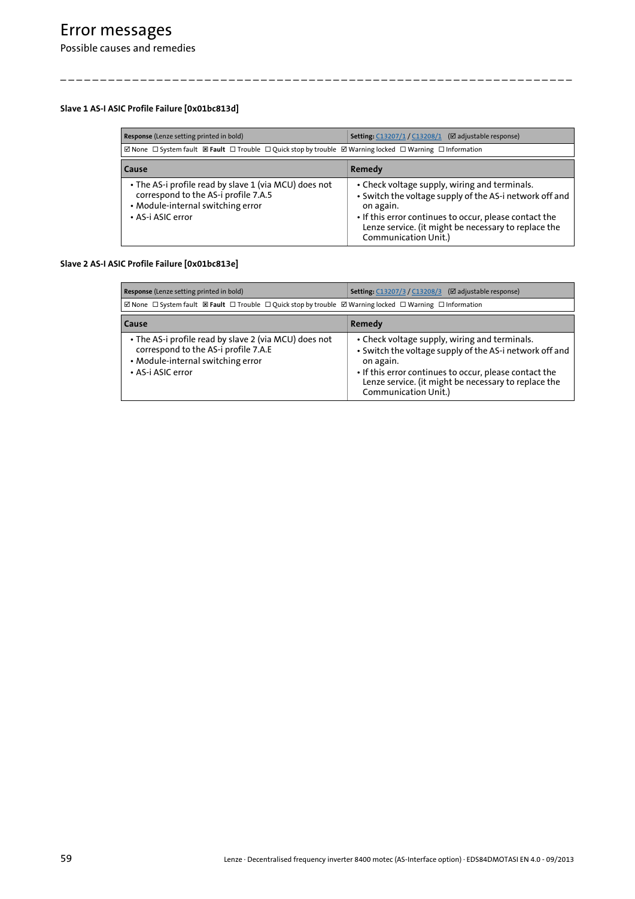# Error messages

Possible causes and remedies

### Slave 1 AS-I ASIC Profile Failure [0x01bc813d]

| **Response** (Lenze setting printed in bold) | **Setting:** C13207/1 / C13208/1 (☑ adjustable response) |
|---|---|
| ☑ None ☐ System fault ☒ **Fault** ☐ Trouble ☐ Quick stop by trouble ☑ Warning locked ☐ Warning ☐ Information | |
| **Cause** | **Remedy** |
| • The AS-i profile read by slave 1 (via MCU) does not correspond to the AS-i profile 7.A.5<br>• Module-internal switching error<br>• AS-i ASIC error | • Check voltage supply, wiring and terminals.<br>• Switch the voltage supply of the AS-i network off and on again.<br>• If this error continues to occur, please contact the Lenze service. (it might be necessary to replace the Communication Unit.) |

### Slave 2 AS-I ASIC Profile Failure [0x01bc813e]

| **Response** (Lenze setting printed in bold) | **Setting:** C13207/3 / C13208/3 (☑ adjustable response) |
|---|---|
| ☑ None ☐ System fault ☒ **Fault** ☐ Trouble ☐ Quick stop by trouble ☑ Warning locked ☐ Warning ☐ Information | |
| **Cause** | **Remedy** |
| • The AS-i profile read by slave 2 (via MCU) does not correspond to the AS-i profile 7.A.E<br>• Module-internal switching error<br>• AS-i ASIC error | • Check voltage supply, wiring and terminals.<br>• Switch the voltage supply of the AS-i network off and on again.<br>• If this error continues to occur, please contact the Lenze service. (it might be necessary to replace the Communication Unit.) |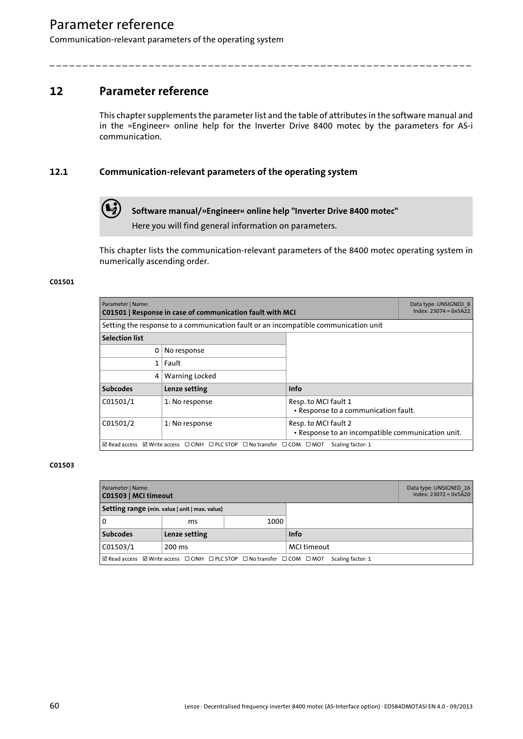# 12 Parameter reference

This chapter supplements the parameter list and the table of attributes in the software manual and in the »Engineer« online help for the Inverter Drive 8400 motec by the parameters for AS-i communication.

## 12.1 Communication-relevant parameters of the operating system

**Software manual/»Engineer« online help "Inverter Drive 8400 motec"**
Here you will find general information on parameters.

This chapter lists the communication-relevant parameters of the 8400 motec operating system in numerically ascending order.

#### C01501

| Parameter \| Name: **C01501 \| Response in case of communication fault with MCI** | | | Data type: UNSIGNED_8 Index: 23074 = 0x5A22 |
|---|---|---|---|
| Setting the response to a communication fault or an incompatible communication unit | | | |
| **Selection list** | | | |
| 0 | No response | | |
| 1 | Fault | | |
| 4 | Warning Locked | | |
| **Subcodes** | **Lenze setting** | **Info** | |
| C01501/1 | 1: No response | Resp. to MCI fault 1 • Response to a communication fault. | |
| C01501/2 | 1: No response | Resp. to MCI fault 2 • Response to an incompatible communication unit. | |
| ☑ Read access ☑ Write access ☐ CINH ☐ PLC STOP ☐ No transfer ☐ COM ☐ MOT Scaling factor: 1 | | | |

#### C01503

| Parameter \| Name: **C01503 \| MCI timeout** | | | Data type: UNSIGNED_16 Index: 23072 = 0x5A20 |
|---|---|---|---|
| **Setting range** (min. value \| unit \| max. value) | | | |
| 0 | ms | 1000 | |
| **Subcodes** | **Lenze setting** | **Info** | |
| C01503/1 | 200 ms | MCI timeout | |
| ☑ Read access ☑ Write access ☐ CINH ☐ PLC STOP ☐ No transfer ☐ COM ☐ MOT Scaling factor: 1 | | | |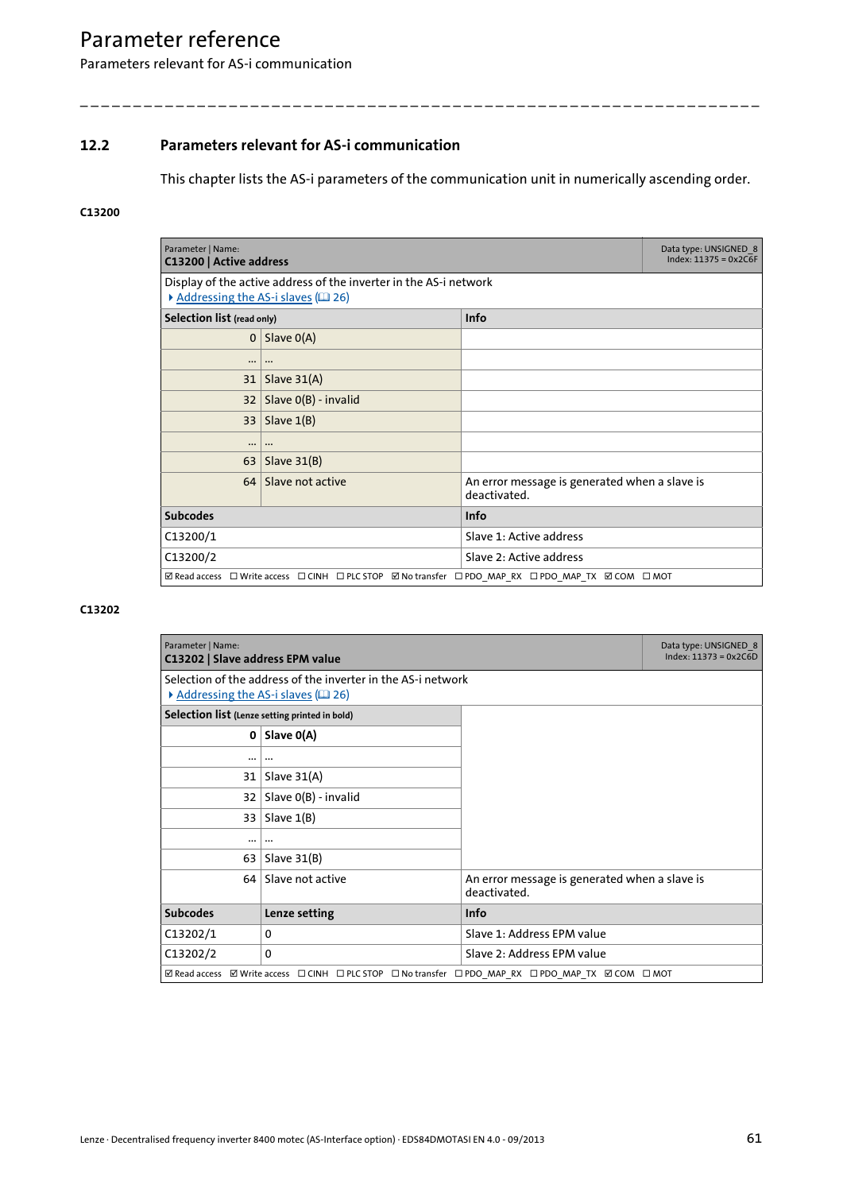## 12.2 Parameters relevant for AS-i communication

This chapter lists the AS-i parameters of the communication unit in numerically ascending order.

#### C13200

| Parameter \| Name:<br>**C13200 \| Active address** | | Data type: UNSIGNED_8<br>Index: 11375 = 0x2C6F |
|---|---|---|
| Display of the active address of the inverter in the AS-i network<br>▸ Addressing the AS-i slaves (📖 26) | | |
| **Selection list** (read only) | | **Info** |
| 0 | Slave 0(A) | |
| ... | ... | |
| 31 | Slave 31(A) | |
| 32 | Slave 0(B) - invalid | |
| 33 | Slave 1(B) | |
| ... | ... | |
| 63 | Slave 31(B) | |
| 64 | Slave not active | An error message is generated when a slave is deactivated. |
| **Subcodes** | | **Info** |
| C13200/1 | | Slave 1: Active address |
| C13200/2 | | Slave 2: Active address |
| ☑ Read access ☐ Write access ☐ CINH ☐ PLC STOP ☑ No transfer ☐ PDO_MAP_RX ☐ PDO_MAP_TX ☑ COM ☐ MOT | | |

#### C13202

| Parameter \| Name:<br>**C13202 \| Slave address EPM value** | | Data type: UNSIGNED_8<br>Index: 11373 = 0x2C6D |
|---|---|---|
| Selection of the address of the inverter in the AS-i network<br>▸ Addressing the AS-i slaves (📖 26) | | |
| **Selection list** (Lenze setting printed in bold) | | |
| **0** | **Slave 0(A)** | |
| ... | ... | |
| 31 | Slave 31(A) | |
| 32 | Slave 0(B) - invalid | |
| 33 | Slave 1(B) | |
| ... | ... | |
| 63 | Slave 31(B) | |
| 64 | Slave not active | An error message is generated when a slave is deactivated. |
| **Subcodes** | **Lenze setting** | **Info** |
| C13202/1 | 0 | Slave 1: Address EPM value |
| C13202/2 | 0 | Slave 2: Address EPM value |
| ☑ Read access ☑ Write access ☐ CINH ☐ PLC STOP ☐ No transfer ☐ PDO_MAP_RX ☐ PDO_MAP_TX ☑ COM ☐ MOT | | |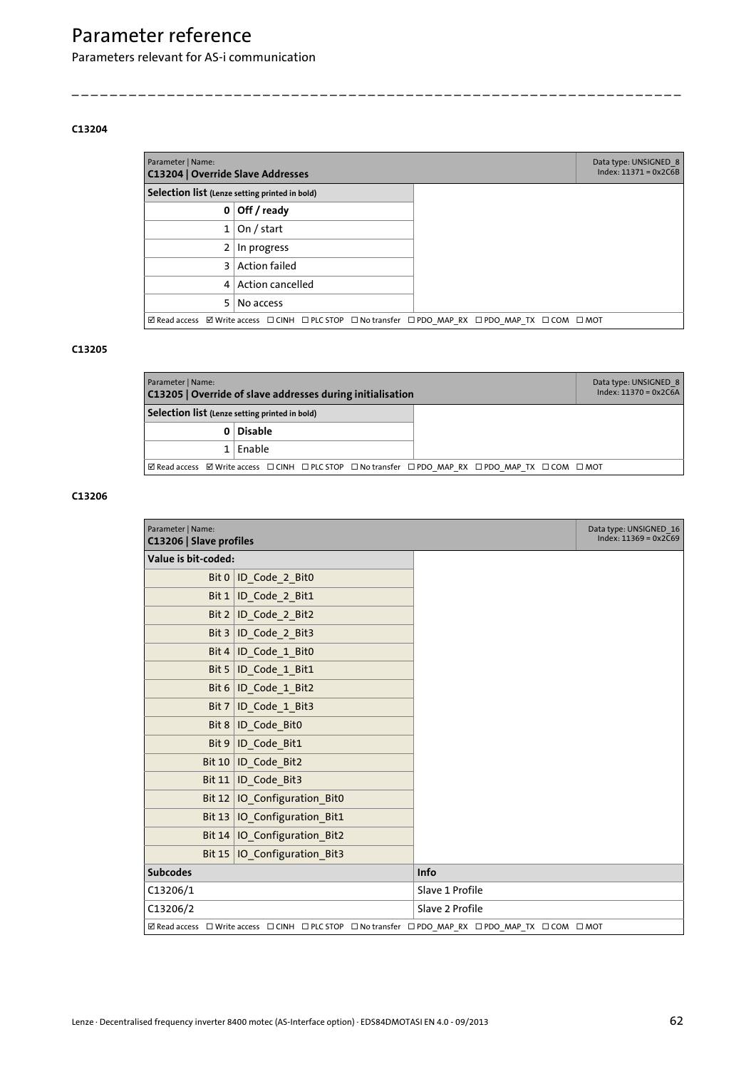### C13204

| Parameter \| Name:<br>**C13204 \| Override Slave Addresses** | | | Data type: UNSIGNED_8<br>Index: 11371 = 0x2C6B |
|---|---|---|---|
| **Selection list** (Lenze setting printed in bold) | | | |
| **0** | **Off / ready** | | |
| 1 | On / start | | |
| 2 | In progress | | |
| 3 | Action failed | | |
| 4 | Action cancelled | | |
| 5 | No access | | |
| ☑ Read access ☑ Write access ☐ CINH ☐ PLC STOP ☐ No transfer ☐ PDO_MAP_RX ☐ PDO_MAP_TX ☐ COM ☐ MOT | | | |

### C13205

| Parameter \| Name:<br>**C13205 \| Override of slave addresses during initialisation** | | | Data type: UNSIGNED_8<br>Index: 11370 = 0x2C6A |
|---|---|---|---|
| **Selection list** (Lenze setting printed in bold) | | | |
| **0** | **Disable** | | |
| 1 | Enable | | |
| ☑ Read access ☑ Write access ☐ CINH ☐ PLC STOP ☐ No transfer ☐ PDO_MAP_RX ☐ PDO_MAP_TX ☐ COM ☐ MOT | | | |

### C13206

| Parameter \| Name:<br>**C13206 \| Slave profiles** | | | Data type: UNSIGNED_16<br>Index: 11369 = 0x2C69 |
|---|---|---|---|
| **Value is bit-coded:** | | | |
| Bit 0 | ID_Code_2_Bit0 | | |
| Bit 1 | ID_Code_2_Bit1 | | |
| Bit 2 | ID_Code_2_Bit2 | | |
| Bit 3 | ID_Code_2_Bit3 | | |
| Bit 4 | ID_Code_1_Bit0 | | |
| Bit 5 | ID_Code_1_Bit1 | | |
| Bit 6 | ID_Code_1_Bit2 | | |
| Bit 7 | ID_Code_1_Bit3 | | |
| Bit 8 | ID_Code_Bit0 | | |
| Bit 9 | ID_Code_Bit1 | | |
| Bit 10 | ID_Code_Bit2 | | |
| Bit 11 | ID_Code_Bit3 | | |
| Bit 12 | IO_Configuration_Bit0 | | |
| Bit 13 | IO_Configuration_Bit1 | | |
| Bit 14 | IO_Configuration_Bit2 | | |
| Bit 15 | IO_Configuration_Bit3 | | |
| **Subcodes** | | **Info** | |
| C13206/1 | | Slave 1 Profile | |
| C13206/2 | | Slave 2 Profile | |
| ☑ Read access ☐ Write access ☐ CINH ☐ PLC STOP ☐ No transfer ☐ PDO_MAP_RX ☐ PDO_MAP_TX ☐ COM ☐ MOT | | | |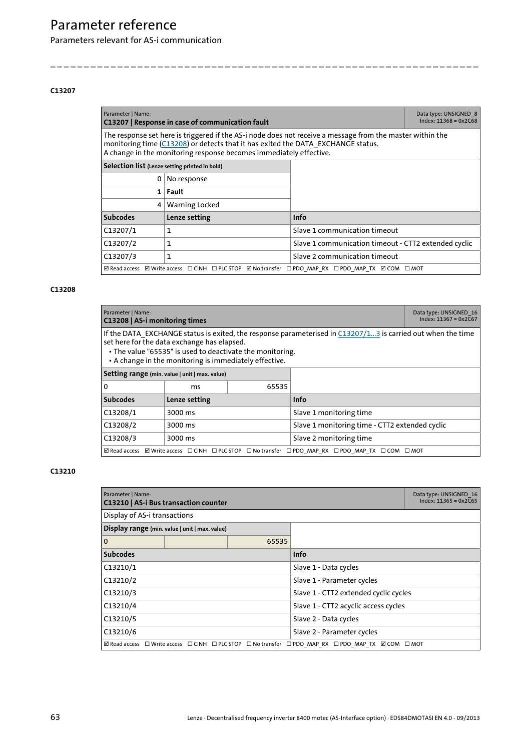# Parameter reference

## Parameters relevant for AS-i communication

### C13207

| Parameter \| Name:<br>**C13207 \| Response in case of communication fault** | | Data type: UNSIGNED_8<br>Index: 11368 = 0x2C68 |
|---|---|---|
| The response set here is triggered if the AS-i node does not receive a message from the master within the monitoring time (C13208) or detects that it has exited the DATA_EXCHANGE status.<br>A change in the monitoring response becomes immediately effective. | | |
| **Selection list** (Lenze setting printed in bold) | | |
| 0 | No response | |
| **1** | **Fault** | |
| 4 | Warning Locked | |
| **Subcodes** | **Lenze setting** | **Info** |
| C13207/1 | 1 | Slave 1 communication timeout |
| C13207/2 | 1 | Slave 1 communication timeout - CTT2 extended cyclic |
| C13207/3 | 1 | Slave 2 communication timeout |
| ☑ Read access ☑ Write access ☐ CINH ☐ PLC STOP ☑ No transfer ☐ PDO_MAP_RX ☐ PDO_MAP_TX ☑ COM ☐ MOT | | |

### C13208

| Parameter \| Name:<br>**C13208 \| AS-i monitoring times** | | | Data type: UNSIGNED_16<br>Index: 11367 = 0x2C67 |
|---|---|---|---|
| If the DATA_EXCHANGE status is exited, the response parameterised in C13207/1...3 is carried out when the time set here for the data exchange has elapsed.<br>• The value "65535" is used to deactivate the monitoring.<br>• A change in the monitoring is immediately effective. | | | |
| **Setting range** (min. value \| unit \| max. value) | | | |
| 0 | ms | 65535 | |
| **Subcodes** | **Lenze setting** | | **Info** |
| C13208/1 | 3000 ms | | Slave 1 monitoring time |
| C13208/2 | 3000 ms | | Slave 1 monitoring time - CTT2 extended cyclic |
| C13208/3 | 3000 ms | | Slave 2 monitoring time |
| ☑ Read access ☑ Write access ☐ CINH ☐ PLC STOP ☐ No transfer ☐ PDO_MAP_RX ☐ PDO_MAP_TX ☐ COM ☐ MOT | | | |

### C13210

| Parameter \| Name:<br>**C13210 \| AS-i Bus transaction counter** | | | Data type: UNSIGNED_16<br>Index: 11365 = 0x2C65 |
|---|---|---|---|
| Display of AS-i transactions | | | |
| **Display range** (min. value \| unit \| max. value) | | | |
| 0 | | 65535 | |
| **Subcodes** | | | **Info** |
| C13210/1 | | | Slave 1 - Data cycles |
| C13210/2 | | | Slave 1 - Parameter cycles |
| C13210/3 | | | Slave 1 - CTT2 extended cyclic cycles |
| C13210/4 | | | Slave 1 - CTT2 acyclic access cycles |
| C13210/5 | | | Slave 2 - Data cycles |
| C13210/6 | | | Slave 2 - Parameter cycles |
| ☑ Read access ☐ Write access ☐ CINH ☐ PLC STOP ☐ No transfer ☐ PDO_MAP_RX ☐ PDO_MAP_TX ☑ COM ☐ MOT | | | |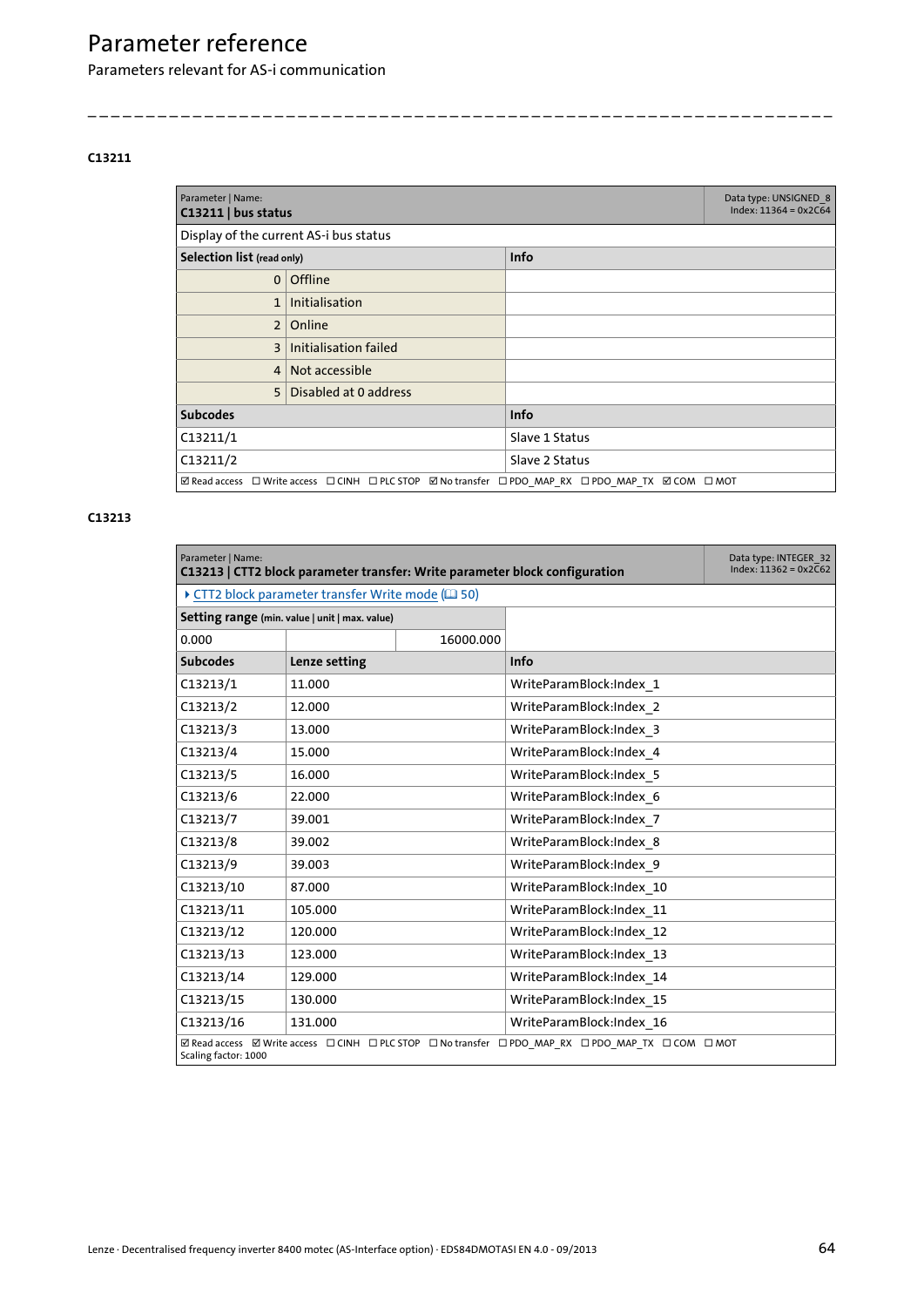## C13211

| Parameter \| Name:<br>**C13211 \| bus status** | | | Data type: UNSIGNED_8<br>Index: 11364 = 0x2C64 |
|---|---|---|---|
| Display of the current AS-i bus status | | | |
| **Selection list** (read only) | | **Info** | |
| 0 | Offline | | |
| 1 | Initialisation | | |
| 2 | Online | | |
| 3 | Initialisation failed | | |
| 4 | Not accessible | | |
| 5 | Disabled at 0 address | | |
| **Subcodes** | | **Info** | |
| C13211/1 | | Slave 1 Status | |
| C13211/2 | | Slave 2 Status | |
| ☑ Read access ☐ Write access ☐ CINH ☐ PLC STOP ☑ No transfer ☐ PDO_MAP_RX ☐ PDO_MAP_TX ☑ COM ☐ MOT | | | |

## C13213

| Parameter \| Name:<br>**C13213 \| CTT2 block parameter transfer: Write parameter block configuration** | | | Data type: INTEGER_32<br>Index: 11362 = 0x2C62 |
|---|---|---|---|
| ▸ CTT2 block parameter transfer Write mode (📖 50) | | | |
| **Setting range** (min. value \| unit \| max. value) | | | |
| 0.000 | | 16000.000 | |
| **Subcodes** | **Lenze setting** | **Info** | |
| C13213/1 | 11.000 | WriteParamBlock:Index_1 | |
| C13213/2 | 12.000 | WriteParamBlock:Index_2 | |
| C13213/3 | 13.000 | WriteParamBlock:Index_3 | |
| C13213/4 | 15.000 | WriteParamBlock:Index_4 | |
| C13213/5 | 16.000 | WriteParamBlock:Index_5 | |
| C13213/6 | 22.000 | WriteParamBlock:Index_6 | |
| C13213/7 | 39.001 | WriteParamBlock:Index_7 | |
| C13213/8 | 39.002 | WriteParamBlock:Index_8 | |
| C13213/9 | 39.003 | WriteParamBlock:Index_9 | |
| C13213/10 | 87.000 | WriteParamBlock:Index_10 | |
| C13213/11 | 105.000 | WriteParamBlock:Index_11 | |
| C13213/12 | 120.000 | WriteParamBlock:Index_12 | |
| C13213/13 | 123.000 | WriteParamBlock:Index_13 | |
| C13213/14 | 129.000 | WriteParamBlock:Index_14 | |
| C13213/15 | 130.000 | WriteParamBlock:Index_15 | |
| C13213/16 | 131.000 | WriteParamBlock:Index_16 | |
| ☑ Read access ☑ Write access ☐ CINH ☐ PLC STOP ☐ No transfer ☐ PDO_MAP_RX ☐ PDO_MAP_TX ☐ COM ☐ MOT<br>Scaling factor: 1000 | | | |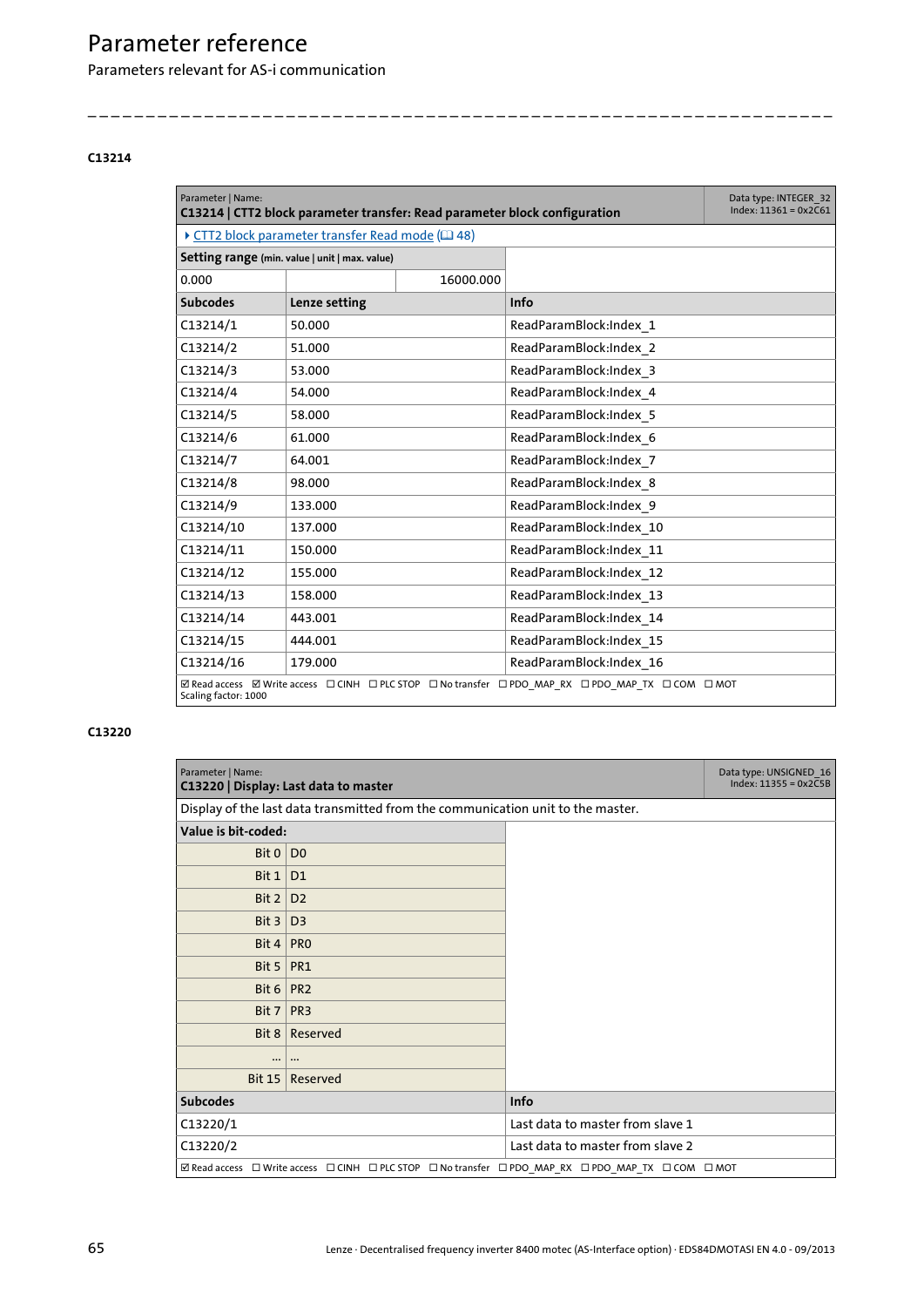# Parameter reference

## Parameters relevant for AS-i communication

### C13214

| Parameter \| Name:<br>**C13214 \| CTT2 block parameter transfer: Read parameter block configuration** | | | Data type: INTEGER_32<br>Index: 11361 = 0x2C61 |
|---|---|---|---|
| ▸ CTT2 block parameter transfer Read mode (📖 48) | | | |
| **Setting range** (min. value \| unit \| max. value) | | | |
| 0.000 | | 16000.000 | |
| **Subcodes** | **Lenze setting** | **Info** | |
| C13214/1 | 50.000 | ReadParamBlock:Index_1 | |
| C13214/2 | 51.000 | ReadParamBlock:Index_2 | |
| C13214/3 | 53.000 | ReadParamBlock:Index_3 | |
| C13214/4 | 54.000 | ReadParamBlock:Index_4 | |
| C13214/5 | 58.000 | ReadParamBlock:Index_5 | |
| C13214/6 | 61.000 | ReadParamBlock:Index_6 | |
| C13214/7 | 64.001 | ReadParamBlock:Index_7 | |
| C13214/8 | 98.000 | ReadParamBlock:Index_8 | |
| C13214/9 | 133.000 | ReadParamBlock:Index_9 | |
| C13214/10 | 137.000 | ReadParamBlock:Index_10 | |
| C13214/11 | 150.000 | ReadParamBlock:Index_11 | |
| C13214/12 | 155.000 | ReadParamBlock:Index_12 | |
| C13214/13 | 158.000 | ReadParamBlock:Index_13 | |
| C13214/14 | 443.001 | ReadParamBlock:Index_14 | |
| C13214/15 | 444.001 | ReadParamBlock:Index_15 | |
| C13214/16 | 179.000 | ReadParamBlock:Index_16 | |
| ☑ Read access ☑ Write access ☐ CINH ☐ PLC STOP ☐ No transfer ☐ PDO_MAP_RX ☐ PDO_MAP_TX ☐ COM ☐ MOT<br>Scaling factor: 1000 | | | |

### C13220

| Parameter \| Name:<br>**C13220 \| Display: Last data to master** | | | Data type: UNSIGNED_16<br>Index: 11355 = 0x2C5B |
|---|---|---|---|
| Display of the last data transmitted from the communication unit to the master. | | | |
| **Value is bit-coded:** | | | |
| Bit 0 | D0 | | |
| Bit 1 | D1 | | |
| Bit 2 | D2 | | |
| Bit 3 | D3 | | |
| Bit 4 | PR0 | | |
| Bit 5 | PR1 | | |
| Bit 6 | PR2 | | |
| Bit 7 | PR3 | | |
| Bit 8 | Reserved | | |
| ... | ... | | |
| Bit 15 | Reserved | | |
| **Subcodes** | | **Info** | |
| C13220/1 | | Last data to master from slave 1 | |
| C13220/2 | | Last data to master from slave 2 | |
| ☑ Read access ☐ Write access ☐ CINH ☐ PLC STOP ☐ No transfer ☐ PDO_MAP_RX ☐ PDO_MAP_TX ☐ COM ☐ MOT | | | |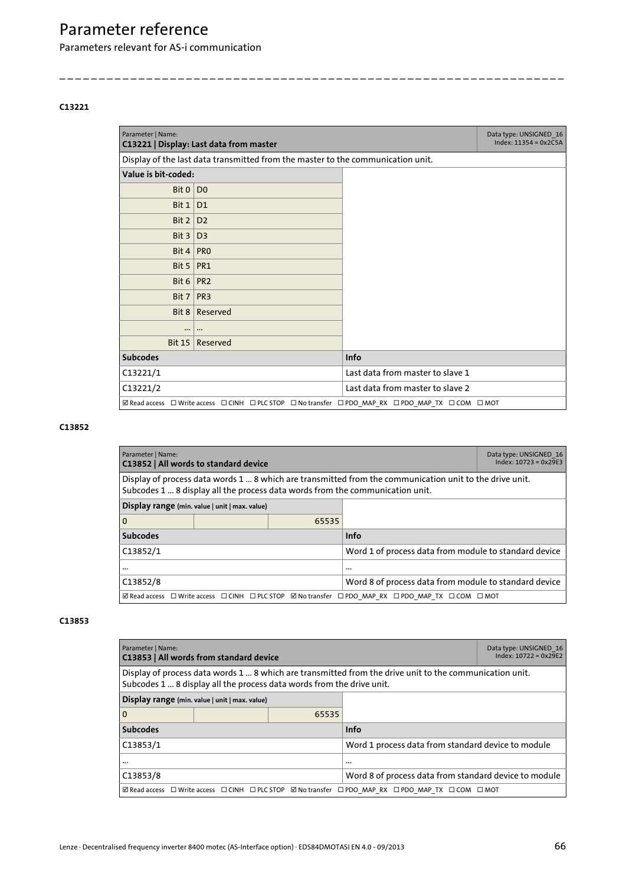# Parameter reference

Parameters relevant for AS-i communication

### C13221

| Parameter \| Name:<br>**C13221 \| Display: Last data from master** | | Data type: UNSIGNED_16<br>Index: 11354 = 0x2C5A |
|---|---|---|
| Display of the last data transmitted from the master to the communication unit. | | |
| **Value is bit-coded:** | | |
| Bit 0 | D0 | |
| Bit 1 | D1 | |
| Bit 2 | D2 | |
| Bit 3 | D3 | |
| Bit 4 | PR0 | |
| Bit 5 | PR1 | |
| Bit 6 | PR2 | |
| Bit 7 | PR3 | |
| Bit 8 | Reserved | |
| ... | ... | |
| Bit 15 | Reserved | |
| **Subcodes** | | **Info** |
| C13221/1 | | Last data from master to slave 1 |
| C13221/2 | | Last data from master to slave 2 |
| ☑ Read access ☐ Write access ☐ CINH ☐ PLC STOP ☐ No transfer ☐ PDO_MAP_RX ☐ PDO_MAP_TX ☐ COM ☐ MOT | | |

### C13852

| Parameter \| Name:<br>**C13852 \| All words to standard device** | | | Data type: UNSIGNED_16<br>Index: 10723 = 0x29E3 |
|---|---|---|---|
| Display of process data words 1 ... 8 which are transmitted from the communication unit to the drive unit.<br>Subcodes 1 ... 8 display all the process data words from the communication unit. | | | |
| **Display range** (min. value \| unit \| max. value) | | | |
| 0 | | 65535 | |
| **Subcodes** | | | **Info** |
| C13852/1 | | | Word 1 of process data from module to standard device |
| ... | | | ... |
| C13852/8 | | | Word 8 of process data from module to standard device |
| ☑ Read access ☐ Write access ☐ CINH ☐ PLC STOP ☑ No transfer ☐ PDO_MAP_RX ☐ PDO_MAP_TX ☐ COM ☐ MOT | | | |

### C13853

| Parameter \| Name:<br>**C13853 \| All words from standard device** | | | Data type: UNSIGNED_16<br>Index: 10722 = 0x29E2 |
|---|---|---|---|
| Display of process data words 1 ... 8 which are transmitted from the drive unit to the communication unit.<br>Subcodes 1 ... 8 display all the process data words from the drive unit. | | | |
| **Display range** (min. value \| unit \| max. value) | | | |
| 0 | | 65535 | |
| **Subcodes** | | | **Info** |
| C13853/1 | | | Word 1 process data from standard device to module |
| ... | | | ... |
| C13853/8 | | | Word 8 of process data from standard device to module |
| ☑ Read access ☐ Write access ☐ CINH ☐ PLC STOP ☑ No transfer ☐ PDO_MAP_RX ☐ PDO_MAP_TX ☐ COM ☐ MOT | | | |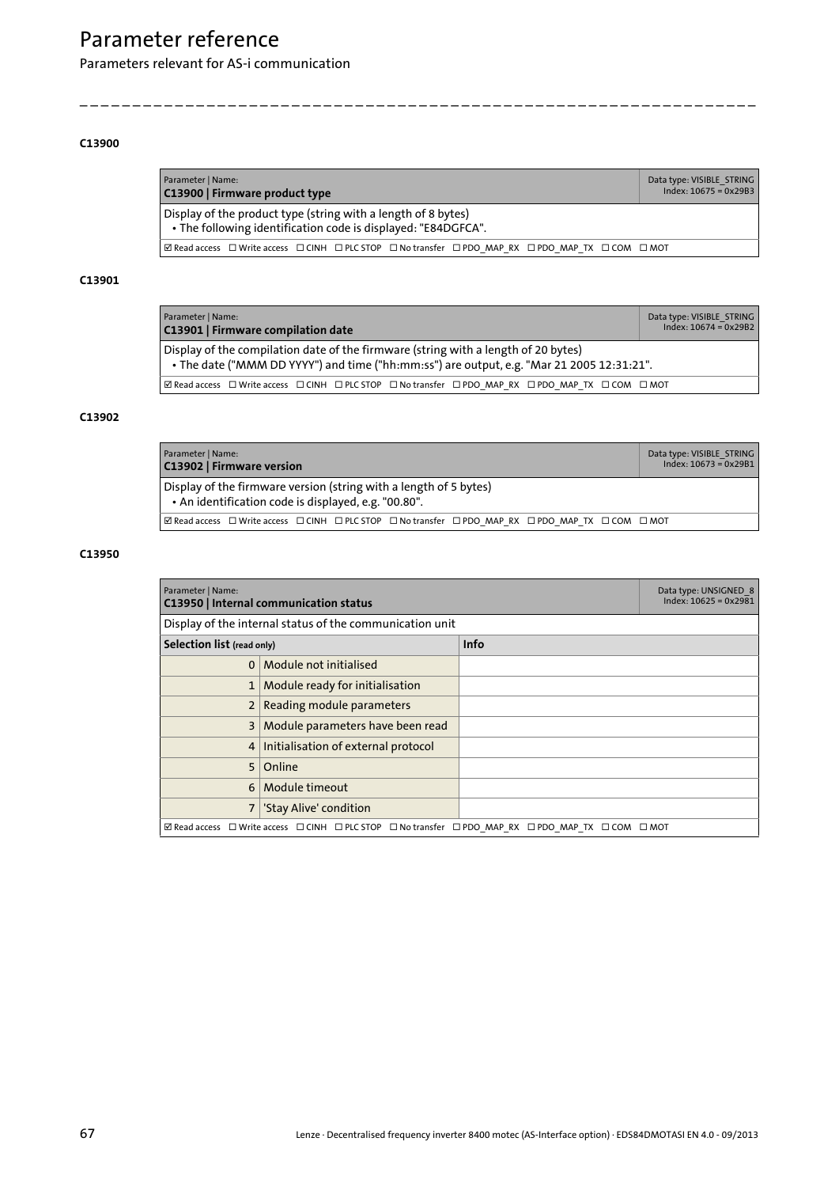### C13900

| Parameter \| Name: **C13900 \| Firmware product type** | Data type: VISIBLE_STRING Index: 10675 = 0x29B3 |
|---|---|
| Display of the product type (string with a length of 8 bytes) • The following identification code is displayed: "E84DGFCA". | |
| ☑ Read access ☐ Write access ☐ CINH ☐ PLC STOP ☐ No transfer ☐ PDO_MAP_RX ☐ PDO_MAP_TX ☐ COM ☐ MOT | |

### C13901

| Parameter \| Name: **C13901 \| Firmware compilation date** | Data type: VISIBLE_STRING Index: 10674 = 0x29B2 |
|---|---|
| Display of the compilation date of the firmware (string with a length of 20 bytes) • The date ("MMM DD YYYY") and time ("hh:mm:ss") are output, e.g. "Mar 21 2005 12:31:21". | |
| ☑ Read access ☐ Write access ☐ CINH ☐ PLC STOP ☐ No transfer ☐ PDO_MAP_RX ☐ PDO_MAP_TX ☐ COM ☐ MOT | |

### C13902

| Parameter \| Name: **C13902 \| Firmware version** | Data type: VISIBLE_STRING Index: 10673 = 0x29B1 |
|---|---|
| Display of the firmware version (string with a length of 5 bytes) • An identification code is displayed, e.g. "00.80". | |
| ☑ Read access ☐ Write access ☐ CINH ☐ PLC STOP ☐ No transfer ☐ PDO_MAP_RX ☐ PDO_MAP_TX ☐ COM ☐ MOT | |

### C13950

| Parameter \| Name: **C13950 \| Internal communication status** | | Data type: UNSIGNED_8 Index: 10625 = 0x2981 |
|---|---|---|
| Display of the internal status of the communication unit | | |
| **Selection list** (read only) | | **Info** |
| 0 | Module not initialised | |
| 1 | Module ready for initialisation | |
| 2 | Reading module parameters | |
| 3 | Module parameters have been read | |
| 4 | Initialisation of external protocol | |
| 5 | Online | |
| 6 | Module timeout | |
| 7 | 'Stay Alive' condition | |
| ☑ Read access ☐ Write access ☐ CINH ☐ PLC STOP ☐ No transfer ☐ PDO_MAP_RX ☐ PDO_MAP_TX ☐ COM ☐ MOT | | |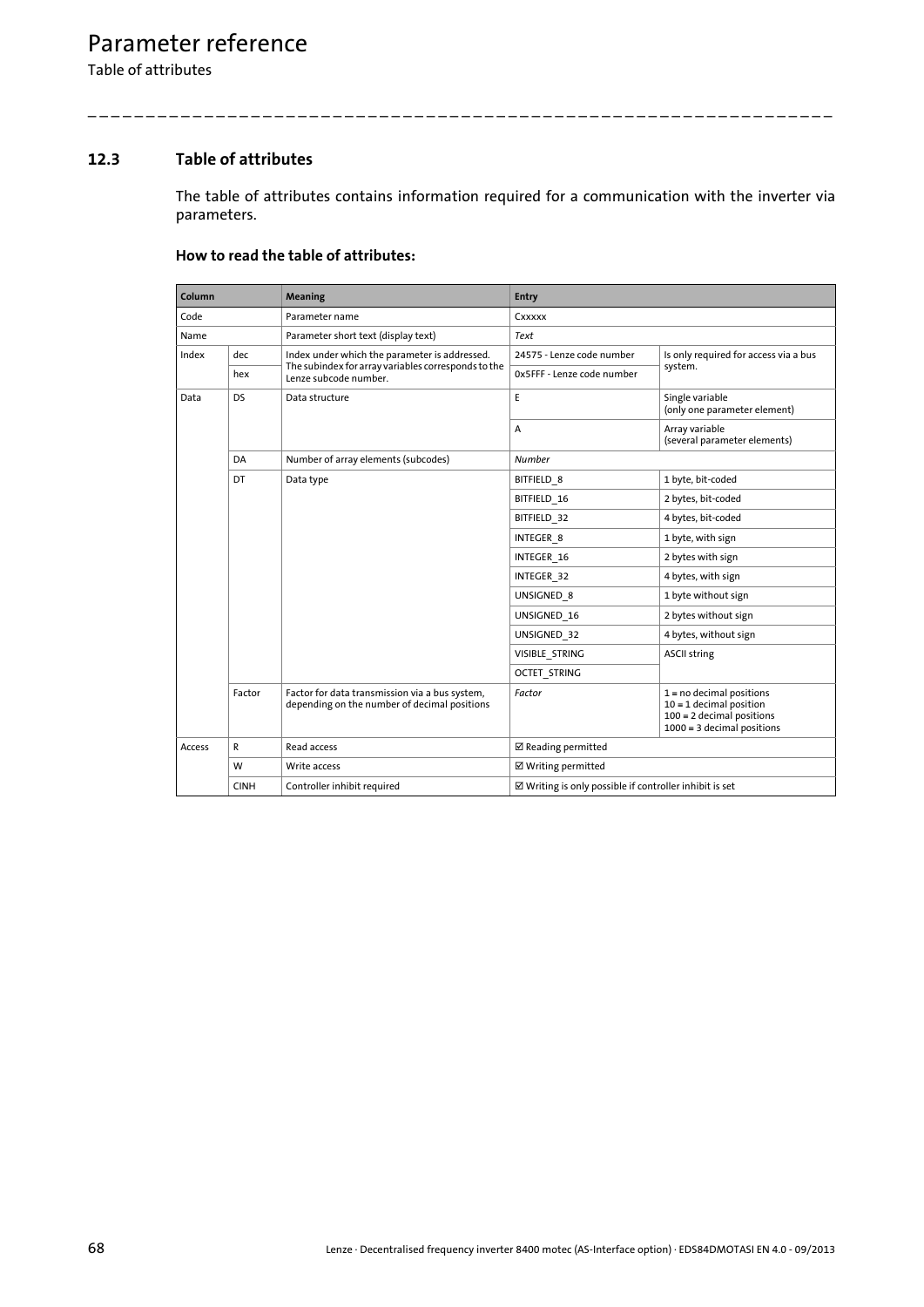## 12.3 Table of attributes

The table of attributes contains information required for a communication with the inverter via parameters.

### How to read the table of attributes:

| Column | | Meaning | Entry | |
|---|---|---|---|---|
| Code | | Parameter name | Cxxxxx | |
| Name | | Parameter short text (display text) | *Text* | |
| Index | dec | Index under which the parameter is addressed. The subindex for array variables corresponds to the Lenze subcode number. | 24575 - Lenze code number | Is only required for access via a bus system. |
| | hex | | 0x5FFF - Lenze code number | |
| Data | DS | Data structure | E | Single variable (only one parameter element) |
| | | | A | Array variable (several parameter elements) |
| | DA | Number of array elements (subcodes) | *Number* | |
| | DT | Data type | BITFIELD_8 | 1 byte, bit-coded |
| | | | BITFIELD_16 | 2 bytes, bit-coded |
| | | | BITFIELD_32 | 4 bytes, bit-coded |
| | | | INTEGER_8 | 1 byte, with sign |
| | | | INTEGER_16 | 2 bytes with sign |
| | | | INTEGER_32 | 4 bytes, with sign |
| | | | UNSIGNED_8 | 1 byte without sign |
| | | | UNSIGNED_16 | 2 bytes without sign |
| | | | UNSIGNED_32 | 4 bytes, without sign |
| | | | VISIBLE_STRING | ASCII string |
| | | | OCTET_STRING | |
| | Factor | Factor for data transmission via a bus system, depending on the number of decimal positions | *Factor* | 1 = no decimal positions<br>10 = 1 decimal position<br>100 = 2 decimal positions<br>1000 = 3 decimal positions |
| Access | R | Read access | ☑ Reading permitted | |
| | W | Write access | ☑ Writing permitted | |
| | CINH | Controller inhibit required | ☑ Writing is only possible if controller inhibit is set | |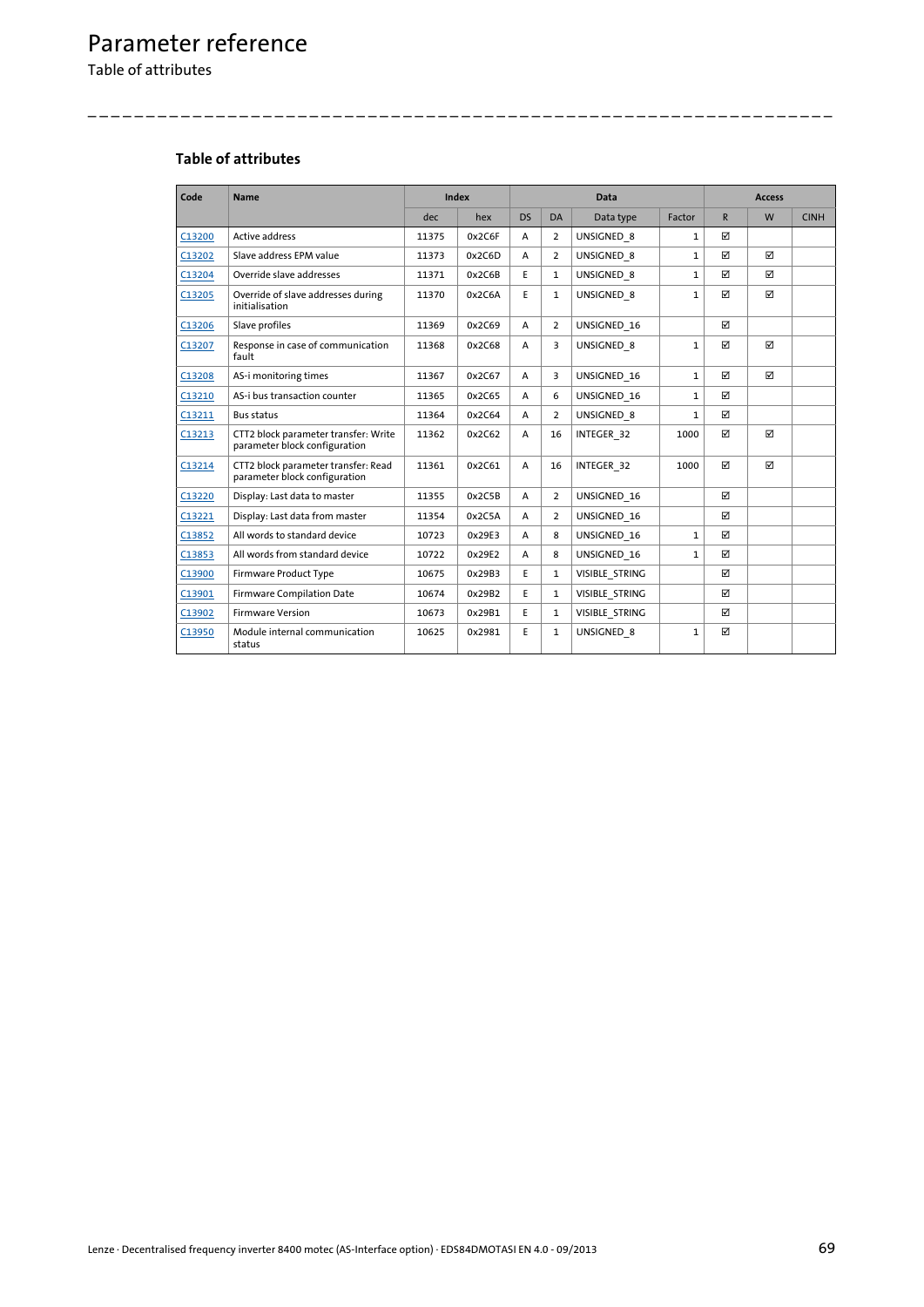# Parameter reference

Table of attributes

### Table of attributes

| Code | Name | Index | | Data | | | | Access | | |
|---|---|---|---|---|---|---|---|---|---|---|
| | | dec | hex | DS | DA | Data type | Factor | R | W | CINH |
| C13200 | Active address | 11375 | 0x2C6F | A | 2 | UNSIGNED_8 | 1 | ☑ | | |
| C13202 | Slave address EPM value | 11373 | 0x2C6D | A | 2 | UNSIGNED_8 | 1 | ☑ | ☑ | |
| C13204 | Override slave addresses | 11371 | 0x2C6B | E | 1 | UNSIGNED_8 | 1 | ☑ | ☑ | |
| C13205 | Override of slave addresses during initialisation | 11370 | 0x2C6A | E | 1 | UNSIGNED_8 | 1 | ☑ | ☑ | |
| C13206 | Slave profiles | 11369 | 0x2C69 | A | 2 | UNSIGNED_16 | | ☑ | | |
| C13207 | Response in case of communication fault | 11368 | 0x2C68 | A | 3 | UNSIGNED_8 | 1 | ☑ | ☑ | |
| C13208 | AS-i monitoring times | 11367 | 0x2C67 | A | 3 | UNSIGNED_16 | 1 | ☑ | ☑ | |
| C13210 | AS-i bus transaction counter | 11365 | 0x2C65 | A | 6 | UNSIGNED_16 | 1 | ☑ | | |
| C13211 | Bus status | 11364 | 0x2C64 | A | 2 | UNSIGNED_8 | 1 | ☑ | | |
| C13213 | CTT2 block parameter transfer: Write parameter block configuration | 11362 | 0x2C62 | A | 16 | INTEGER_32 | 1000 | ☑ | ☑ | |
| C13214 | CTT2 block parameter transfer: Read parameter block configuration | 11361 | 0x2C61 | A | 16 | INTEGER_32 | 1000 | ☑ | ☑ | |
| C13220 | Display: Last data to master | 11355 | 0x2C5B | A | 2 | UNSIGNED_16 | | ☑ | | |
| C13221 | Display: Last data from master | 11354 | 0x2C5A | A | 2 | UNSIGNED_16 | | ☑ | | |
| C13852 | All words to standard device | 10723 | 0x29E3 | A | 8 | UNSIGNED_16 | 1 | ☑ | | |
| C13853 | All words from standard device | 10722 | 0x29E2 | A | 8 | UNSIGNED_16 | 1 | ☑ | | |
| C13900 | Firmware Product Type | 10675 | 0x29B3 | E | 1 | VISIBLE_STRING | | ☑ | | |
| C13901 | Firmware Compilation Date | 10674 | 0x29B2 | E | 1 | VISIBLE_STRING | | ☑ | | |
| C13902 | Firmware Version | 10673 | 0x29B1 | E | 1 | VISIBLE_STRING | | ☑ | | |
| C13950 | Module internal communication status | 10625 | 0x2981 | E | 1 | UNSIGNED_8 | 1 | ☑ | | |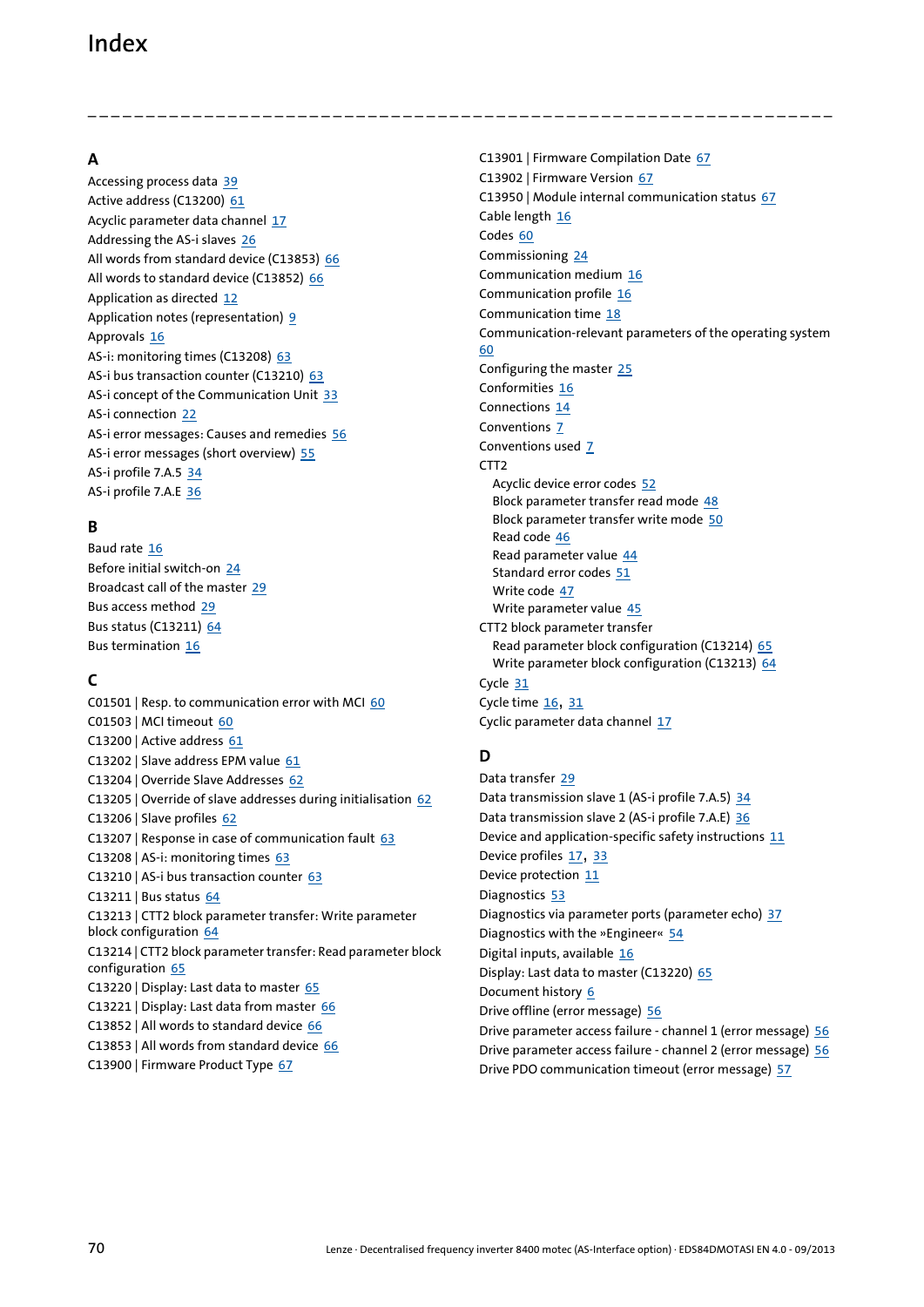# Index

## A

Accessing process data 39
Active address (C13200) 61
Acyclic parameter data channel 17
Addressing the AS-i slaves 26
All words from standard device (C13853) 66
All words to standard device (C13852) 66
Application as directed 12
Application notes (representation) 9
Approvals 16
AS-i: monitoring times (C13208) 63
AS-i bus transaction counter (C13210) 63
AS-i concept of the Communication Unit 33
AS-i connection 22
AS-i error messages: Causes and remedies 56
AS-i error messages (short overview) 55
AS-i profile 7.A.5 34
AS-i profile 7.A.E 36

## B

Baud rate 16
Before initial switch-on 24
Broadcast call of the master 29
Bus access method 29
Bus status (C13211) 64
Bus termination 16

## C

C01501 | Resp. to communication error with MCI 60
C01503 | MCI timeout 60
C13200 | Active address 61
C13202 | Slave address EPM value 61
C13204 | Override Slave Addresses 62
C13205 | Override of slave addresses during initialisation 62
C13206 | Slave profiles 62
C13207 | Response in case of communication fault 63
C13208 | AS-i: monitoring times 63
C13210 | AS-i bus transaction counter 63
C13211 | Bus status 64
C13213 | CTT2 block parameter transfer: Write parameter block configuration 64
C13214 | CTT2 block parameter transfer: Read parameter block configuration 65
C13220 | Display: Last data to master 65
C13221 | Display: Last data from master 66
C13852 | All words to standard device 66
C13853 | All words from standard device 66
C13900 | Firmware Product Type 67
C13901 | Firmware Compilation Date 67
C13902 | Firmware Version 67
C13950 | Module internal communication status 67
Cable length 16
Codes 60
Commissioning 24
Communication medium 16
Communication profile 16
Communication time 18
Communication-relevant parameters of the operating system 60
Configuring the master 25
Conformities 16
Connections 14
Conventions 7
Conventions used 7
CTT2
- Acyclic device error codes 52
- Block parameter transfer read mode 48
- Block parameter transfer write mode 50
- Read code 46
- Read parameter value 44
- Standard error codes 51
- Write code 47
- Write parameter value 45

CTT2 block parameter transfer
- Read parameter block configuration (C13214) 65
- Write parameter block configuration (C13213) 64

Cycle 31
Cycle time 16, 31
Cyclic parameter data channel 17

## D

Data transfer 29
Data transmission slave 1 (AS-i profile 7.A.5) 34
Data transmission slave 2 (AS-i profile 7.A.E) 36
Device and application-specific safety instructions 11
Device profiles 17, 33
Device protection 11
Diagnostics 53
Diagnostics via parameter ports (parameter echo) 37
Diagnostics with the »Engineer« 54
Digital inputs, available 16
Display: Last data to master (C13220) 65
Document history 6
Drive offline (error message) 56
Drive parameter access failure - channel 1 (error message) 56
Drive parameter access failure - channel 2 (error message) 56
Drive PDO communication timeout (error message) 57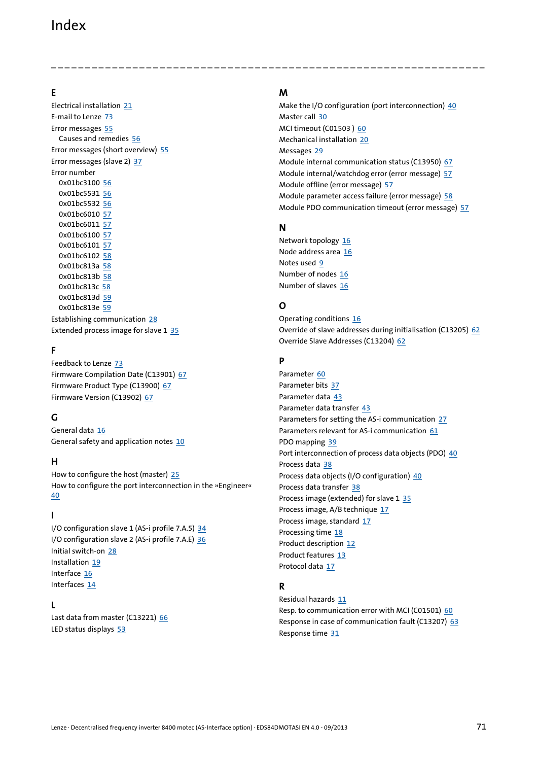# Index

## E

Electrical installation 21
E-mail to Lenze 73
Error messages 55
  Causes and remedies 56
Error messages (short overview) 55
Error messages (slave 2) 37
Error number
  0x01bc3100 56
  0x01bc5531 56
  0x01bc5532 56
  0x01bc6010 57
  0x01bc6011 57
  0x01bc6100 57
  0x01bc6101 57
  0x01bc6102 58
  0x01bc813a 58
  0x01bc813b 58
  0x01bc813c 58
  0x01bc813d 59
  0x01bc813e 59
Establishing communication 28
Extended process image for slave 1 35

## F

Feedback to Lenze 73
Firmware Compilation Date (C13901) 67
Firmware Product Type (C13900) 67
Firmware Version (C13902) 67

## G

General data 16
General safety and application notes 10

## H

How to configure the host (master) 25
How to configure the port interconnection in the »Engineer« 40

## I

I/O configuration slave 1 (AS-i profile 7.A.5) 34
I/O configuration slave 2 (AS-i profile 7.A.E) 36
Initial switch-on 28
Installation 19
Interface 16
Interfaces 14

## L

Last data from master (C13221) 66
LED status displays 53

## M

Make the I/O configuration (port interconnection) 40
Master call 30
MCI timeout (C01503 ) 60
Mechanical installation 20
Messages 29
Module internal communication status (C13950) 67
Module internal/watchdog error (error message) 57
Module offline (error message) 57
Module parameter access failure (error message) 58
Module PDO communication timeout (error message) 57

## N

Network topology 16
Node address area 16
Notes used 9
Number of nodes 16
Number of slaves 16

## O

Operating conditions 16
Override of slave addresses during initialisation (C13205) 62
Override Slave Addresses (C13204) 62

## P

Parameter 60
Parameter bits 37
Parameter data 43
Parameter data transfer 43
Parameters for setting the AS-i communication 27
Parameters relevant for AS-i communication 61
PDO mapping 39
Port interconnection of process data objects (PDO) 40
Process data 38
Process data objects (I/O configuration) 40
Process data transfer 38
Process image (extended) for slave 1 35
Process image, A/B technique 17
Process image, standard 17
Processing time 18
Product description 12
Product features 13
Protocol data 17

## R

Residual hazards 11
Resp. to communication error with MCI (C01501) 60
Response in case of communication fault (C13207) 63
Response time 31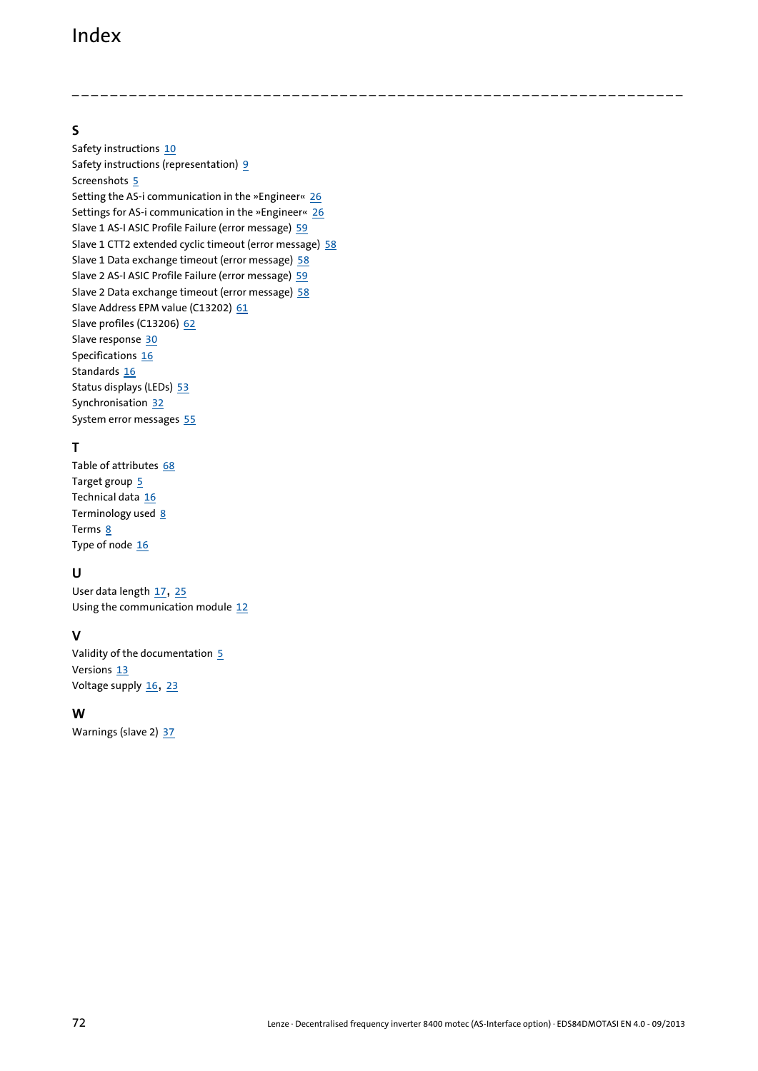# Index

## S

Safety instructions 10
Safety instructions (representation) 9
Screenshots 5
Setting the AS-i communication in the »Engineer« 26
Settings for AS-i communication in the »Engineer« 26
Slave 1 AS-I ASIC Profile Failure (error message) 59
Slave 1 CTT2 extended cyclic timeout (error message) 58
Slave 1 Data exchange timeout (error message) 58
Slave 2 AS-I ASIC Profile Failure (error message) 59
Slave 2 Data exchange timeout (error message) 58
Slave Address EPM value (C13202) 61
Slave profiles (C13206) 62
Slave response 30
Specifications 16
Standards 16
Status displays (LEDs) 53
Synchronisation 32
System error messages 55

## T

Table of attributes 68
Target group 5
Technical data 16
Terminology used 8
Terms 8
Type of node 16

## U

User data length 17, 25
Using the communication module 12

## V

Validity of the documentation 5
Versions 13
Voltage supply 16, 23

## W

Warnings (slave 2) 37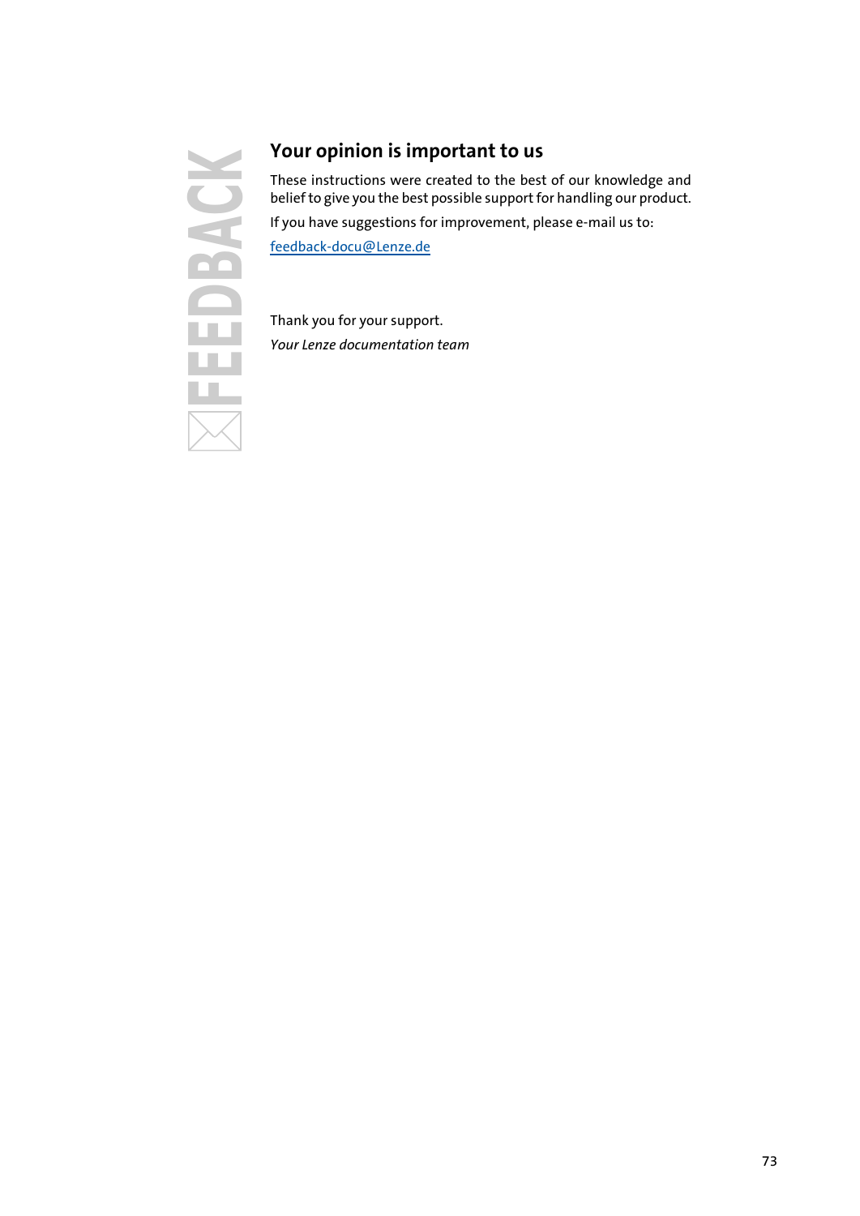FEEDBACK

## Your opinion is important to us

These instructions were created to the best of our knowledge and belief to give you the best possible support for handling our product.

If you have suggestions for improvement, please e-mail us to:

feedback-docu@Lenze.de

Thank you for your support.

*Your Lenze documentation team*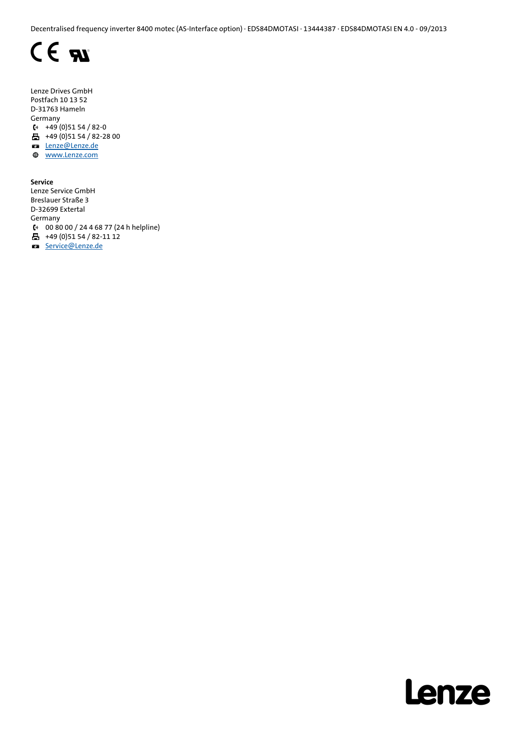Decentralised frequency inverter 8400 motec (AS-Interface option) · EDS84DMOTASI · 13444387 · EDS84DMOTASI EN 4.0 - 09/2013

Lenze Drives GmbH
Postfach 10 13 52
D-31763 Hameln
Germany
+49 (0)51 54 / 82-0
+49 (0)51 54 / 82-28 00
Lenze@Lenze.de
www.Lenze.com

**Service**
Lenze Service GmbH
Breslauer Straße 3
D-32699 Extertal
Germany
00 80 00 / 24 4 68 77 (24 h helpline)
+49 (0)51 54 / 82-11 12
Service@Lenze.de

Lenze